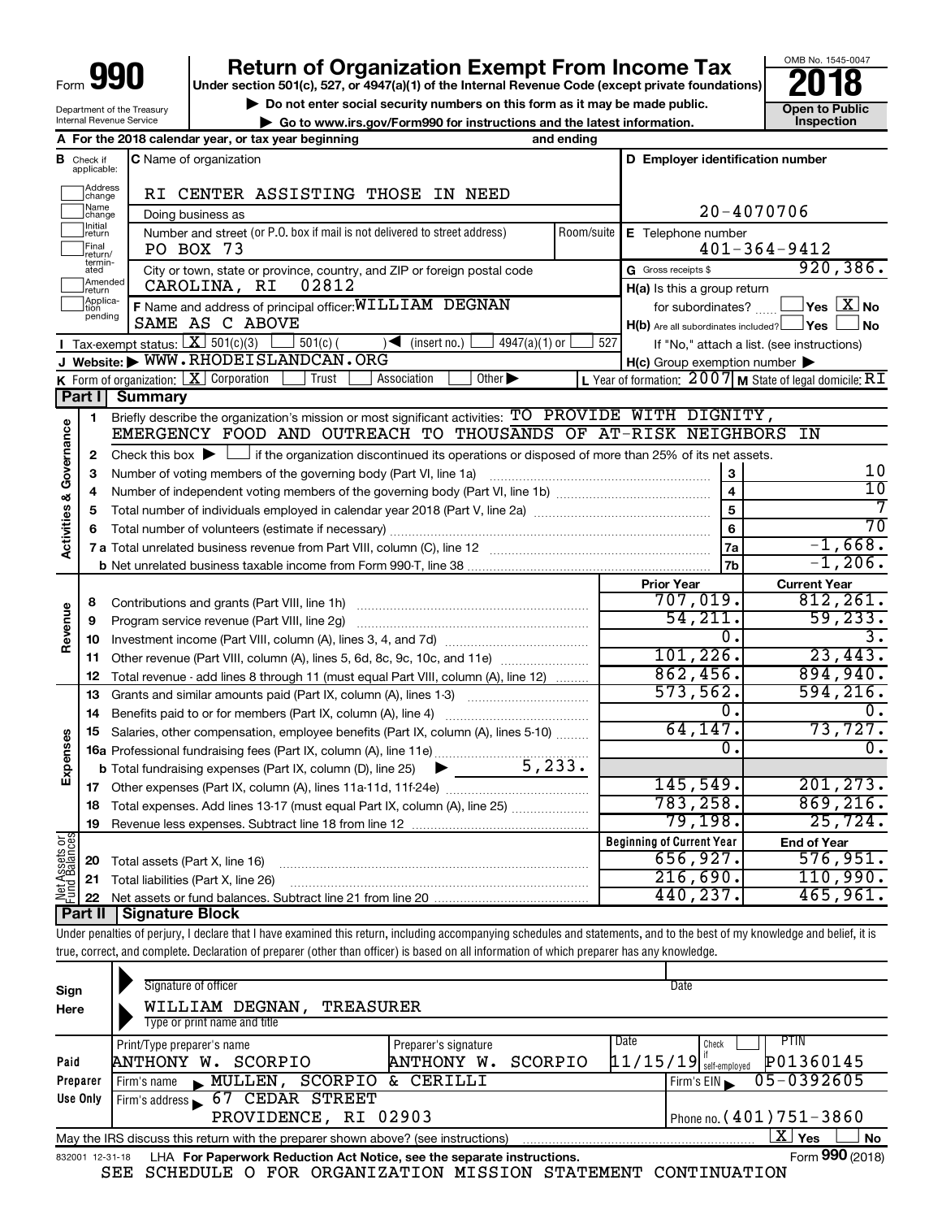# Form 990 — Return of Organization Exempt From Income Tax

**Under section 501(c), 527, or 4947(a)(1) of the Internal Revenue Code (except private foundations)**

▶ Do not enter social security numbers on this form as it may be made public.
▶ Go to www.irs.gov/Form990 for instructions and the latest information.

Department of the Treasury
Internal Revenue Service

OMB No. 1545-0047

**2018**

**Open to Public Inspection**

**A** For the 2018 calendar year, or tax year beginning and ending

**B** Check if applicable: Address change, Name change, Initial return, Final return/terminated, Amended return, Application pending

**C** Name of organization: RI CENTER ASSISTING THOSE IN NEED

Doing business as

Number and street (or P.O. box if mail is not delivered to street address): PO BOX 73 — Room/suite

City or town, state or province, country, and ZIP or foreign postal code: CAROLINA, RI 02812

**D** Employer identification number: 20-4070706

**E** Telephone number: 401-364-9412

**G** Gross receipts $ 920,386.

**F** Name and address of principal officer: WILLIAM DEGNAN, SAME AS C ABOVE

**H(a)** Is this a group return for subordinates? ☐ Yes ☒ No

**H(b)** Are all subordinates included? ☐ Yes ☐ No — If "No," attach a list. (see instructions)

**H(c)** Group exemption number ▶

**I** Tax-exempt status: ☒ 501(c)(3) ☐ 501(c) ( ) ◀ (insert no.) ☐ 4947(a)(1) or ☐ 527

**J** Website: ▶ WWW.RHODEISLANDCAN.ORG

**K** Form of organization: ☒ Corporation ☐ Trust ☐ Association ☐ Other ▶

**L** Year of formation: 2007 **M** State of legal domicile: RI

## Part I Summary

**Activities & Governance**

1. Briefly describe the organization's mission or most significant activities: TO PROVIDE WITH DIGNITY, EMERGENCY FOOD AND OUTREACH TO THOUSANDS OF AT-RISK NEIGHBORS IN
2. Check this box ▶ ☐ if the organization discontinued its operations or disposed of more than 25% of its net assets.

| | | | |
|---|---|---|---|
| 3 | Number of voting members of the governing body (Part VI, line 1a) | 3 | 10 |
| 4 | Number of independent voting members of the governing body (Part VI, line 1b) | 4 | 10 |
| 5 | Total number of individuals employed in calendar year 2018 (Part V, line 2a) | 5 | 7 |
| 6 | Total number of volunteers (estimate if necessary) | 6 | 70 |
| 7a | Total unrelated business revenue from Part VIII, column (C), line 12 | 7a | -1,668. |
| b | Net unrelated business taxable income from Form 990-T, line 38 | 7b | -1,206. |

| | | Prior Year | Current Year |
|---|---|---|---|
| **Revenue** | | | |
| 8 | Contributions and grants (Part VIII, line 1h) | 707,019. | 812,261. |
| 9 | Program service revenue (Part VIII, line 2g) | 54,211. | 59,233. |
| 10 | Investment income (Part VIII, column (A), lines 3, 4, and 7d) | 0. | 3. |
| 11 | Other revenue (Part VIII, column (A), lines 5, 6d, 8c, 9c, 10c, and 11e) | 101,226. | 23,443. |
| 12 | Total revenue - add lines 8 through 11 (must equal Part VIII, column (A), line 12) | 862,456. | 894,940. |
| **Expenses** | | | |
| 13 | Grants and similar amounts paid (Part IX, column (A), lines 1-3) | 573,562. | 594,216. |
| 14 | Benefits paid to or for members (Part IX, column (A), line 4) | 0. | 0. |
| 15 | Salaries, other compensation, employee benefits (Part IX, column (A), lines 5-10) | 64,147. | 73,727. |
| 16a | Professional fundraising fees (Part IX, column (A), line 11e) | 0. | 0. |
| b | Total fundraising expenses (Part IX, column (D), line 25) ▶ 5,233. | | |
| 17 | Other expenses (Part IX, column (A), lines 11a-11d, 11f-24e) | 145,549. | 201,273. |
| 18 | Total expenses. Add lines 13-17 (must equal Part IX, column (A), line 25) | 783,258. | 869,216. |
| 19 | Revenue less expenses. Subtract line 18 from line 12 | 79,198. | 25,724. |

| | **Net Assets or Fund Balances** | Beginning of Current Year | End of Year |
|---|---|---|---|
| 20 | Total assets (Part X, line 16) | 656,927. | 576,951. |
| 21 | Total liabilities (Part X, line 26) | 216,690. | 110,990. |
| 22 | Net assets or fund balances. Subtract line 21 from line 20 | 440,237. | 465,961. |

## Part II Signature Block

Under penalties of perjury, I declare that I have examined this return, including accompanying schedules and statements, and to the best of my knowledge and belief, it is true, correct, and complete. Declaration of preparer (other than officer) is based on all information of which preparer has any knowledge.

**Sign Here**

Signature of officer — Date

WILLIAM DEGNAN, TREASURER
Type or print name and title

**Paid Preparer Use Only**

| Print/Type preparer's name | Preparer's signature | Date | Check if self-employed | PTIN |
|---|---|---|---|---|
| ANTHONY W. SCORPIO | ANTHONY W. SCORPIO | 11/15/19 | ☐ | P01360145 |

Firm's name ▶ MULLEN, SCORPIO & CERILLI — Firm's EIN ▶ 05-0392605

Firm's address ▶ 67 CEDAR STREET, PROVIDENCE, RI 02903 — Phone no. (401)751-3860

May the IRS discuss this return with the preparer shown above? (see instructions) ☒ Yes ☐ No

832001 12-31-18 LHA For Paperwork Reduction Act Notice, see the separate instructions. Form **990** (2018)

SEE SCHEDULE O FOR ORGANIZATION MISSION STATEMENT CONTINUATION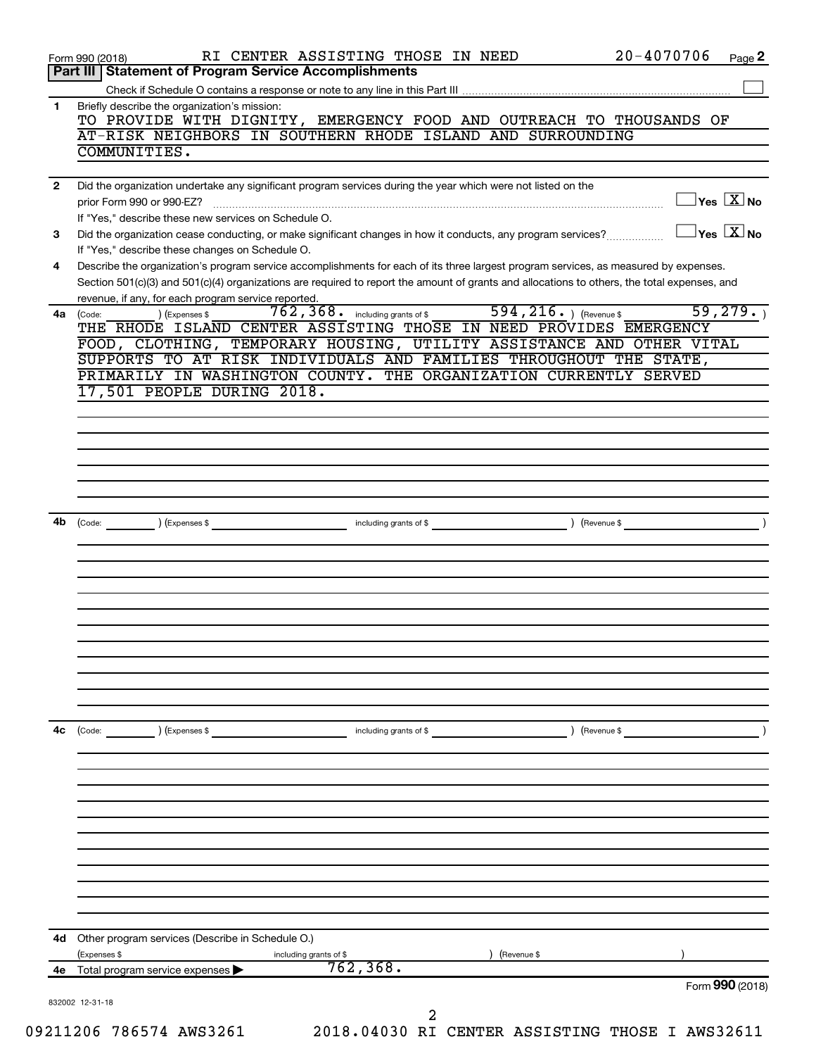Form 990 (2018) RI CENTER ASSISTING THOSE IN NEED 20-4070706 Page 2

## Part III Statement of Program Service Accomplishments

Check if Schedule O contains a response or note to any line in this Part III ☐

**1** Briefly describe the organization's mission:

TO PROVIDE WITH DIGNITY, EMERGENCY FOOD AND OUTREACH TO THOUSANDS OF AT-RISK NEIGHBORS IN SOUTHERN RHODE ISLAND AND SURROUNDING COMMUNITIES.

**2** Did the organization undertake any significant program services during the year which were not listed on the prior Form 990 or 990-EZ? ☐ Yes ☒ No

If "Yes," describe these new services on Schedule O.

**3** Did the organization cease conducting, or make significant changes in how it conducts, any program services? ☐ Yes ☒ No

If "Yes," describe these changes on Schedule O.

**4** Describe the organization's program service accomplishments for each of its three largest program services, as measured by expenses. Section 501(c)(3) and 501(c)(4) organizations are required to report the amount of grants and allocations to others, the total expenses, and revenue, if any, for each program service reported.

**4a** (Code: ) (Expenses $ 762,368. including grants of $ 594,216. ) (Revenue $ 59,279. )

THE RHODE ISLAND CENTER ASSISTING THOSE IN NEED PROVIDES EMERGENCY FOOD, CLOTHING, TEMPORARY HOUSING, UTILITY ASSISTANCE AND OTHER VITAL SUPPORTS TO AT RISK INDIVIDUALS AND FAMILIES THROUGHOUT THE STATE, PRIMARILY IN WASHINGTON COUNTY. THE ORGANIZATION CURRENTLY SERVED 17,501 PEOPLE DURING 2018.

**4b** (Code: ) (Expenses $ including grants of $ ) (Revenue $ )

**4c** (Code: ) (Expenses $ including grants of $ ) (Revenue $ )

**4d** Other program services (Describe in Schedule O.)

(Expenses $ including grants of $ ) (Revenue $ )

**4e** Total program service expenses ▶ 762,368.

832002 12-31-18

Form 990 (2018)

09211206 786574 AWS3261 2018.04030 RI CENTER ASSISTING THOSE I AWS32611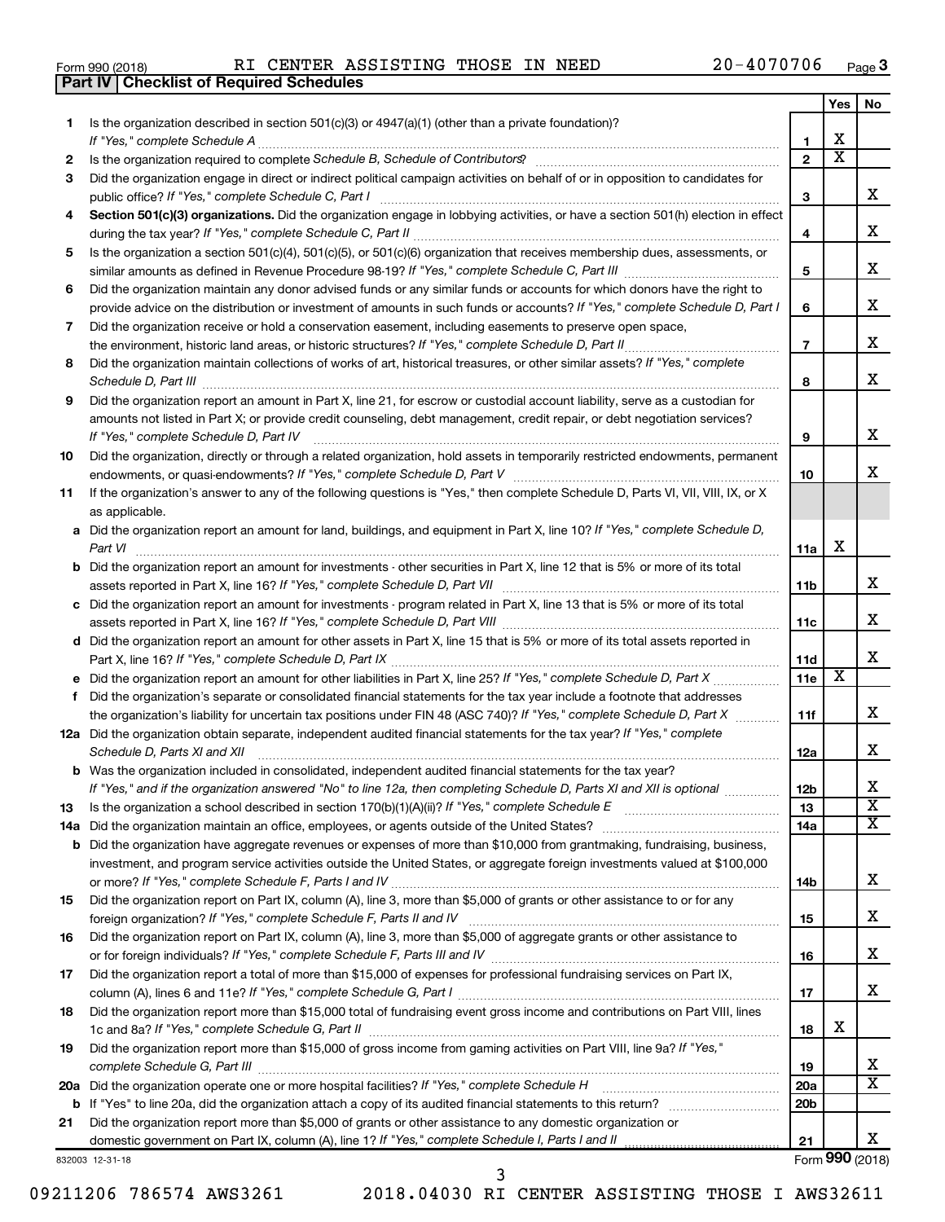Form 990 (2018) RI CENTER ASSISTING THOSE IN NEED 20-4070706 Page 3

**Part IV | Checklist of Required Schedules**

| | | | Yes | No |
|---|---|---|---|---|
| 1 | Is the organization described in section 501(c)(3) or 4947(a)(1) (other than a private foundation)? *If "Yes," complete Schedule A* | 1 | X | |
| 2 | Is the organization required to complete *Schedule B, Schedule of Contributors*? | 2 | X | |
| 3 | Did the organization engage in direct or indirect political campaign activities on behalf of or in opposition to candidates for public office? *If "Yes," complete Schedule C, Part I* | 3 | | X |
| 4 | **Section 501(c)(3) organizations.** Did the organization engage in lobbying activities, or have a section 501(h) election in effect during the tax year? *If "Yes," complete Schedule C, Part II* | 4 | | X |
| 5 | Is the organization a section 501(c)(4), 501(c)(5), or 501(c)(6) organization that receives membership dues, assessments, or similar amounts as defined in Revenue Procedure 98-19? *If "Yes," complete Schedule C, Part III* | 5 | | X |
| 6 | Did the organization maintain any donor advised funds or any similar funds or accounts for which donors have the right to provide advice on the distribution or investment of amounts in such funds or accounts? *If "Yes," complete Schedule D, Part I* | 6 | | X |
| 7 | Did the organization receive or hold a conservation easement, including easements to preserve open space, the environment, historic land areas, or historic structures? *If "Yes," complete Schedule D, Part II* | 7 | | X |
| 8 | Did the organization maintain collections of works of art, historical treasures, or other similar assets? *If "Yes," complete Schedule D, Part III* | 8 | | X |
| 9 | Did the organization report an amount in Part X, line 21, for escrow or custodial account liability, serve as a custodian for amounts not listed in Part X; or provide credit counseling, debt management, credit repair, or debt negotiation services? *If "Yes," complete Schedule D, Part IV* | 9 | | X |
| 10 | Did the organization, directly or through a related organization, hold assets in temporarily restricted endowments, permanent endowments, or quasi-endowments? *If "Yes," complete Schedule D, Part V* | 10 | | X |
| 11 | If the organization's answer to any of the following questions is "Yes," then complete Schedule D, Parts VI, VII, VIII, IX, or X as applicable. | | | |
| a | Did the organization report an amount for land, buildings, and equipment in Part X, line 10? *If "Yes," complete Schedule D, Part VI* | 11a | X | |
| b | Did the organization report an amount for investments - other securities in Part X, line 12 that is 5% or more of its total assets reported in Part X, line 16? *If "Yes," complete Schedule D, Part VII* | 11b | | X |
| c | Did the organization report an amount for investments - program related in Part X, line 13 that is 5% or more of its total assets reported in Part X, line 16? *If "Yes," complete Schedule D, Part VIII* | 11c | | X |
| d | Did the organization report an amount for other assets in Part X, line 15 that is 5% or more of its total assets reported in Part X, line 16? *If "Yes," complete Schedule D, Part IX* | 11d | | X |
| e | Did the organization report an amount for other liabilities in Part X, line 25? *If "Yes," complete Schedule D, Part X* | 11e | X | |
| f | Did the organization's separate or consolidated financial statements for the tax year include a footnote that addresses the organization's liability for uncertain tax positions under FIN 48 (ASC 740)? *If "Yes," complete Schedule D, Part X* | 11f | | X |
| 12a | Did the organization obtain separate, independent audited financial statements for the tax year? *If "Yes," complete Schedule D, Parts XI and XII* | 12a | | X |
| b | Was the organization included in consolidated, independent audited financial statements for the tax year? *If "Yes," and if the organization answered "No" to line 12a, then completing Schedule D, Parts XI and XII is optional* | 12b | | X |
| 13 | Is the organization a school described in section 170(b)(1)(A)(ii)? *If "Yes," complete Schedule E* | 13 | | X |
| 14a | Did the organization maintain an office, employees, or agents outside of the United States? | 14a | | X |
| b | Did the organization have aggregate revenues or expenses of more than $10,000 from grantmaking, fundraising, business, investment, and program service activities outside the United States, or aggregate foreign investments valued at $100,000 or more? *If "Yes," complete Schedule F, Parts I and IV* | 14b | | X |
| 15 | Did the organization report on Part IX, column (A), line 3, more than $5,000 of grants or other assistance to or for any foreign organization? *If "Yes," complete Schedule F, Parts II and IV* | 15 | | X |
| 16 | Did the organization report on Part IX, column (A), line 3, more than $5,000 of aggregate grants or other assistance to or for foreign individuals? *If "Yes," complete Schedule F, Parts III and IV* | 16 | | X |
| 17 | Did the organization report a total of more than $15,000 of expenses for professional fundraising services on Part IX, column (A), lines 6 and 11e? *If "Yes," complete Schedule G, Part I* | 17 | | X |
| 18 | Did the organization report more than $15,000 total of fundraising event gross income and contributions on Part VIII, lines 1c and 8a? *If "Yes," complete Schedule G, Part II* | 18 | X | |
| 19 | Did the organization report more than $15,000 of gross income from gaming activities on Part VIII, line 9a? *If "Yes," complete Schedule G, Part III* | 19 | | X |
| 20a | Did the organization operate one or more hospital facilities? *If "Yes," complete Schedule H* | 20a | | X |
| b | If "Yes" to line 20a, did the organization attach a copy of its audited financial statements to this return? | 20b | | |
| 21 | Did the organization report more than $5,000 of grants or other assistance to any domestic organization or domestic government on Part IX, column (A), line 1? *If "Yes," complete Schedule I, Parts I and II* | 21 | | X |

832003 12-31-18 Form **990** (2018)

09211206 786574 AWS3261 2018.04030 RI CENTER ASSISTING THOSE I AWS32611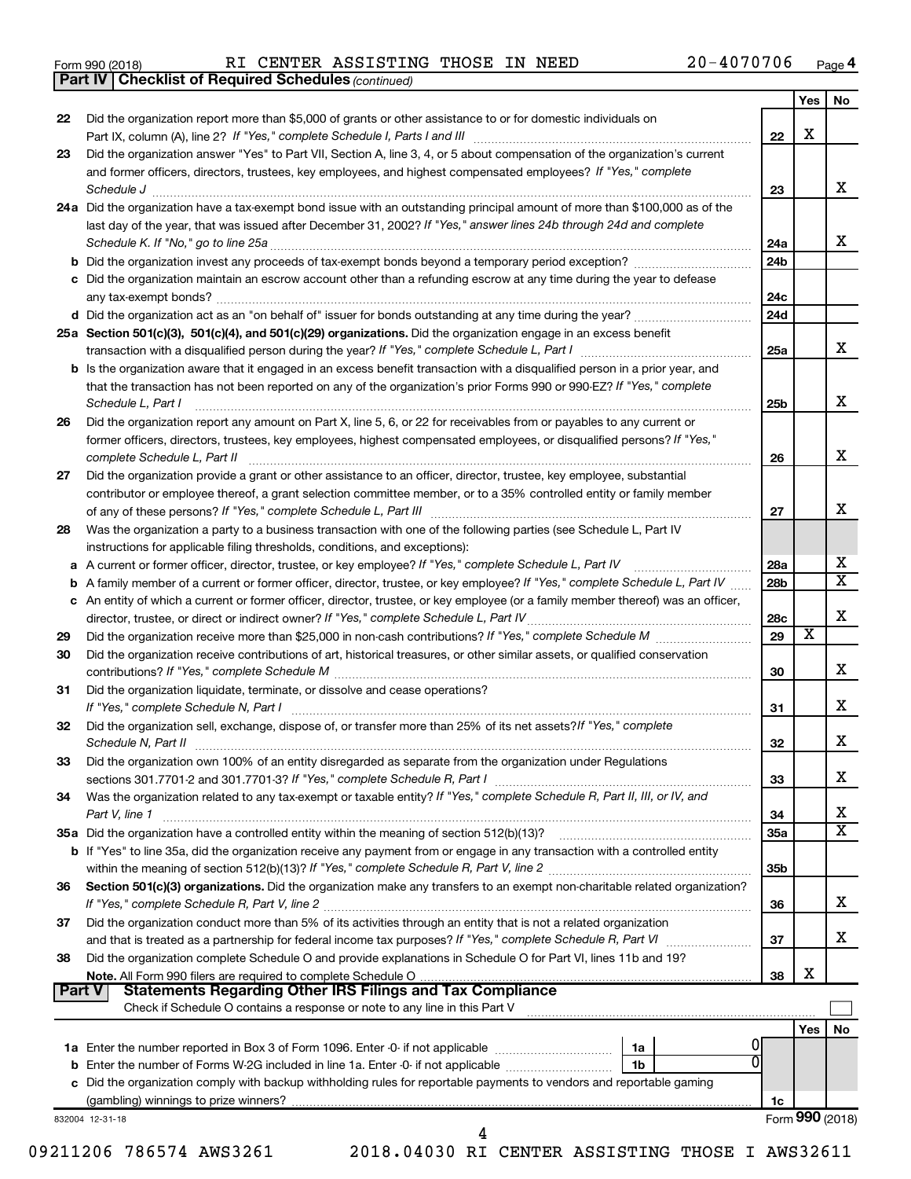Form 990 (2018) RI CENTER ASSISTING THOSE IN NEED 20-4070706 Page 4

**Part IV | Checklist of Required Schedules** *(continued)*

| | | | Yes | No |
|---|---|---|---|---|
| 22 | Did the organization report more than $5,000 of grants or other assistance to or for domestic individuals on Part IX, column (A), line 2? *If "Yes," complete Schedule I, Parts I and III* | 22 | X | |
| 23 | Did the organization answer "Yes" to Part VII, Section A, line 3, 4, or 5 about compensation of the organization's current and former officers, directors, trustees, key employees, and highest compensated employees? *If "Yes," complete Schedule J* | 23 | | X |
| 24a | Did the organization have a tax-exempt bond issue with an outstanding principal amount of more than $100,000 as of the last day of the year, that was issued after December 31, 2002? *If "Yes," answer lines 24b through 24d and complete Schedule K. If "No," go to line 25a* | 24a | | X |
| b | Did the organization invest any proceeds of tax-exempt bonds beyond a temporary period exception? | 24b | | |
| c | Did the organization maintain an escrow account other than a refunding escrow at any time during the year to defease any tax-exempt bonds? | 24c | | |
| d | Did the organization act as an "on behalf of" issuer for bonds outstanding at any time during the year? | 24d | | |
| 25a | **Section 501(c)(3), 501(c)(4), and 501(c)(29) organizations.** Did the organization engage in an excess benefit transaction with a disqualified person during the year? *If "Yes," complete Schedule L, Part I* | 25a | | X |
| b | Is the organization aware that it engaged in an excess benefit transaction with a disqualified person in a prior year, and that the transaction has not been reported on any of the organization's prior Forms 990 or 990-EZ? *If "Yes," complete Schedule L, Part I* | 25b | | X |
| 26 | Did the organization report any amount on Part X, line 5, 6, or 22 for receivables from or payables to any current or former officers, directors, trustees, key employees, highest compensated employees, or disqualified persons? *If "Yes," complete Schedule L, Part II* | 26 | | X |
| 27 | Did the organization provide a grant or other assistance to an officer, director, trustee, key employee, substantial contributor or employee thereof, a grant selection committee member, or to a 35% controlled entity or family member of any of these persons? *If "Yes," complete Schedule L, Part III* | 27 | | X |
| 28 | Was the organization a party to a business transaction with one of the following parties (see Schedule L, Part IV instructions for applicable filing thresholds, conditions, and exceptions): | | | |
| a | A current or former officer, director, trustee, or key employee? *If "Yes," complete Schedule L, Part IV* | 28a | | X |
| b | A family member of a current or former officer, director, trustee, or key employee? *If "Yes," complete Schedule L, Part IV* | 28b | | X |
| c | An entity of which a current or former officer, director, trustee, or key employee (or a family member thereof) was an officer, director, trustee, or direct or indirect owner? *If "Yes," complete Schedule L, Part IV* | 28c | | X |
| 29 | Did the organization receive more than $25,000 in non-cash contributions? *If "Yes," complete Schedule M* | 29 | X | |
| 30 | Did the organization receive contributions of art, historical treasures, or other similar assets, or qualified conservation contributions? *If "Yes," complete Schedule M* | 30 | | X |
| 31 | Did the organization liquidate, terminate, or dissolve and cease operations? *If "Yes," complete Schedule N, Part I* | 31 | | X |
| 32 | Did the organization sell, exchange, dispose of, or transfer more than 25% of its net assets? *If "Yes," complete Schedule N, Part II* | 32 | | X |
| 33 | Did the organization own 100% of an entity disregarded as separate from the organization under Regulations sections 301.7701-2 and 301.7701-3? *If "Yes," complete Schedule R, Part I* | 33 | | X |
| 34 | Was the organization related to any tax-exempt or taxable entity? *If "Yes," complete Schedule R, Part II, III, or IV, and Part V, line 1* | 34 | | X |
| 35a | Did the organization have a controlled entity within the meaning of section 512(b)(13)? | 35a | | X |
| b | If "Yes" to line 35a, did the organization receive any payment from or engage in any transaction with a controlled entity within the meaning of section 512(b)(13)? *If "Yes," complete Schedule R, Part V, line 2* | 35b | | |
| 36 | **Section 501(c)(3) organizations.** Did the organization make any transfers to an exempt non-charitable related organization? *If "Yes," complete Schedule R, Part V, line 2* | 36 | | X |
| 37 | Did the organization conduct more than 5% of its activities through an entity that is not a related organization and that is treated as a partnership for federal income tax purposes? *If "Yes," complete Schedule R, Part VI* | 37 | | X |
| 38 | Did the organization complete Schedule O and provide explanations in Schedule O for Part VI, lines 11b and 19? **Note.** All Form 990 filers are required to complete Schedule O | 38 | X | |

**Part V | Statements Regarding Other IRS Filings and Tax Compliance**

Check if Schedule O contains a response or note to any line in this Part V ☐

| | | | | | Yes | No |
|---|---|---|---|---|---|---|
| 1a | Enter the number reported in Box 3 of Form 1096. Enter -0- if not applicable | 1a | 0 | | | |
| b | Enter the number of Forms W-2G included in line 1a. Enter -0- if not applicable | 1b | 0 | | | |
| c | Did the organization comply with backup withholding rules for reportable payments to vendors and reportable gaming (gambling) winnings to prize winners? | | | 1c | | |

832004 12-31-18 Form **990** (2018)

09211206 786574 AWS3261 2018.04030 RI CENTER ASSISTING THOSE I AWS32611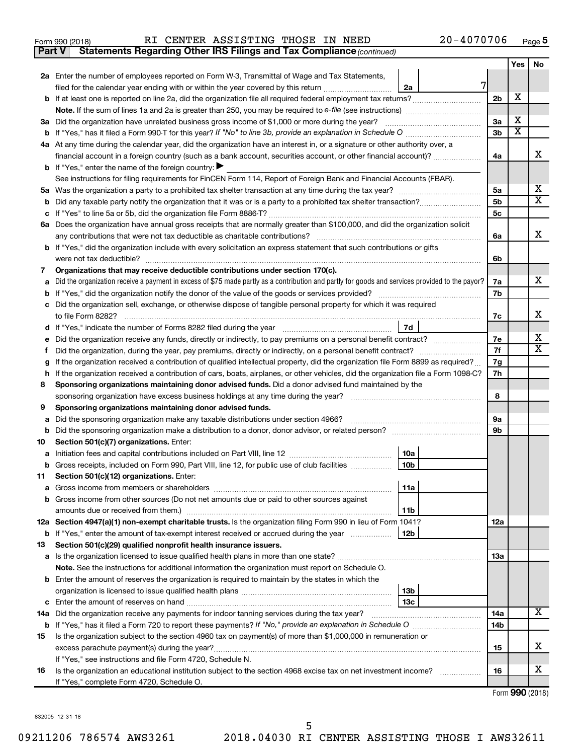Form 990 (2018) RI CENTER ASSISTING THOSE IN NEED 20-4070706 Page 5

**Part V | Statements Regarding Other IRS Filings and Tax Compliance** *(continued)*

| | | | | Yes | No |
|---|---|---|---|---|---|
| **2a** | Enter the number of employees reported on Form W-3, Transmittal of Wage and Tax Statements, filed for the calendar year ending with or within the year covered by this return | 2a | 7 | | |
| **b** | If at least one is reported on line 2a, did the organization file all required federal employment tax returns? | | 2b | X | |
| | **Note.** If the sum of lines 1a and 2a is greater than 250, you may be required to *e-file* (see instructions) | | | | |
| **3a** | Did the organization have unrelated business gross income of $1,000 or more during the year? | | 3a | X | |
| **b** | If "Yes," has it filed a Form 990-T for this year? *If "No" to line 3b, provide an explanation in Schedule O* | | 3b | X | |
| **4a** | At any time during the calendar year, did the organization have an interest in, or a signature or other authority over, a financial account in a foreign country (such as a bank account, securities account, or other financial account)? | | 4a | | X |
| **b** | If "Yes," enter the name of the foreign country: ▶ | | | | |
| | See instructions for filing requirements for FinCEN Form 114, Report of Foreign Bank and Financial Accounts (FBAR). | | | | |
| **5a** | Was the organization a party to a prohibited tax shelter transaction at any time during the tax year? | | 5a | | X |
| **b** | Did any taxable party notify the organization that it was or is a party to a prohibited tax shelter transaction? | | 5b | | X |
| **c** | If "Yes" to line 5a or 5b, did the organization file Form 8886-T? | | 5c | | |
| **6a** | Does the organization have annual gross receipts that are normally greater than $100,000, and did the organization solicit any contributions that were not tax deductible as charitable contributions? | | 6a | | X |
| **b** | If "Yes," did the organization include with every solicitation an express statement that such contributions or gifts were not tax deductible? | | 6b | | |
| **7** | **Organizations that may receive deductible contributions under section 170(c).** | | | | |
| **a** | Did the organization receive a payment in excess of $75 made partly as a contribution and partly for goods and services provided to the payor? | | 7a | | X |
| **b** | If "Yes," did the organization notify the donor of the value of the goods or services provided? | | 7b | | |
| **c** | Did the organization sell, exchange, or otherwise dispose of tangible personal property for which it was required to file Form 8282? | | 7c | | X |
| **d** | If "Yes," indicate the number of Forms 8282 filed during the year | 7d | | | |
| **e** | Did the organization receive any funds, directly or indirectly, to pay premiums on a personal benefit contract? | | 7e | | X |
| **f** | Did the organization, during the year, pay premiums, directly or indirectly, on a personal benefit contract? | | 7f | | X |
| **g** | If the organization received a contribution of qualified intellectual property, did the organization file Form 8899 as required? | | 7g | | |
| **h** | If the organization received a contribution of cars, boats, airplanes, or other vehicles, did the organization file a Form 1098-C? | | 7h | | |
| **8** | **Sponsoring organizations maintaining donor advised funds.** Did a donor advised fund maintained by the sponsoring organization have excess business holdings at any time during the year? | | 8 | | |
| **9** | **Sponsoring organizations maintaining donor advised funds.** | | | | |
| **a** | Did the sponsoring organization make any taxable distributions under section 4966? | | 9a | | |
| **b** | Did the sponsoring organization make a distribution to a donor, donor advisor, or related person? | | 9b | | |
| **10** | **Section 501(c)(7) organizations.** Enter: | | | | |
| **a** | Initiation fees and capital contributions included on Part VIII, line 12 | 10a | | | |
| **b** | Gross receipts, included on Form 990, Part VIII, line 12, for public use of club facilities | 10b | | | |
| **11** | **Section 501(c)(12) organizations.** Enter: | | | | |
| **a** | Gross income from members or shareholders | 11a | | | |
| **b** | Gross income from other sources (Do not net amounts due or paid to other sources against amounts due or received from them.) | 11b | | | |
| **12a** | **Section 4947(a)(1) non-exempt charitable trusts.** Is the organization filing Form 990 in lieu of Form 1041? | | 12a | | |
| **b** | If "Yes," enter the amount of tax-exempt interest received or accrued during the year | 12b | | | |
| **13** | **Section 501(c)(29) qualified nonprofit health insurance issuers.** | | | | |
| **a** | Is the organization licensed to issue qualified health plans in more than one state? | | 13a | | |
| | **Note.** See the instructions for additional information the organization must report on Schedule O. | | | | |
| **b** | Enter the amount of reserves the organization is required to maintain by the states in which the organization is licensed to issue qualified health plans | 13b | | | |
| **c** | Enter the amount of reserves on hand | 13c | | | |
| **14a** | Did the organization receive any payments for indoor tanning services during the tax year? | | 14a | | X |
| **b** | If "Yes," has it filed a Form 720 to report these payments? *If "No," provide an explanation in Schedule O* | | 14b | | |
| **15** | Is the organization subject to the section 4960 tax on payment(s) of more than $1,000,000 in remuneration or excess parachute payment(s) during the year? | | 15 | | X |
| | If "Yes," see instructions and file Form 4720, Schedule N. | | | | |
| **16** | Is the organization an educational institution subject to the section 4968 excise tax on net investment income? | | 16 | | X |
| | If "Yes," complete Form 4720, Schedule O. | | | | |

Form **990** (2018)

832005 12-31-18

09211206 786574 AWS3261 2018.04030 RI CENTER ASSISTING THOSE I AWS32611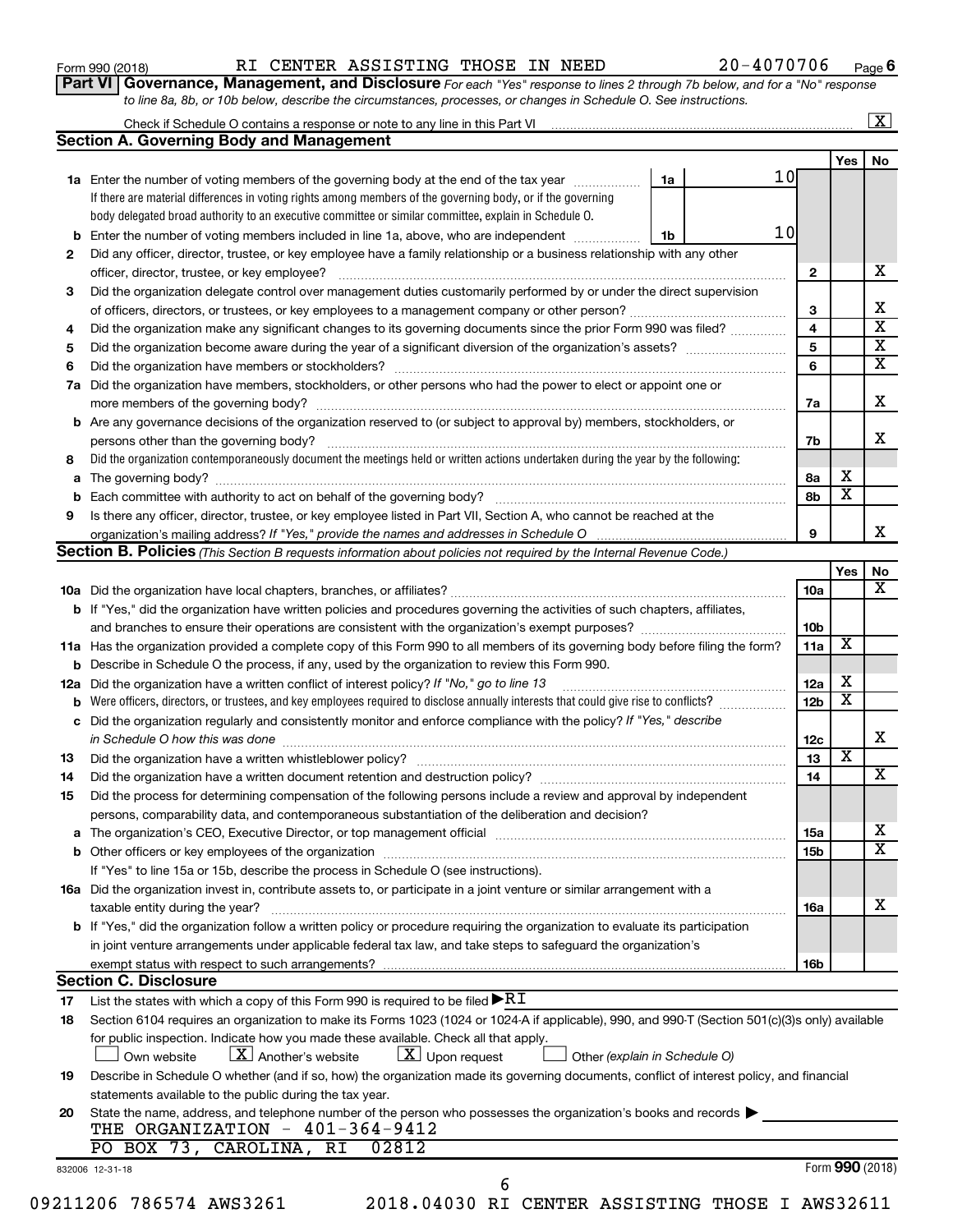Form 990 (2018) RI CENTER ASSISTING THOSE IN NEED 20-4070706 Page 6

**Part VI Governance, Management, and Disclosure** *For each "Yes" response to lines 2 through 7b below, and for a "No" response to line 8a, 8b, or 10b below, describe the circumstances, processes, or changes in Schedule O. See instructions.*

Check if Schedule O contains a response or note to any line in this Part VI [X]

## Section A. Governing Body and Management

| | | | Yes | No |
|---|---|---|---|---|
| 1a | Enter the number of voting members of the governing body at the end of the tax year — 1a: 10. If there are material differences in voting rights among members of the governing body, or if the governing body delegated broad authority to an executive committee or similar committee, explain in Schedule O. | | | |
| b | Enter the number of voting members included in line 1a, above, who are independent — 1b: 10 | | | |
| 2 | Did any officer, director, trustee, or key employee have a family relationship or a business relationship with any other officer, director, trustee, or key employee? | 2 | | X |
| 3 | Did the organization delegate control over management duties customarily performed by or under the direct supervision of officers, directors, or trustees, or key employees to a management company or other person? | 3 | | X |
| 4 | Did the organization make any significant changes to its governing documents since the prior Form 990 was filed? | 4 | | X |
| 5 | Did the organization become aware during the year of a significant diversion of the organization's assets? | 5 | | X |
| 6 | Did the organization have members or stockholders? | 6 | | X |
| 7a | Did the organization have members, stockholders, or other persons who had the power to elect or appoint one or more members of the governing body? | 7a | | X |
| b | Are any governance decisions of the organization reserved to (or subject to approval by) members, stockholders, or persons other than the governing body? | 7b | | X |
| 8 | Did the organization contemporaneously document the meetings held or written actions undertaken during the year by the following: | | | |
| a | The governing body? | 8a | X | |
| b | Each committee with authority to act on behalf of the governing body? | 8b | X | |
| 9 | Is there any officer, director, trustee, or key employee listed in Part VII, Section A, who cannot be reached at the organization's mailing address? *If "Yes," provide the names and addresses in Schedule O* | 9 | | X |

## Section B. Policies *(This Section B requests information about policies not required by the Internal Revenue Code.)*

| | | | Yes | No |
|---|---|---|---|---|
| 10a | Did the organization have local chapters, branches, or affiliates? | 10a | | X |
| b | If "Yes," did the organization have written policies and procedures governing the activities of such chapters, affiliates, and branches to ensure their operations are consistent with the organization's exempt purposes? | 10b | | |
| 11a | Has the organization provided a complete copy of this Form 990 to all members of its governing body before filing the form? | 11a | X | |
| b | Describe in Schedule O the process, if any, used by the organization to review this Form 990. | | | |
| 12a | Did the organization have a written conflict of interest policy? *If "No," go to line 13* | 12a | X | |
| b | Were officers, directors, or trustees, and key employees required to disclose annually interests that could give rise to conflicts? | 12b | X | |
| c | Did the organization regularly and consistently monitor and enforce compliance with the policy? *If "Yes," describe in Schedule O how this was done* | 12c | | X |
| 13 | Did the organization have a written whistleblower policy? | 13 | X | |
| 14 | Did the organization have a written document retention and destruction policy? | 14 | | X |
| 15 | Did the process for determining compensation of the following persons include a review and approval by independent persons, comparability data, and contemporaneous substantiation of the deliberation and decision? | | | |
| a | The organization's CEO, Executive Director, or top management official | 15a | | X |
| b | Other officers or key employees of the organization | 15b | | X |
| | If "Yes" to line 15a or 15b, describe the process in Schedule O (see instructions). | | | |
| 16a | Did the organization invest in, contribute assets to, or participate in a joint venture or similar arrangement with a taxable entity during the year? | 16a | | X |
| b | If "Yes," did the organization follow a written policy or procedure requiring the organization to evaluate its participation in joint venture arrangements under applicable federal tax law, and take steps to safeguard the organization's exempt status with respect to such arrangements? | 16b | | |

## Section C. Disclosure

17 List the states with which a copy of this Form 990 is required to be filed ▶ RI

18 Section 6104 requires an organization to make its Forms 1023 (1024 or 1024-A if applicable), 990, and 990-T (Section 501(c)(3)s only) available for public inspection. Indicate how you made these available. Check all that apply.

[ ] Own website [X] Another's website [X] Upon request [ ] Other *(explain in Schedule O)*

19 Describe in Schedule O whether (and if so, how) the organization made its governing documents, conflict of interest policy, and financial statements available to the public during the tax year.

20 State the name, address, and telephone number of the person who possesses the organization's books and records ▶

THE ORGANIZATION - 401-364-9412
PO BOX 73, CAROLINA, RI 02812

832006 12-31-18 Form **990** (2018)

09211206 786574 AWS3261 2018.04030 RI CENTER ASSISTING THOSE I AWS32611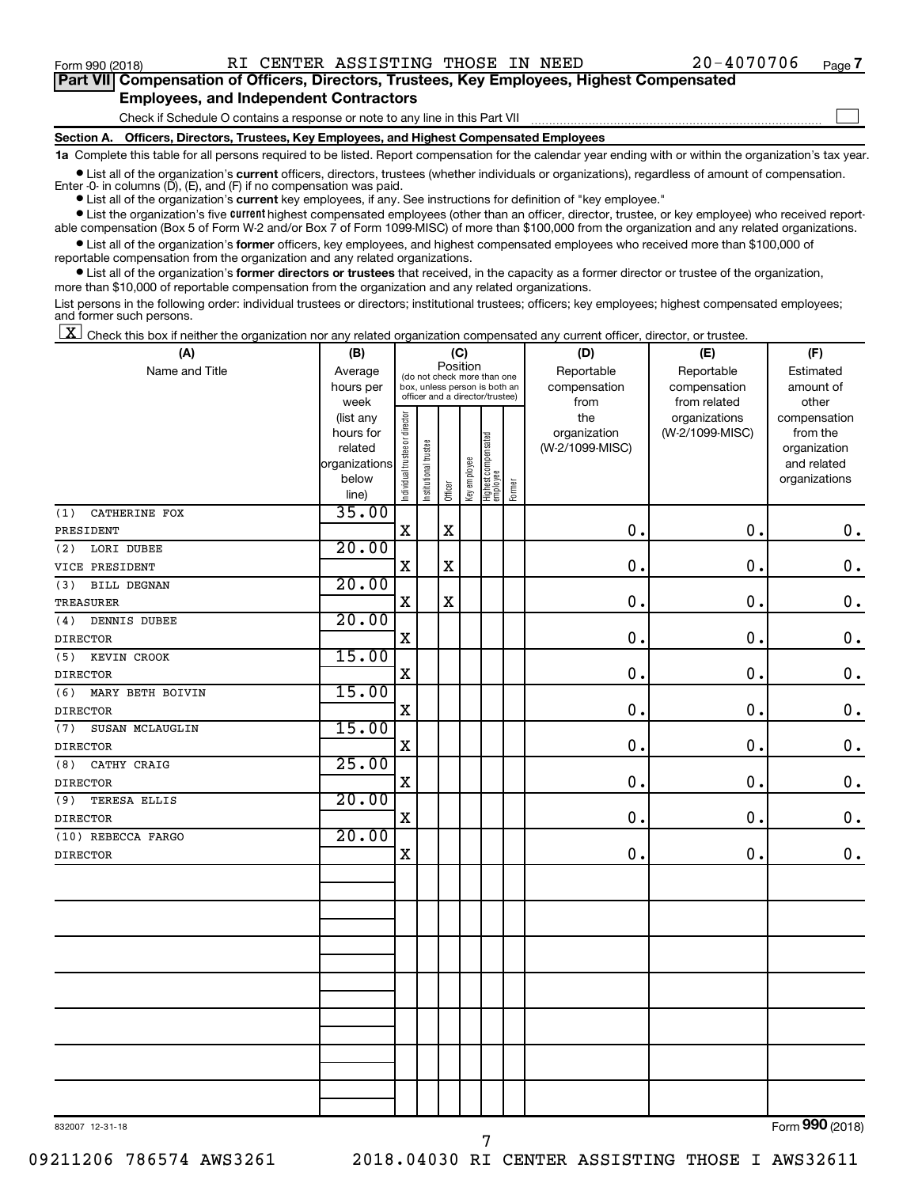Form 990 (2018) RI CENTER ASSISTING THOSE IN NEED 20-4070706 Page 7

## Part VII Compensation of Officers, Directors, Trustees, Key Employees, Highest Compensated Employees, and Independent Contractors

Check if Schedule O contains a response or note to any line in this Part VII ☐

### Section A. Officers, Directors, Trustees, Key Employees, and Highest Compensated Employees

**1a** Complete this table for all persons required to be listed. Report compensation for the calendar year ending with or within the organization's tax year.

- List all of the organization's **current** officers, directors, trustees (whether individuals or organizations), regardless of amount of compensation. Enter -0- in columns (D), (E), and (F) if no compensation was paid.
- List all of the organization's **current** key employees, if any. See instructions for definition of "key employee."
- List the organization's five **current** highest compensated employees (other than an officer, director, trustee, or key employee) who received reportable compensation (Box 5 of Form W-2 and/or Box 7 of Form 1099-MISC) of more than $100,000 from the organization and any related organizations.
- List all of the organization's **former** officers, key employees, and highest compensated employees who received more than $100,000 of reportable compensation from the organization and any related organizations.
- List all of the organization's **former directors or trustees** that received, in the capacity as a former director or trustee of the organization, more than $10,000 of reportable compensation from the organization and any related organizations.

List persons in the following order: individual trustees or directors; institutional trustees; officers; key employees; highest compensated employees; and former such persons.

☒ Check this box if neither the organization nor any related organization compensated any current officer, director, or trustee.

| (A) Name and Title | (B) Average hours per week (list any hours for related organizations below line) | (C) Position: Individual trustee or director | Institutional trustee | Officer | Key employee | Highest compensated employee | Former | (D) Reportable compensation from the organization (W-2/1099-MISC) | (E) Reportable compensation from related organizations (W-2/1099-MISC) | (F) Estimated amount of other compensation from the organization and related organizations |
|---|---|---|---|---|---|---|---|---|---|---|
| (1) CATHERINE FOX<br>PRESIDENT | 35.00 | X | | X | | | | 0. | 0. | 0. |
| (2) LORI DUBEE<br>VICE PRESIDENT | 20.00 | X | | X | | | | 0. | 0. | 0. |
| (3) BILL DEGNAN<br>TREASURER | 20.00 | X | | X | | | | 0. | 0. | 0. |
| (4) DENNIS DUBEE<br>DIRECTOR | 20.00 | X | | | | | | 0. | 0. | 0. |
| (5) KEVIN CROOK<br>DIRECTOR | 15.00 | X | | | | | | 0. | 0. | 0. |
| (6) MARY BETH BOIVIN<br>DIRECTOR | 15.00 | X | | | | | | 0. | 0. | 0. |
| (7) SUSAN MCLAUGLIN<br>DIRECTOR | 15.00 | X | | | | | | 0. | 0. | 0. |
| (8) CATHY CRAIG<br>DIRECTOR | 25.00 | X | | | | | | 0. | 0. | 0. |
| (9) TERESA ELLIS<br>DIRECTOR | 20.00 | X | | | | | | 0. | 0. | 0. |
| (10) REBECCA FARGO<br>DIRECTOR | 20.00 | X | | | | | | 0. | 0. | 0. |

832007 12-31-18

Form 990 (2018)

09211206 786574 AWS3261 2018.04030 RI CENTER ASSISTING THOSE I AWS32611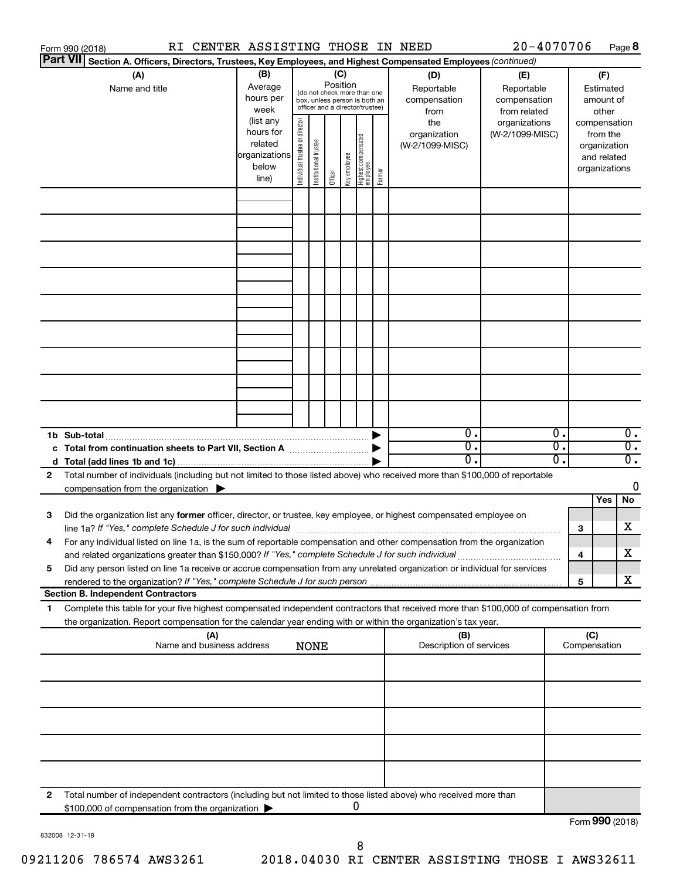Form 990 (2018) RI CENTER ASSISTING THOSE IN NEED 20-4070706 Page 8

**Part VII Section A. Officers, Directors, Trustees, Key Employees, and Highest Compensated Employees** *(continued)*

| (A) Name and title | (B) Average hours per week (list any hours for related organizations below line) | (C) Position (do not check more than one box, unless person is both an officer and a director/trustee): Individual trustee or director | Institutional trustee | Officer | Key employee | Highest compensated employee | Former | (D) Reportable compensation from the organization (W-2/1099-MISC) | (E) Reportable compensation from related organizations (W-2/1099-MISC) | (F) Estimated amount of other compensation from the organization and related organizations |
|---|---|---|---|---|---|---|---|---|---|---|
| | | | | | | | | | | |
| | | | | | | | | | | |
| | | | | | | | | | | |
| | | | | | | | | | | |
| | | | | | | | | | | |
| | | | | | | | | | | |
| | | | | | | | | | | |
| | | | | | | | | | | |
| | | | | | | | | | | |
| **1b Sub-total** | | | | | | | ▶ | 0. | 0. | 0. |
| **c Total from continuation sheets to Part VII, Section A** | | | | | | | ▶ | 0. | 0. | 0. |
| **d Total (add lines 1b and 1c)** | | | | | | | ▶ | 0. | 0. | 0. |

**2** Total number of individuals (including but not limited to those listed above) who received more than $100,000 of reportable compensation from the organization ▶ 0

| | | | Yes | No |
|---|---|---|---|---|
| **3** | Did the organization list any **former** officer, director, or trustee, key employee, or highest compensated employee on line 1a? *If "Yes," complete Schedule J for such individual* | 3 | | X |
| **4** | For any individual listed on line 1a, is the sum of reportable compensation and other compensation from the organization and related organizations greater than $150,000? *If "Yes," complete Schedule J for such individual* | 4 | | X |
| **5** | Did any person listed on line 1a receive or accrue compensation from any unrelated organization or individual for services rendered to the organization? *If "Yes," complete Schedule J for such person* | 5 | | X |

**Section B. Independent Contractors**

**1** Complete this table for your five highest compensated independent contractors that received more than $100,000 of compensation from the organization. Report compensation for the calendar year ending with or within the organization's tax year.

| (A) Name and business address NONE | (B) Description of services | (C) Compensation |
|---|---|---|
| | | |
| | | |
| | | |
| | | |
| | | |

**2** Total number of independent contractors (including but not limited to those listed above) who received more than $100,000 of compensation from the organization ▶ 0

Form **990** (2018)

832008 12-31-18

09211206 786574 AWS3261 2018.04030 RI CENTER ASSISTING THOSE I AWS32611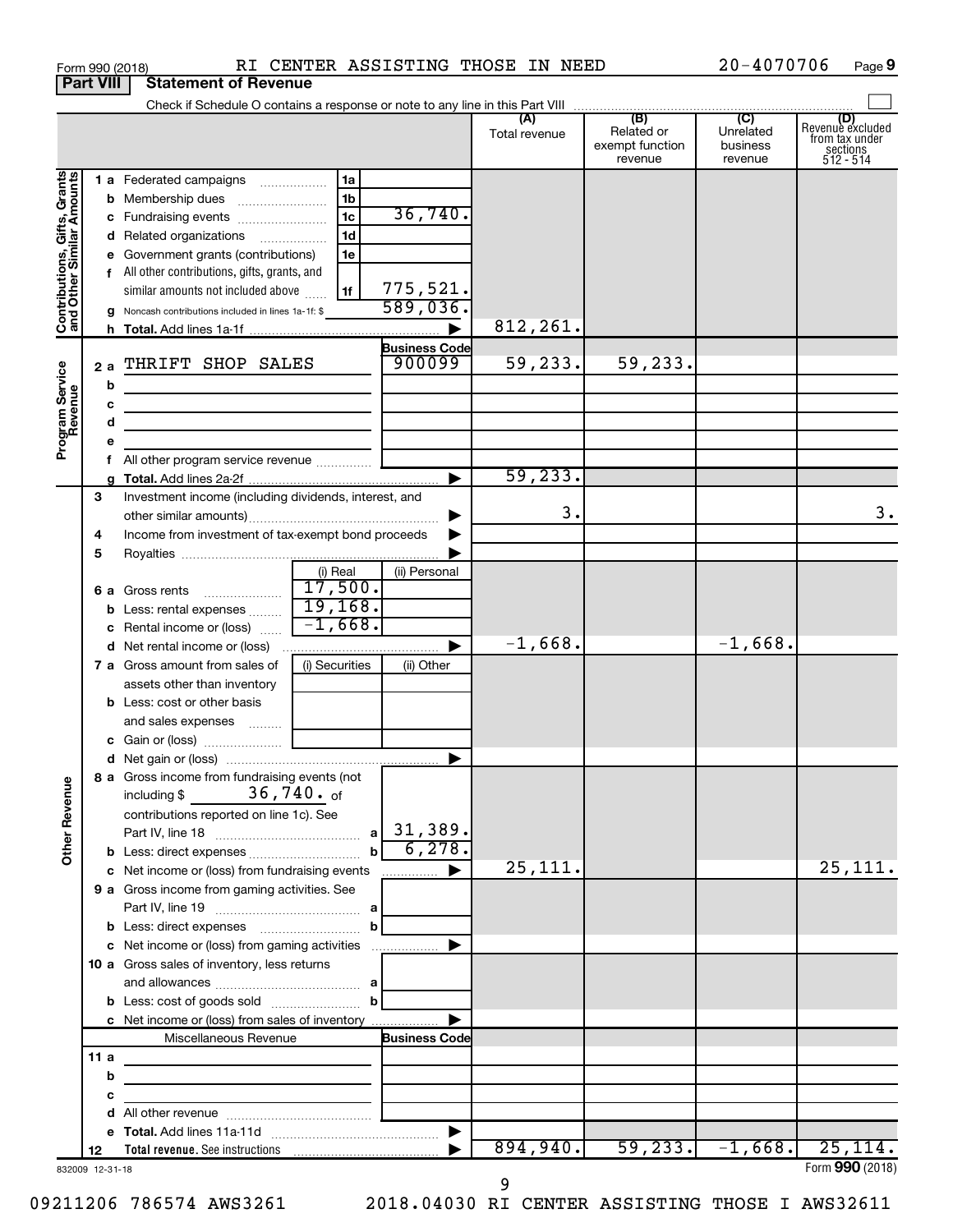Form 990 (2018) RI CENTER ASSISTING THOSE IN NEED 20-4070706 Page 9

**Part VIII Statement of Revenue**

Check if Schedule O contains a response or note to any line in this Part VIII

| | | | | (A) Total revenue | (B) Related or exempt function revenue | (C) Unrelated business revenue | (D) Revenue excluded from tax under sections 512 - 514 |
|---|---|---|---|---|---|---|---|
| **Contributions, Gifts, Grants and Other Similar Amounts** | 1 a Federated campaigns | 1a | | | | | |
| | b Membership dues | 1b | | | | | |
| | c Fundraising events | 1c | 36,740. | | | | |
| | d Related organizations | 1d | | | | | |
| | e Government grants (contributions) | 1e | | | | | |
| | f All other contributions, gifts, grants, and similar amounts not included above | 1f | 775,521. | | | | |
| | g Noncash contributions included in lines 1a-1f: $ | | 589,036. | | | | |
| | h Total. Add lines 1a-1f | | | 812,261. | | | |
| **Program Service Revenue** | | | Business Code | | | | |
| | 2 a THRIFT SHOP SALES | | 900099 | 59,233. | 59,233. | | |
| | b | | | | | | |
| | c | | | | | | |
| | d | | | | | | |
| | e | | | | | | |
| | f All other program service revenue | | | | | | |
| | g Total. Add lines 2a-2f | | | 59,233. | | | |
| **Other Revenue** | 3 Investment income (including dividends, interest, and other similar amounts) | | | 3. | | | 3. |
| | 4 Income from investment of tax-exempt bond proceeds | | | | | | |
| | 5 Royalties | | | | | | |
| | | (i) Real | (ii) Personal | | | | |
| | 6 a Gross rents | 17,500. | | | | | |
| | b Less: rental expenses | 19,168. | | | | | |
| | c Rental income or (loss) | -1,668. | | | | | |
| | d Net rental income or (loss) | | | -1,668. | | -1,668. | |
| | | (i) Securities | (ii) Other | | | | |
| | 7 a Gross amount from sales of assets other than inventory | | | | | | |
| | b Less: cost or other basis and sales expenses | | | | | | |
| | c Gain or (loss) | | | | | | |
| | d Net gain or (loss) | | | | | | |
| | 8 a Gross income from fundraising events (not including $ 36,740. of contributions reported on line 1c). See Part IV, line 18 | a | 31,389. | | | | |
| | b Less: direct expenses | b | 6,278. | | | | |
| | c Net income or (loss) from fundraising events | | | 25,111. | | | 25,111. |
| | 9 a Gross income from gaming activities. See Part IV, line 19 | a | | | | | |
| | b Less: direct expenses | b | | | | | |
| | c Net income or (loss) from gaming activities | | | | | | |
| | 10 a Gross sales of inventory, less returns and allowances | a | | | | | |
| | b Less: cost of goods sold | b | | | | | |
| | c Net income or (loss) from sales of inventory | | | | | | |
| | Miscellaneous Revenue | | Business Code | | | | |
| | 11 a | | | | | | |
| | b | | | | | | |
| | c | | | | | | |
| | d All other revenue | | | | | | |
| | e Total. Add lines 11a-11d | | | | | | |
| | 12 Total revenue. See instructions | | | 894,940. | 59,233. | -1,668. | 25,114. |

832009 12-31-18

Form **990** (2018)

09211206 786574 AWS3261 2018.04030 RI CENTER ASSISTING THOSE I AWS32611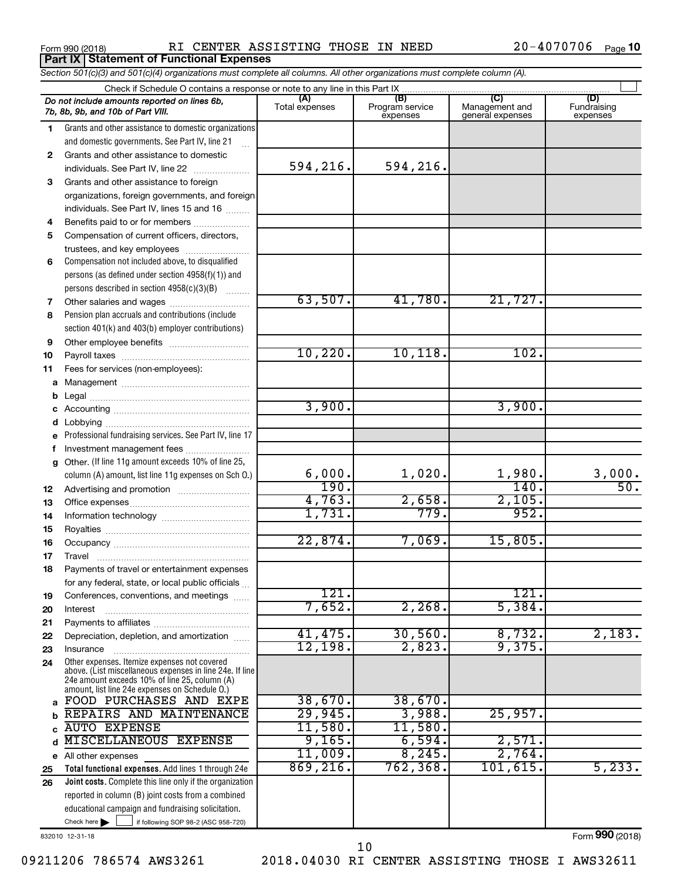Form 990 (2018) RI CENTER ASSISTING THOSE IN NEED 20-4070706 Page **10**

**Part IX Statement of Functional Expenses**

*Section 501(c)(3) and 501(c)(4) organizations must complete all columns. All other organizations must complete column (A).*

Check if Schedule O contains a response or note to any line in this Part IX

| | *Do not include amounts reported on lines 6b, 7b, 8b, 9b, and 10b of Part VIII.* | (A) Total expenses | (B) Program service expenses | (C) Management and general expenses | (D) Fundraising expenses |
|---|---|---|---|---|---|
| 1 | Grants and other assistance to domestic organizations and domestic governments. See Part IV, line 21 | | | | |
| 2 | Grants and other assistance to domestic individuals. See Part IV, line 22 | 594,216. | 594,216. | | |
| 3 | Grants and other assistance to foreign organizations, foreign governments, and foreign individuals. See Part IV, lines 15 and 16 | | | | |
| 4 | Benefits paid to or for members | | | | |
| 5 | Compensation of current officers, directors, trustees, and key employees | | | | |
| 6 | Compensation not included above, to disqualified persons (as defined under section 4958(f)(1)) and persons described in section 4958(c)(3)(B) | | | | |
| 7 | Other salaries and wages | 63,507. | 41,780. | 21,727. | |
| 8 | Pension plan accruals and contributions (include section 401(k) and 403(b) employer contributions) | | | | |
| 9 | Other employee benefits | | | | |
| 10 | Payroll taxes | 10,220. | 10,118. | 102. | |
| 11 | Fees for services (non-employees): | | | | |
| a | Management | | | | |
| b | Legal | | | | |
| c | Accounting | 3,900. | | 3,900. | |
| d | Lobbying | | | | |
| e | Professional fundraising services. See Part IV, line 17 | | | | |
| f | Investment management fees | | | | |
| g | Other. (If line 11g amount exceeds 10% of line 25, column (A) amount, list line 11g expenses on Sch O.) | 6,000. | 1,020. | 1,980. | 3,000. |
| 12 | Advertising and promotion | 190. | | 140. | 50. |
| 13 | Office expenses | 4,763. | 2,658. | 2,105. | |
| 14 | Information technology | 1,731. | 779. | 952. | |
| 15 | Royalties | | | | |
| 16 | Occupancy | 22,874. | 7,069. | 15,805. | |
| 17 | Travel | | | | |
| 18 | Payments of travel or entertainment expenses for any federal, state, or local public officials | | | | |
| 19 | Conferences, conventions, and meetings | 121. | | 121. | |
| 20 | Interest | 7,652. | 2,268. | 5,384. | |
| 21 | Payments to affiliates | | | | |
| 22 | Depreciation, depletion, and amortization | 41,475. | 30,560. | 8,732. | 2,183. |
| 23 | Insurance | 12,198. | 2,823. | 9,375. | |
| 24 | Other expenses. Itemize expenses not covered above. (List miscellaneous expenses in line 24e. If line 24e amount exceeds 10% of line 25, column (A) amount, list line 24e expenses on Schedule O.) | | | | |
| a | FOOD PURCHASES AND EXPE | 38,670. | 38,670. | | |
| b | REPAIRS AND MAINTENANCE | 29,945. | 3,988. | 25,957. | |
| c | AUTO EXPENSE | 11,580. | 11,580. | | |
| d | MISCELLANEOUS EXPENSE | 9,165. | 6,594. | 2,571. | |
| e | All other expenses | 11,009. | 8,245. | 2,764. | |
| 25 | **Total functional expenses.** Add lines 1 through 24e | 869,216. | 762,368. | 101,615. | 5,233. |
| 26 | **Joint costs.** Complete this line only if the organization reported in column (B) joint costs from a combined educational campaign and fundraising solicitation. Check here ☐ if following SOP 98-2 (ASC 958-720) | | | | |

832010 12-31-18

Form **990** (2018)

09211206 786574 AWS3261 2018.04030 RI CENTER ASSISTING THOSE I AWS32611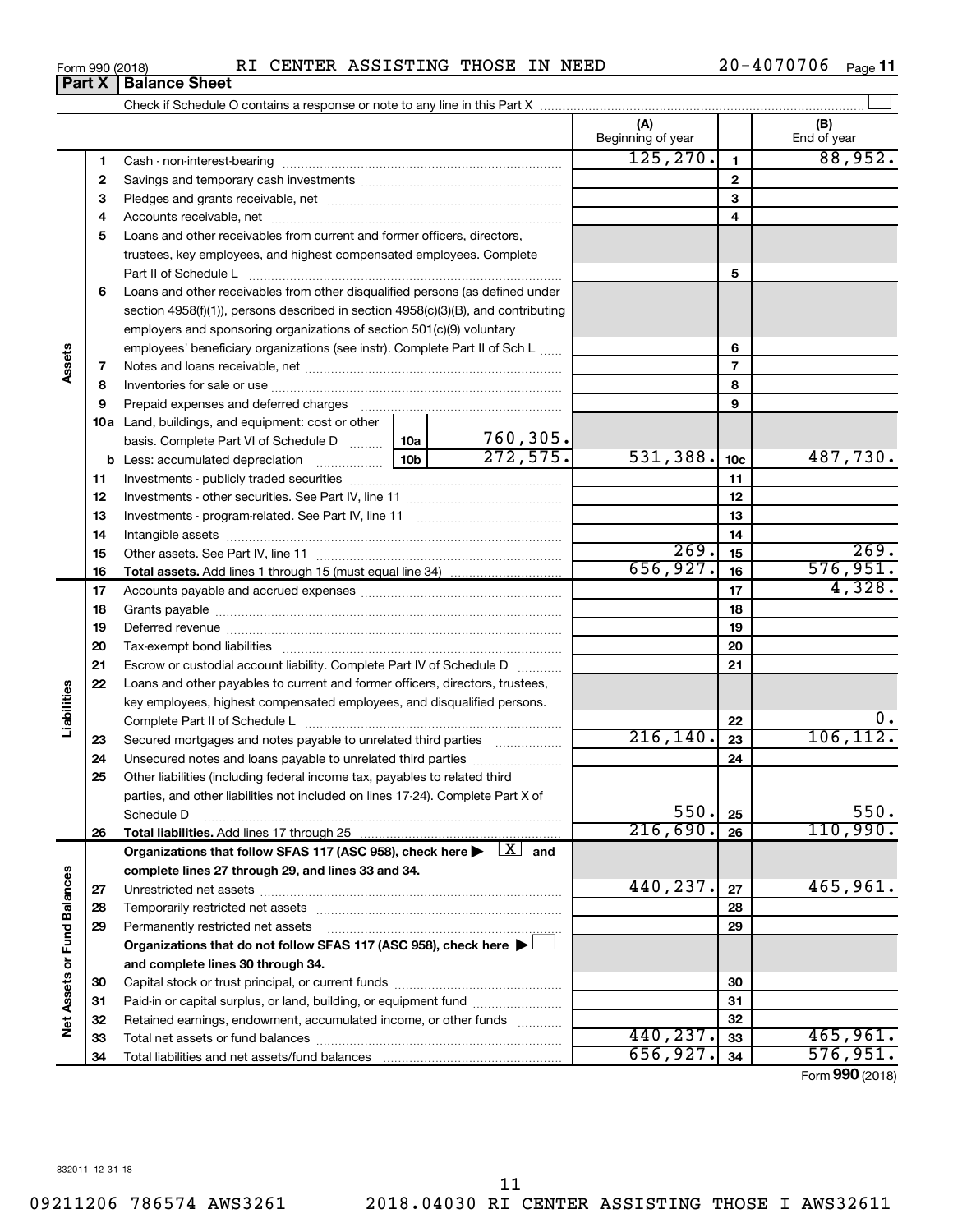Form 990 (2018) RI CENTER ASSISTING THOSE IN NEED 20-4070706 Page 11

**Part X Balance Sheet**

Check if Schedule O contains a response or note to any line in this Part X

| | | | (A) Beginning of year | | (B) End of year |
|---|---|---|---|---|---|
| Assets | 1 | Cash - non-interest-bearing | 125,270. | 1 | 88,952. |
| | 2 | Savings and temporary cash investments | | 2 | |
| | 3 | Pledges and grants receivable, net | | 3 | |
| | 4 | Accounts receivable, net | | 4 | |
| | 5 | Loans and other receivables from current and former officers, directors, trustees, key employees, and highest compensated employees. Complete Part II of Schedule L | | 5 | |
| | 6 | Loans and other receivables from other disqualified persons (as defined under section 4958(f)(1)), persons described in section 4958(c)(3)(B), and contributing employers and sponsoring organizations of section 501(c)(9) voluntary employees' beneficiary organizations (see instr). Complete Part II of Sch L | | 6 | |
| | 7 | Notes and loans receivable, net | | 7 | |
| | 8 | Inventories for sale or use | | 8 | |
| | 9 | Prepaid expenses and deferred charges | | 9 | |
| | 10a | Land, buildings, and equipment: cost or other basis. Complete Part VI of Schedule D 10a 760,305. | | | |
| | b | Less: accumulated depreciation 10b 272,575. | 531,388. | 10c | 487,730. |
| | 11 | Investments - publicly traded securities | | 11 | |
| | 12 | Investments - other securities. See Part IV, line 11 | | 12 | |
| | 13 | Investments - program-related. See Part IV, line 11 | | 13 | |
| | 14 | Intangible assets | | 14 | |
| | 15 | Other assets. See Part IV, line 11 | 269. | 15 | 269. |
| | 16 | **Total assets.** Add lines 1 through 15 (must equal line 34) | 656,927. | 16 | 576,951. |
| Liabilities | 17 | Accounts payable and accrued expenses | | 17 | 4,328. |
| | 18 | Grants payable | | 18 | |
| | 19 | Deferred revenue | | 19 | |
| | 20 | Tax-exempt bond liabilities | | 20 | |
| | 21 | Escrow or custodial account liability. Complete Part IV of Schedule D | | 21 | |
| | 22 | Loans and other payables to current and former officers, directors, trustees, key employees, highest compensated employees, and disqualified persons. Complete Part II of Schedule L | | 22 | 0. |
| | 23 | Secured mortgages and notes payable to unrelated third parties | 216,140. | 23 | 106,112. |
| | 24 | Unsecured notes and loans payable to unrelated third parties | | 24 | |
| | 25 | Other liabilities (including federal income tax, payables to related third parties, and other liabilities not included on lines 17-24). Complete Part X of Schedule D | 550. | 25 | 550. |
| | 26 | **Total liabilities.** Add lines 17 through 25 | 216,690. | 26 | 110,990. |
| Net Assets or Fund Balances | | **Organizations that follow SFAS 117 (ASC 958), check here ▶ [X] and complete lines 27 through 29, and lines 33 and 34.** | | | |
| | 27 | Unrestricted net assets | 440,237. | 27 | 465,961. |
| | 28 | Temporarily restricted net assets | | 28 | |
| | 29 | Permanently restricted net assets | | 29 | |
| | | **Organizations that do not follow SFAS 117 (ASC 958), check here ▶ [ ] and complete lines 30 through 34.** | | | |
| | 30 | Capital stock or trust principal, or current funds | | 30 | |
| | 31 | Paid-in or capital surplus, or land, building, or equipment fund | | 31 | |
| | 32 | Retained earnings, endowment, accumulated income, or other funds | | 32 | |
| | 33 | Total net assets or fund balances | 440,237. | 33 | 465,961. |
| | 34 | Total liabilities and net assets/fund balances | 656,927. | 34 | 576,951. |

Form **990** (2018)

832011 12-31-18

09211206 786574 AWS3261 2018.04030 RI CENTER ASSISTING THOSE I AWS32611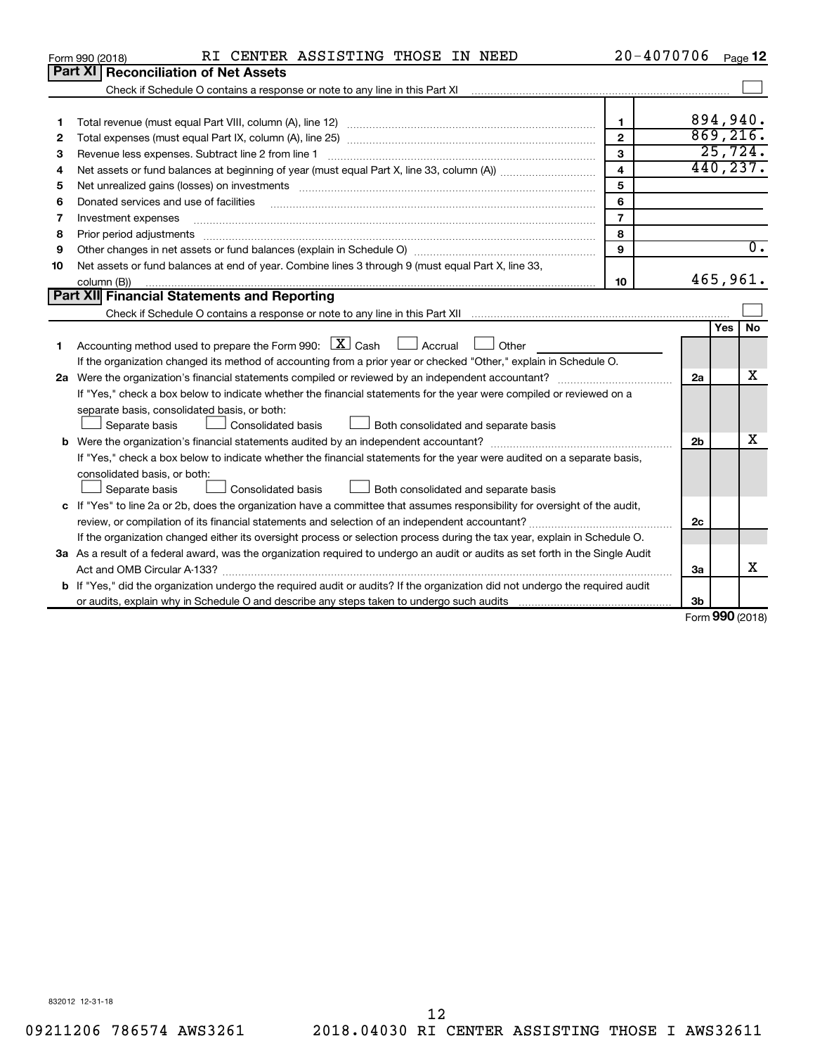Form 990 (2018) RI CENTER ASSISTING THOSE IN NEED 20-4070706 Page 12

## Part XI Reconciliation of Net Assets

Check if Schedule O contains a response or note to any line in this Part XI ☐

| | | | |
|---|---|---|---|
| 1 | Total revenue (must equal Part VIII, column (A), line 12) | 1 | 894,940. |
| 2 | Total expenses (must equal Part IX, column (A), line 25) | 2 | 869,216. |
| 3 | Revenue less expenses. Subtract line 2 from line 1 | 3 | 25,724. |
| 4 | Net assets or fund balances at beginning of year (must equal Part X, line 33, column (A)) | 4 | 440,237. |
| 5 | Net unrealized gains (losses) on investments | 5 | |
| 6 | Donated services and use of facilities | 6 | |
| 7 | Investment expenses | 7 | |
| 8 | Prior period adjustments | 8 | |
| 9 | Other changes in net assets or fund balances (explain in Schedule O) | 9 | 0. |
| 10 | Net assets or fund balances at end of year. Combine lines 3 through 9 (must equal Part X, line 33, column (B)) | 10 | 465,961. |

## Part XII Financial Statements and Reporting

Check if Schedule O contains a response or note to any line in this Part XII ☐

| | | | Yes | No |
|---|---|---|---|---|
| 1 | Accounting method used to prepare the Form 990: ☒ Cash ☐ Accrual ☐ Other<br>If the organization changed its method of accounting from a prior year or checked "Other," explain in Schedule O. | | | |
| 2a | Were the organization's financial statements compiled or reviewed by an independent accountant?<br>If "Yes," check a box below to indicate whether the financial statements for the year were compiled or reviewed on a separate basis, consolidated basis, or both:<br>☐ Separate basis ☐ Consolidated basis ☐ Both consolidated and separate basis | 2a | | X |
| b | Were the organization's financial statements audited by an independent accountant?<br>If "Yes," check a box below to indicate whether the financial statements for the year were audited on a separate basis, consolidated basis, or both:<br>☐ Separate basis ☐ Consolidated basis ☐ Both consolidated and separate basis | 2b | | X |
| c | If "Yes" to line 2a or 2b, does the organization have a committee that assumes responsibility for oversight of the audit, review, or compilation of its financial statements and selection of an independent accountant?<br>If the organization changed either its oversight process or selection process during the tax year, explain in Schedule O. | 2c | | |
| 3a | As a result of a federal award, was the organization required to undergo an audit or audits as set forth in the Single Audit Act and OMB Circular A-133? | 3a | | X |
| b | If "Yes," did the organization undergo the required audit or audits? If the organization did not undergo the required audit or audits, explain why in Schedule O and describe any steps taken to undergo such audits | 3b | | |

Form 990 (2018)

832012 12-31-18

09211206 786574 AWS3261 2018.04030 RI CENTER ASSISTING THOSE I AWS32611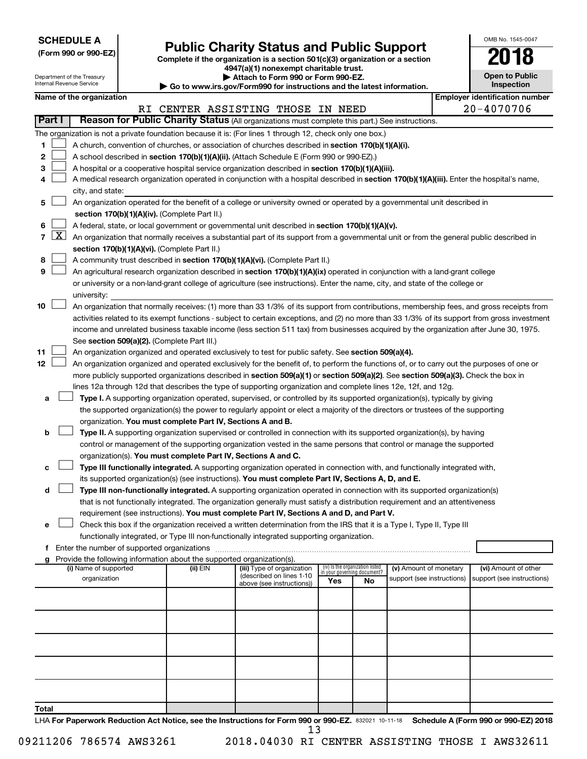**SCHEDULE A**
**(Form 990 or 990-EZ)**

Department of the Treasury
Internal Revenue Service

# Public Charity Status and Public Support

**Complete if the organization is a section 501(c)(3) organization or a section 4947(a)(1) nonexempt charitable trust.**
**▶ Attach to Form 990 or Form 990-EZ.**
**▶ Go to www.irs.gov/Form990 for instructions and the latest information.**

OMB No. 1545-0047
**2018**
**Open to Public Inspection**

**Name of the organization:** RI CENTER ASSISTING THOSE IN NEED
**Employer identification number:** 20-4070706

## Part I — Reason for Public Charity Status (All organizations must complete this part.) See instructions.

The organization is not a private foundation because it is: (For lines 1 through 12, check only one box.)

1. ☐ A church, convention of churches, or association of churches described in **section 170(b)(1)(A)(i).**
2. ☐ A school described in **section 170(b)(1)(A)(ii).** (Attach Schedule E (Form 990 or 990-EZ).)
3. ☐ A hospital or a cooperative hospital service organization described in **section 170(b)(1)(A)(iii).**
4. ☐ A medical research organization operated in conjunction with a hospital described in **section 170(b)(1)(A)(iii).** Enter the hospital's name, city, and state:
5. ☐ An organization operated for the benefit of a college or university owned or operated by a governmental unit described in **section 170(b)(1)(A)(iv).** (Complete Part II.)
6. ☐ A federal, state, or local government or governmental unit described in **section 170(b)(1)(A)(v).**
7. ☒ An organization that normally receives a substantial part of its support from a governmental unit or from the general public described in **section 170(b)(1)(A)(vi).** (Complete Part II.)
8. ☐ A community trust described in **section 170(b)(1)(A)(vi).** (Complete Part II.)
9. ☐ An agricultural research organization described in **section 170(b)(1)(A)(ix)** operated in conjunction with a land-grant college or university or a non-land-grant college of agriculture (see instructions). Enter the name, city, and state of the college or university:
10. ☐ An organization that normally receives: (1) more than 33 1/3% of its support from contributions, membership fees, and gross receipts from activities related to its exempt functions - subject to certain exceptions, and (2) no more than 33 1/3% of its support from gross investment income and unrelated business taxable income (less section 511 tax) from businesses acquired by the organization after June 30, 1975. See **section 509(a)(2).** (Complete Part III.)
11. ☐ An organization organized and operated exclusively to test for public safety. See **section 509(a)(4).**
12. ☐ An organization organized and operated exclusively for the benefit of, to perform the functions of, or to carry out the purposes of one or more publicly supported organizations described in **section 509(a)(1)** or **section 509(a)(2).** See **section 509(a)(3).** Check the box in lines 12a through 12d that describes the type of supporting organization and complete lines 12e, 12f, and 12g.
   - **a** ☐ **Type I.** A supporting organization operated, supervised, or controlled by its supported organization(s), typically by giving the supported organization(s) the power to regularly appoint or elect a majority of the directors or trustees of the supporting organization. **You must complete Part IV, Sections A and B.**
   - **b** ☐ **Type II.** A supporting organization supervised or controlled in connection with its supported organization(s), by having control or management of the supporting organization vested in the same persons that control or manage the supported organization(s). **You must complete Part IV, Sections A and C.**
   - **c** ☐ **Type III functionally integrated.** A supporting organization operated in connection with, and functionally integrated with, its supported organization(s) (see instructions). **You must complete Part IV, Sections A, D, and E.**
   - **d** ☐ **Type III non-functionally integrated.** A supporting organization operated in connection with its supported organization(s) that is not functionally integrated. The organization generally must satisfy a distribution requirement and an attentiveness requirement (see instructions). **You must complete Part IV, Sections A and D, and Part V.**
   - **e** ☐ Check this box if the organization received a written determination from the IRS that it is a Type I, Type II, Type III functionally integrated, or Type III non-functionally integrated supporting organization.
   - **f** Enter the number of supported organizations
   - **g** Provide the following information about the supported organization(s).

| (i) Name of supported organization | (ii) EIN | (iii) Type of organization (described on lines 1-10 above (see instructions)) | (iv) Is the organization listed in your governing document? Yes | No | (v) Amount of monetary support (see instructions) | (vi) Amount of other support (see instructions) |
|---|---|---|---|---|---|---|
| | | | | | | |
| | | | | | | |
| | | | | | | |
| | | | | | | |
| | | | | | | |
| **Total** | | | | | | |

LHA **For Paperwork Reduction Act Notice, see the Instructions for Form 990 or 990-EZ.** 832021 10-11-18 **Schedule A (Form 990 or 990-EZ) 2018**

09211206 786574 AWS3261 2018.04030 RI CENTER ASSISTING THOSE I AWS32611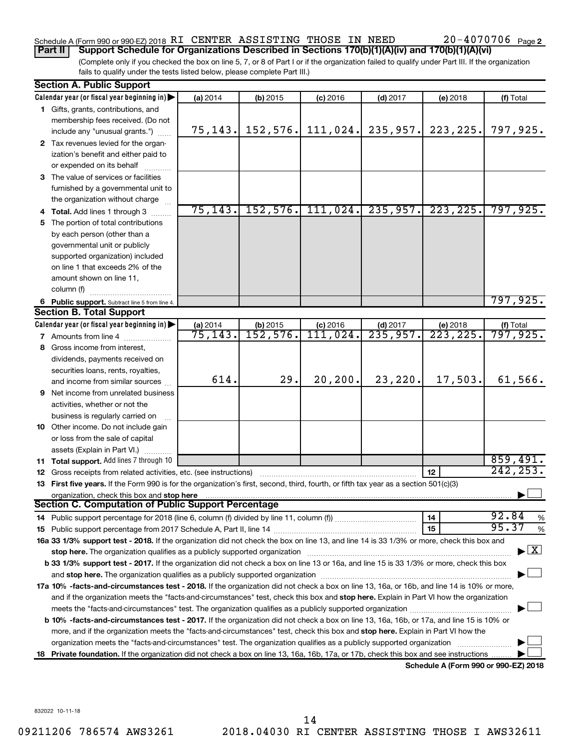Schedule A (Form 990 or 990-EZ) 2018 RI CENTER ASSISTING THOSE IN NEED 20-4070706 Page 2

**Part II Support Schedule for Organizations Described in Sections 170(b)(1)(A)(iv) and 170(b)(1)(A)(vi)**

(Complete only if you checked the box on line 5, 7, or 8 of Part I or if the organization failed to qualify under Part III. If the organization fails to qualify under the tests listed below, please complete Part III.)

**Section A. Public Support**

| Calendar year (or fiscal year beginning in) | (a) 2014 | (b) 2015 | (c) 2016 | (d) 2017 | (e) 2018 | (f) Total |
|---|---|---|---|---|---|---|
| 1 Gifts, grants, contributions, and membership fees received. (Do not include any "unusual grants.") | 75,143. | 152,576. | 111,024. | 235,957. | 223,225. | 797,925. |
| 2 Tax revenues levied for the organization's benefit and either paid to or expended on its behalf | | | | | | |
| 3 The value of services or facilities furnished by a governmental unit to the organization without charge | | | | | | |
| 4 **Total.** Add lines 1 through 3 | 75,143. | 152,576. | 111,024. | 235,957. | 223,225. | 797,925. |
| 5 The portion of total contributions by each person (other than a governmental unit or publicly supported organization) included on line 1 that exceeds 2% of the amount shown on line 11, column (f) | | | | | | |
| 6 **Public support.** Subtract line 5 from line 4. | | | | | | 797,925. |

**Section B. Total Support**

| Calendar year (or fiscal year beginning in) | (a) 2014 | (b) 2015 | (c) 2016 | (d) 2017 | (e) 2018 | (f) Total |
|---|---|---|---|---|---|---|
| 7 Amounts from line 4 | 75,143. | 152,576. | 111,024. | 235,957. | 223,225. | 797,925. |
| 8 Gross income from interest, dividends, payments received on securities loans, rents, royalties, and income from similar sources | 614. | 29. | 20,200. | 23,220. | 17,503. | 61,566. |
| 9 Net income from unrelated business activities, whether or not the business is regularly carried on | | | | | | |
| 10 Other income. Do not include gain or loss from the sale of capital assets (Explain in Part VI.) | | | | | | |
| 11 **Total support.** Add lines 7 through 10 | | | | | | 859,491. |

12 Gross receipts from related activities, etc. (see instructions) — 12 — 242,253.

13 **First five years.** If the Form 990 is for the organization's first, second, third, fourth, or fifth tax year as a section 501(c)(3) organization, check this box and **stop here** ☐

**Section C. Computation of Public Support Percentage**

14 Public support percentage for 2018 (line 6, column (f) divided by line 11, column (f)) — 14 — 92.84 %

15 Public support percentage from 2017 Schedule A, Part II, line 14 — 15 — 95.37 %

**16a 33 1/3% support test - 2018.** If the organization did not check the box on line 13, and line 14 is 33 1/3% or more, check this box and **stop here.** The organization qualifies as a publicly supported organization ☒

**b 33 1/3% support test - 2017.** If the organization did not check a box on line 13 or 16a, and line 15 is 33 1/3% or more, check this box and **stop here.** The organization qualifies as a publicly supported organization ☐

**17a 10% -facts-and-circumstances test - 2018.** If the organization did not check a box on line 13, 16a, or 16b, and line 14 is 10% or more, and if the organization meets the "facts-and-circumstances" test, check this box and **stop here.** Explain in Part VI how the organization meets the "facts-and-circumstances" test. The organization qualifies as a publicly supported organization ☐

**b 10% -facts-and-circumstances test - 2017.** If the organization did not check a box on line 13, 16a, 16b, or 17a, and line 15 is 10% or more, and if the organization meets the "facts-and-circumstances" test, check this box and **stop here.** Explain in Part VI how the organization meets the "facts-and-circumstances" test. The organization qualifies as a publicly supported organization ☐

**18 Private foundation.** If the organization did not check a box on line 13, 16a, 16b, 17a, or 17b, check this box and see instructions ☐

**Schedule A (Form 990 or 990-EZ) 2018**

832022 10-11-18

09211206 786574 AWS3261 2018.04030 RI CENTER ASSISTING THOSE I AWS32611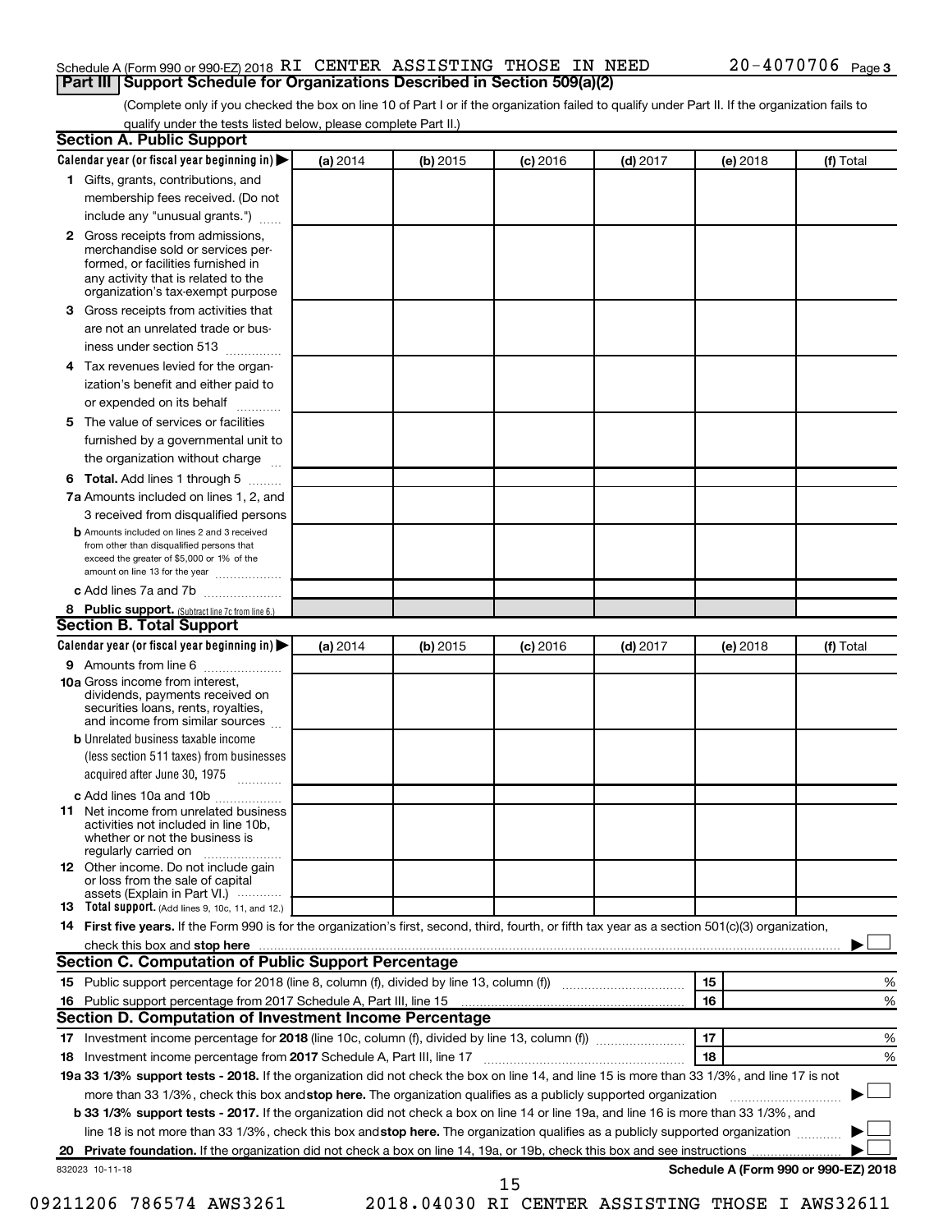Schedule A (Form 990 or 990-EZ) 2018 RI CENTER ASSISTING THOSE IN NEED 20-4070706 Page 3

## Part III Support Schedule for Organizations Described in Section 509(a)(2)

(Complete only if you checked the box on line 10 of Part I or if the organization failed to qualify under Part II. If the organization fails to qualify under the tests listed below, please complete Part II.)

### Section A. Public Support

| Calendar year (or fiscal year beginning in) ▶ | (a) 2014 | (b) 2015 | (c) 2016 | (d) 2017 | (e) 2018 | (f) Total |
|---|---|---|---|---|---|---|
| **1** Gifts, grants, contributions, and membership fees received. (Do not include any "unusual grants.") | | | | | | |
| **2** Gross receipts from admissions, merchandise sold or services performed, or facilities furnished in any activity that is related to the organization's tax-exempt purpose | | | | | | |
| **3** Gross receipts from activities that are not an unrelated trade or business under section 513 | | | | | | |
| **4** Tax revenues levied for the organization's benefit and either paid to or expended on its behalf | | | | | | |
| **5** The value of services or facilities furnished by a governmental unit to the organization without charge | | | | | | |
| **6 Total.** Add lines 1 through 5 | | | | | | |
| **7a** Amounts included on lines 1, 2, and 3 received from disqualified persons | | | | | | |
| **b** Amounts included on lines 2 and 3 received from other than disqualified persons that exceed the greater of $5,000 or 1% of the amount on line 13 for the year | | | | | | |
| **c** Add lines 7a and 7b | | | | | | |
| **8 Public support.** (Subtract line 7c from line 6.) | | | | | | |

### Section B. Total Support

| Calendar year (or fiscal year beginning in) ▶ | (a) 2014 | (b) 2015 | (c) 2016 | (d) 2017 | (e) 2018 | (f) Total |
|---|---|---|---|---|---|---|
| **9** Amounts from line 6 | | | | | | |
| **10a** Gross income from interest, dividends, payments received on securities loans, rents, royalties, and income from similar sources | | | | | | |
| **b** Unrelated business taxable income (less section 511 taxes) from businesses acquired after June 30, 1975 | | | | | | |
| **c** Add lines 10a and 10b | | | | | | |
| **11** Net income from unrelated business activities not included in line 10b, whether or not the business is regularly carried on | | | | | | |
| **12** Other income. Do not include gain or loss from the sale of capital assets (Explain in Part VI.) | | | | | | |
| **13 Total support.** (Add lines 9, 10c, 11, and 12.) | | | | | | |

**14 First five years.** If the Form 990 is for the organization's first, second, third, fourth, or fifth tax year as a section 501(c)(3) organization, check this box and **stop here** ▶ ☐

### Section C. Computation of Public Support Percentage

| | | | |
|---|---|---|---|
| **15** | Public support percentage for 2018 (line 8, column (f), divided by line 13, column (f)) | 15 | % |
| **16** | Public support percentage from 2017 Schedule A, Part III, line 15 | 16 | % |

### Section D. Computation of Investment Income Percentage

| | | | |
|---|---|---|---|
| **17** | Investment income percentage for **2018** (line 10c, column (f), divided by line 13, column (f)) | 17 | % |
| **18** | Investment income percentage from **2017** Schedule A, Part III, line 17 | 18 | % |

**19a 33 1/3% support tests - 2018.** If the organization did not check the box on line 14, and line 15 is more than 33 1/3%, and line 17 is not more than 33 1/3%, check this box and **stop here.** The organization qualifies as a publicly supported organization ▶ ☐

**b 33 1/3% support tests - 2017.** If the organization did not check a box on line 14 or line 19a, and line 16 is more than 33 1/3%, and line 18 is not more than 33 1/3%, check this box and **stop here.** The organization qualifies as a publicly supported organization ▶ ☐

**20 Private foundation.** If the organization did not check a box on line 14, 19a, or 19b, check this box and see instructions ▶ ☐

832023 10-11-18 **Schedule A (Form 990 or 990-EZ) 2018**

09211206 786574 AWS3261 2018.04030 RI CENTER ASSISTING THOSE I AWS32611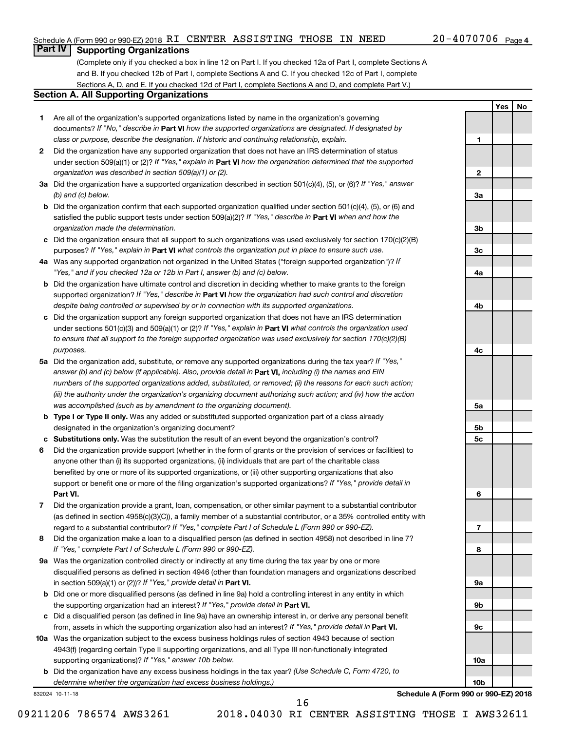Schedule A (Form 990 or 990-EZ) 2018 RI CENTER ASSISTING THOSE IN NEED 20-4070706 Page 4

## Part IV Supporting Organizations

(Complete only if you checked a box in line 12 on Part I. If you checked 12a of Part I, complete Sections A and B. If you checked 12b of Part I, complete Sections A and C. If you checked 12c of Part I, complete Sections A, D, and E. If you checked 12d of Part I, complete Sections A and D, and complete Part V.)

### Section A. All Supporting Organizations

| | | | Yes | No |
|---|---|---|---|---|
| **1** | Are all of the organization's supported organizations listed by name in the organization's governing documents? *If "No," describe in* **Part VI** *how the supported organizations are designated. If designated by class or purpose, describe the designation. If historic and continuing relationship, explain.* | 1 | | |
| **2** | Did the organization have any supported organization that does not have an IRS determination of status under section 509(a)(1) or (2)? *If "Yes," explain in* **Part VI** *how the organization determined that the supported organization was described in section 509(a)(1) or (2).* | 2 | | |
| **3a** | Did the organization have a supported organization described in section 501(c)(4), (5), or (6)? *If "Yes," answer (b) and (c) below.* | 3a | | |
| **b** | Did the organization confirm that each supported organization qualified under section 501(c)(4), (5), or (6) and satisfied the public support tests under section 509(a)(2)? *If "Yes," describe in* **Part VI** *when and how the organization made the determination.* | 3b | | |
| **c** | Did the organization ensure that all support to such organizations was used exclusively for section 170(c)(2)(B) purposes? *If "Yes," explain in* **Part VI** *what controls the organization put in place to ensure such use.* | 3c | | |
| **4a** | Was any supported organization not organized in the United States ("foreign supported organization")? *If "Yes," and if you checked 12a or 12b in Part I, answer (b) and (c) below.* | 4a | | |
| **b** | Did the organization have ultimate control and discretion in deciding whether to make grants to the foreign supported organization? *If "Yes," describe in* **Part VI** *how the organization had such control and discretion despite being controlled or supervised by or in connection with its supported organizations.* | 4b | | |
| **c** | Did the organization support any foreign supported organization that does not have an IRS determination under sections 501(c)(3) and 509(a)(1) or (2)? *If "Yes," explain in* **Part VI** *what controls the organization used to ensure that all support to the foreign supported organization was used exclusively for section 170(c)(2)(B) purposes.* | 4c | | |
| **5a** | Did the organization add, substitute, or remove any supported organizations during the tax year? *If "Yes," answer (b) and (c) below (if applicable). Also, provide detail in* **Part VI,** *including (i) the names and EIN numbers of the supported organizations added, substituted, or removed; (ii) the reasons for each such action; (iii) the authority under the organization's organizing document authorizing such action; and (iv) how the action was accomplished (such as by amendment to the organizing document).* | 5a | | |
| **b** | **Type I or Type II only.** Was any added or substituted supported organization part of a class already designated in the organization's organizing document? | 5b | | |
| **c** | **Substitutions only.** Was the substitution the result of an event beyond the organization's control? | 5c | | |
| **6** | Did the organization provide support (whether in the form of grants or the provision of services or facilities) to anyone other than (i) its supported organizations, (ii) individuals that are part of the charitable class benefited by one or more of its supported organizations, or (iii) other supporting organizations that also support or benefit one or more of the filing organization's supported organizations? *If "Yes," provide detail in* **Part VI.** | 6 | | |
| **7** | Did the organization provide a grant, loan, compensation, or other similar payment to a substantial contributor (as defined in section 4958(c)(3)(C)), a family member of a substantial contributor, or a 35% controlled entity with regard to a substantial contributor? *If "Yes," complete Part I of Schedule L (Form 990 or 990-EZ).* | 7 | | |
| **8** | Did the organization make a loan to a disqualified person (as defined in section 4958) not described in line 7? *If "Yes," complete Part I of Schedule L (Form 990 or 990-EZ).* | 8 | | |
| **9a** | Was the organization controlled directly or indirectly at any time during the tax year by one or more disqualified persons as defined in section 4946 (other than foundation managers and organizations described in section 509(a)(1) or (2))? *If "Yes," provide detail in* **Part VI.** | 9a | | |
| **b** | Did one or more disqualified persons (as defined in line 9a) hold a controlling interest in any entity in which the supporting organization had an interest? *If "Yes," provide detail in* **Part VI.** | 9b | | |
| **c** | Did a disqualified person (as defined in line 9a) have an ownership interest in, or derive any personal benefit from, assets in which the supporting organization also had an interest? *If "Yes," provide detail in* **Part VI.** | 9c | | |
| **10a** | Was the organization subject to the excess business holdings rules of section 4943 because of section 4943(f) (regarding certain Type II supporting organizations, and all Type III non-functionally integrated supporting organizations)? *If "Yes," answer 10b below.* | 10a | | |
| **b** | Did the organization have any excess business holdings in the tax year? *(Use Schedule C, Form 4720, to determine whether the organization had excess business holdings.)* | 10b | | |

832024 10-11-18 **Schedule A (Form 990 or 990-EZ) 2018**

09211206 786574 AWS3261 2018.04030 RI CENTER ASSISTING THOSE I AWS32611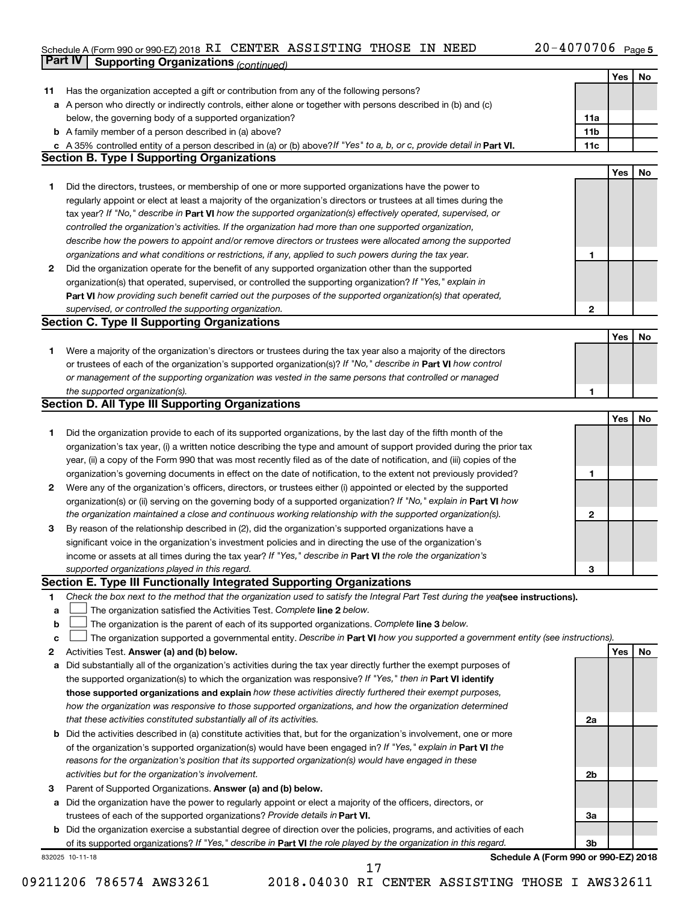Schedule A (Form 990 or 990-EZ) 2018 RI CENTER ASSISTING THOSE IN NEED 20-4070706 Page 5

## Part IV Supporting Organizations *(continued)*

| | | | Yes | No |
|---|---|---|---|---|
| **11** | Has the organization accepted a gift or contribution from any of the following persons? | | | |
| **a** | A person who directly or indirectly controls, either alone or together with persons described in (b) and (c) below, the governing body of a supported organization? | **11a** | | |
| **b** | A family member of a person described in (a) above? | **11b** | | |
| **c** | A 35% controlled entity of a person described in (a) or (b) above? *If "Yes" to a, b, or c, provide detail in* **Part VI.** | **11c** | | |

### Section B. Type I Supporting Organizations

| | | | Yes | No |
|---|---|---|---|---|
| **1** | Did the directors, trustees, or membership of one or more supported organizations have the power to regularly appoint or elect at least a majority of the organization's directors or trustees at all times during the tax year? *If "No," describe in* **Part VI** *how the supported organization(s) effectively operated, supervised, or controlled the organization's activities. If the organization had more than one supported organization, describe how the powers to appoint and/or remove directors or trustees were allocated among the supported organizations and what conditions or restrictions, if any, applied to such powers during the tax year.* | **1** | | |
| **2** | Did the organization operate for the benefit of any supported organization other than the supported organization(s) that operated, supervised, or controlled the supporting organization? *If "Yes," explain in* **Part VI** *how providing such benefit carried out the purposes of the supported organization(s) that operated, supervised, or controlled the supporting organization.* | **2** | | |

### Section C. Type II Supporting Organizations

| | | | Yes | No |
|---|---|---|---|---|
| **1** | Were a majority of the organization's directors or trustees during the tax year also a majority of the directors or trustees of each of the organization's supported organization(s)? *If "No," describe in* **Part VI** *how control or management of the supporting organization was vested in the same persons that controlled or managed the supported organization(s).* | **1** | | |

### Section D. All Type III Supporting Organizations

| | | | Yes | No |
|---|---|---|---|---|
| **1** | Did the organization provide to each of its supported organizations, by the last day of the fifth month of the organization's tax year, (i) a written notice describing the type and amount of support provided during the prior tax year, (ii) a copy of the Form 990 that was most recently filed as of the date of notification, and (iii) copies of the organization's governing documents in effect on the date of notification, to the extent not previously provided? | **1** | | |
| **2** | Were any of the organization's officers, directors, or trustees either (i) appointed or elected by the supported organization(s) or (ii) serving on the governing body of a supported organization? *If "No," explain in* **Part VI** *how the organization maintained a close and continuous working relationship with the supported organization(s).* | **2** | | |
| **3** | By reason of the relationship described in (2), did the organization's supported organizations have a significant voice in the organization's investment policies and in directing the use of the organization's income or assets at all times during the tax year? *If "Yes," describe in* **Part VI** *the role the organization's supported organizations played in this regard.* | **3** | | |

### Section E. Type III Functionally Integrated Supporting Organizations

**1** *Check the box next to the method that the organization used to satisfy the Integral Part Test during the year* **(see instructions).**

- **a** ☐ The organization satisfied the Activities Test. *Complete* **line 2** *below.*
- **b** ☐ The organization is the parent of each of its supported organizations. *Complete* **line 3** *below.*
- **c** ☐ The organization supported a governmental entity. *Describe in* **Part VI** *how you supported a government entity (see instructions).*

| | | | Yes | No |
|---|---|---|---|---|
| **2** | Activities Test. **Answer (a) and (b) below.** | | | |
| **a** | Did substantially all of the organization's activities during the tax year directly further the exempt purposes of the supported organization(s) to which the organization was responsive? *If "Yes," then in* **Part VI identify those supported organizations and explain** *how these activities directly furthered their exempt purposes, how the organization was responsive to those supported organizations, and how the organization determined that these activities constituted substantially all of its activities.* | **2a** | | |
| **b** | Did the activities described in (a) constitute activities that, but for the organization's involvement, one or more of the organization's supported organization(s) would have been engaged in? *If "Yes," explain in* **Part VI** *the reasons for the organization's position that its supported organization(s) would have engaged in these activities but for the organization's involvement.* | **2b** | | |
| **3** | Parent of Supported Organizations. **Answer (a) and (b) below.** | | | |
| **a** | Did the organization have the power to regularly appoint or elect a majority of the officers, directors, or trustees of each of the supported organizations? *Provide details in* **Part VI.** | **3a** | | |
| **b** | Did the organization exercise a substantial degree of direction over the policies, programs, and activities of each of its supported organizations? *If "Yes," describe in* **Part VI** *the role played by the organization in this regard.* | **3b** | | |

832025 10-11-18 **Schedule A (Form 990 or 990-EZ) 2018**

09211206 786574 AWS3261 2018.04030 RI CENTER ASSISTING THOSE I AWS32611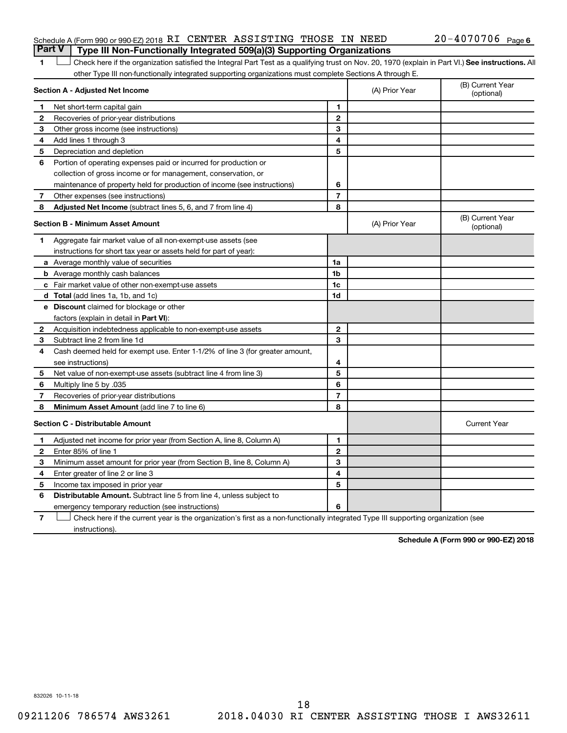Schedule A (Form 990 or 990-EZ) 2018 RI CENTER ASSISTING THOSE IN NEED 20-4070706 Page 6

## Part V Type III Non-Functionally Integrated 509(a)(3) Supporting Organizations

1 ☐ Check here if the organization satisfied the Integral Part Test as a qualifying trust on Nov. 20, 1970 (explain in Part VI.) **See instructions.** All other Type III non-functionally integrated supporting organizations must complete Sections A through E.

| **Section A - Adjusted Net Income** | | (A) Prior Year | (B) Current Year (optional) |
|---|---|---|---|
| 1 Net short-term capital gain | 1 | | |
| 2 Recoveries of prior-year distributions | 2 | | |
| 3 Other gross income (see instructions) | 3 | | |
| 4 Add lines 1 through 3 | 4 | | |
| 5 Depreciation and depletion | 5 | | |
| 6 Portion of operating expenses paid or incurred for production or collection of gross income or for management, conservation, or maintenance of property held for production of income (see instructions) | 6 | | |
| 7 Other expenses (see instructions) | 7 | | |
| 8 **Adjusted Net Income** (subtract lines 5, 6, and 7 from line 4) | 8 | | |

| **Section B - Minimum Asset Amount** | | (A) Prior Year | (B) Current Year (optional) |
|---|---|---|---|
| 1 Aggregate fair market value of all non-exempt-use assets (see instructions for short tax year or assets held for part of year): | | | |
| a Average monthly value of securities | 1a | | |
| b Average monthly cash balances | 1b | | |
| c Fair market value of other non-exempt-use assets | 1c | | |
| d **Total** (add lines 1a, 1b, and 1c) | 1d | | |
| e **Discount** claimed for blockage or other factors (explain in detail in **Part VI**): | | | |
| 2 Acquisition indebtedness applicable to non-exempt-use assets | 2 | | |
| 3 Subtract line 2 from line 1d | 3 | | |
| 4 Cash deemed held for exempt use. Enter 1-1/2% of line 3 (for greater amount, see instructions) | 4 | | |
| 5 Net value of non-exempt-use assets (subtract line 4 from line 3) | 5 | | |
| 6 Multiply line 5 by .035 | 6 | | |
| 7 Recoveries of prior-year distributions | 7 | | |
| 8 **Minimum Asset Amount** (add line 7 to line 6) | 8 | | |

| **Section C - Distributable Amount** | | | Current Year |
|---|---|---|---|
| 1 Adjusted net income for prior year (from Section A, line 8, Column A) | 1 | | |
| 2 Enter 85% of line 1 | 2 | | |
| 3 Minimum asset amount for prior year (from Section B, line 8, Column A) | 3 | | |
| 4 Enter greater of line 2 or line 3 | 4 | | |
| 5 Income tax imposed in prior year | 5 | | |
| 6 **Distributable Amount.** Subtract line 5 from line 4, unless subject to emergency temporary reduction (see instructions) | 6 | | |

7 ☐ Check here if the current year is the organization's first as a non-functionally integrated Type III supporting organization (see instructions).

**Schedule A (Form 990 or 990-EZ) 2018**

832026 10-11-18

09211206 786574 AWS3261 2018.04030 RI CENTER ASSISTING THOSE I AWS32611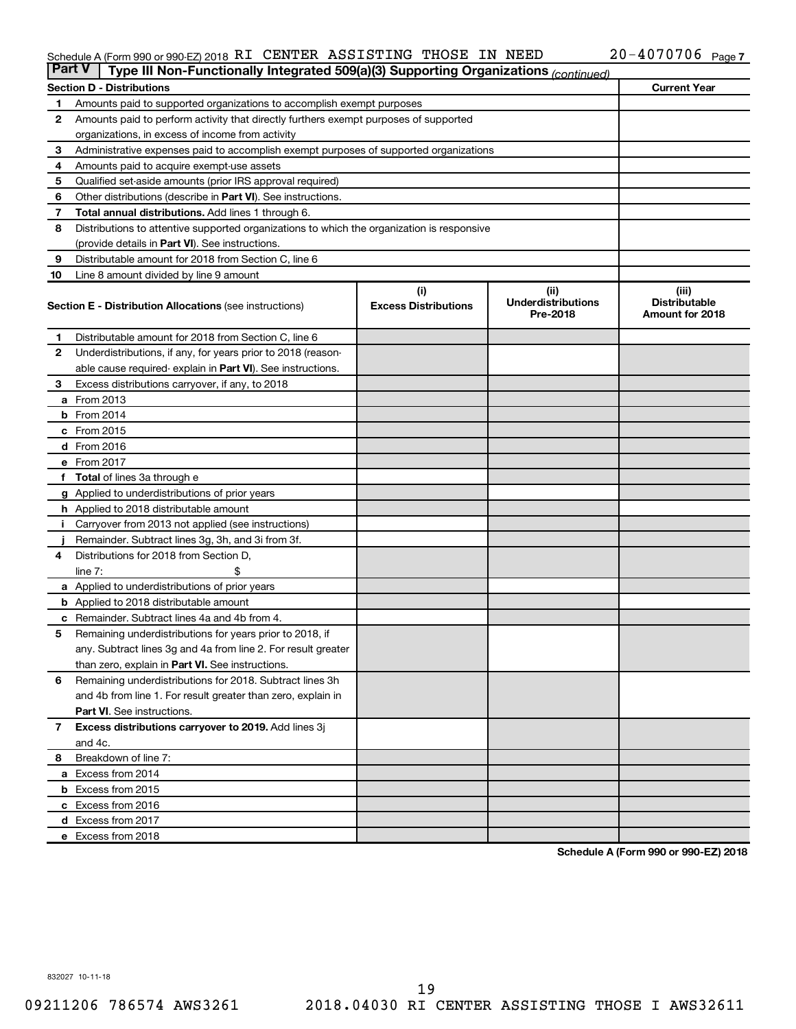Schedule A (Form 990 or 990-EZ) 2018 RI CENTER ASSISTING THOSE IN NEED 20-4070706 Page 7

**Part V | Type III Non-Functionally Integrated 509(a)(3) Supporting Organizations** *(continued)*

| | **Section D - Distributions** | **Current Year** |
|---|---|---|
| 1 | Amounts paid to supported organizations to accomplish exempt purposes | |
| 2 | Amounts paid to perform activity that directly furthers exempt purposes of supported organizations, in excess of income from activity | |
| 3 | Administrative expenses paid to accomplish exempt purposes of supported organizations | |
| 4 | Amounts paid to acquire exempt-use assets | |
| 5 | Qualified set-aside amounts (prior IRS approval required) | |
| 6 | Other distributions (describe in **Part VI**). See instructions. | |
| 7 | **Total annual distributions.** Add lines 1 through 6. | |
| 8 | Distributions to attentive supported organizations to which the organization is responsive (provide details in **Part VI**). See instructions. | |
| 9 | Distributable amount for 2018 from Section C, line 6 | |
| 10 | Line 8 amount divided by line 9 amount | |

| | **Section E - Distribution Allocations** (see instructions) | (i) **Excess Distributions** | (ii) **Underdistributions Pre-2018** | (iii) **Distributable Amount for 2018** |
|---|---|---|---|---|
| 1 | Distributable amount for 2018 from Section C, line 6 | | | |
| 2 | Underdistributions, if any, for years prior to 2018 (reasonable cause required- explain in **Part VI**). See instructions. | | | |
| 3 | Excess distributions carryover, if any, to 2018 | | | |
| a | From 2013 | | | |
| b | From 2014 | | | |
| c | From 2015 | | | |
| d | From 2016 | | | |
| e | From 2017 | | | |
| f | **Total** of lines 3a through e | | | |
| g | Applied to underdistributions of prior years | | | |
| h | Applied to 2018 distributable amount | | | |
| i | Carryover from 2013 not applied (see instructions) | | | |
| j | Remainder. Subtract lines 3g, 3h, and 3i from 3f. | | | |
| 4 | Distributions for 2018 from Section D, line 7: $ | | | |
| a | Applied to underdistributions of prior years | | | |
| b | Applied to 2018 distributable amount | | | |
| c | Remainder. Subtract lines 4a and 4b from 4. | | | |
| 5 | Remaining underdistributions for years prior to 2018, if any. Subtract lines 3g and 4a from line 2. For result greater than zero, explain in **Part VI.** See instructions. | | | |
| 6 | Remaining underdistributions for 2018. Subtract lines 3h and 4b from line 1. For result greater than zero, explain in **Part VI**. See instructions. | | | |
| 7 | **Excess distributions carryover to 2019.** Add lines 3j and 4c. | | | |
| 8 | Breakdown of line 7: | | | |
| a | Excess from 2014 | | | |
| b | Excess from 2015 | | | |
| c | Excess from 2016 | | | |
| d | Excess from 2017 | | | |
| e | Excess from 2018 | | | |

**Schedule A (Form 990 or 990-EZ) 2018**

832027 10-11-18

09211206 786574 AWS3261 2018.04030 RI CENTER ASSISTING THOSE I AWS32611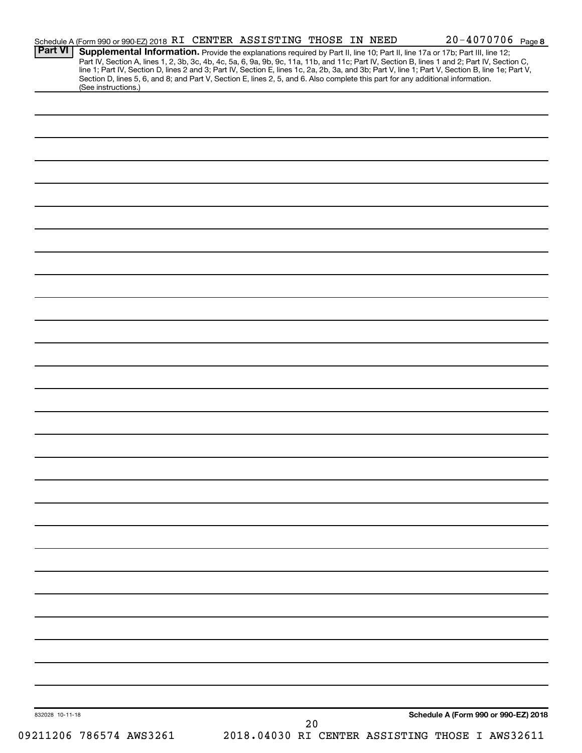Schedule A (Form 990 or 990-EZ) 2018 RI CENTER ASSISTING THOSE IN NEED 20-4070706 Page 8

**Part VI** **Supplemental Information.** Provide the explanations required by Part II, line 10; Part II, line 17a or 17b; Part III, line 12; Part IV, Section A, lines 1, 2, 3b, 3c, 4b, 4c, 5a, 6, 9a, 9b, 9c, 11a, 11b, and 11c; Part IV, Section B, lines 1 and 2; Part IV, Section C, line 1; Part IV, Section D, lines 2 and 3; Part IV, Section E, lines 1c, 2a, 2b, 3a, and 3b; Part V, line 1; Part V, Section B, line 1e; Part V, Section D, lines 5, 6, and 8; and Part V, Section E, lines 2, 5, and 6. Also complete this part for any additional information. (See instructions.)

832028 10-11-18

**Schedule A (Form 990 or 990-EZ) 2018**

09211206 786574 AWS3261 2018.04030 RI CENTER ASSISTING THOSE I AWS32611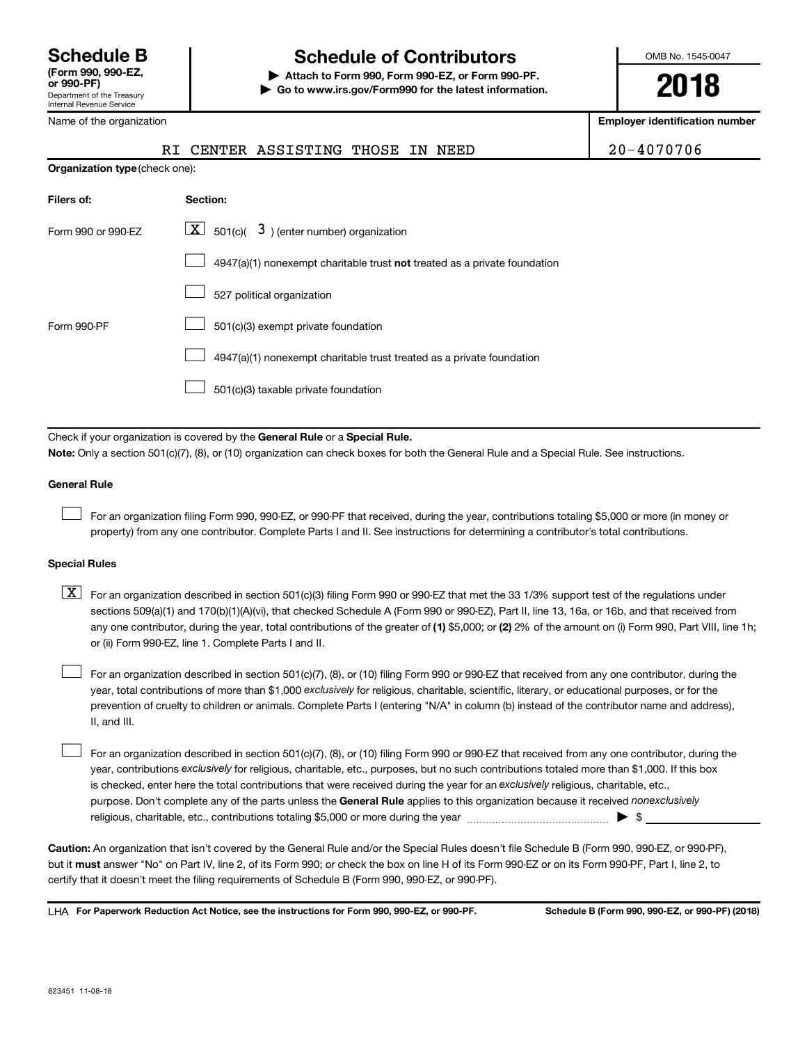# Schedule B

**(Form 990, 990-EZ, or 990-PF)**

Department of the Treasury
Internal Revenue Service

# Schedule of Contributors

▶ **Attach to Form 990, Form 990-EZ, or Form 990-PF.**

▶ **Go to www.irs.gov/Form990 for the latest information.**

OMB No. 1545-0047

**2018**

Name of the organization: RI CENTER ASSISTING THOSE IN NEED

**Employer identification number:** 20-4070706

**Organization type** (check one):

| Filers of: | Section: |
|---|---|
| Form 990 or 990-EZ | [X] 501(c)( 3 ) (enter number) organization |
| | [ ] 4947(a)(1) nonexempt charitable trust **not** treated as a private foundation |
| | [ ] 527 political organization |
| Form 990-PF | [ ] 501(c)(3) exempt private foundation |
| | [ ] 4947(a)(1) nonexempt charitable trust treated as a private foundation |
| | [ ] 501(c)(3) taxable private foundation |

Check if your organization is covered by the **General Rule** or a **Special Rule.**

**Note:** Only a section 501(c)(7), (8), or (10) organization can check boxes for both the General Rule and a Special Rule. See instructions.

**General Rule**

[ ] For an organization filing Form 990, 990-EZ, or 990-PF that received, during the year, contributions totaling $5,000 or more (in money or property) from any one contributor. Complete Parts I and II. See instructions for determining a contributor's total contributions.

**Special Rules**

[X] For an organization described in section 501(c)(3) filing Form 990 or 990-EZ that met the 33 1/3% support test of the regulations under sections 509(a)(1) and 170(b)(1)(A)(vi), that checked Schedule A (Form 990 or 990-EZ), Part II, line 13, 16a, or 16b, and that received from any one contributor, during the year, total contributions of the greater of **(1)** $5,000; or **(2)** 2% of the amount on (i) Form 990, Part VIII, line 1h; or (ii) Form 990-EZ, line 1. Complete Parts I and II.

[ ] For an organization described in section 501(c)(7), (8), or (10) filing Form 990 or 990-EZ that received from any one contributor, during the year, total contributions of more than $1,000 *exclusively* for religious, charitable, scientific, literary, or educational purposes, or for the prevention of cruelty to children or animals. Complete Parts I (entering "N/A" in column (b) instead of the contributor name and address), II, and III.

[ ] For an organization described in section 501(c)(7), (8), or (10) filing Form 990 or 990-EZ that received from any one contributor, during the year, contributions *exclusively* for religious, charitable, etc., purposes, but no such contributions totaled more than $1,000. If this box is checked, enter here the total contributions that were received during the year for an *exclusively* religious, charitable, etc., purpose. Don't complete any of the parts unless the **General Rule** applies to this organization because it received *nonexclusively* religious, charitable, etc., contributions totaling $5,000 or more during the year ▶ $ ________

**Caution:** An organization that isn't covered by the General Rule and/or the Special Rules doesn't file Schedule B (Form 990, 990-EZ, or 990-PF), but it **must** answer "No" on Part IV, line 2, of its Form 990; or check the box on line H of its Form 990-EZ or on its Form 990-PF, Part I, line 2, to certify that it doesn't meet the filing requirements of Schedule B (Form 990, 990-EZ, or 990-PF).

LHA **For Paperwork Reduction Act Notice, see the instructions for Form 990, 990-EZ, or 990-PF.** **Schedule B (Form 990, 990-EZ, or 990-PF) (2018)**

823451 11-08-18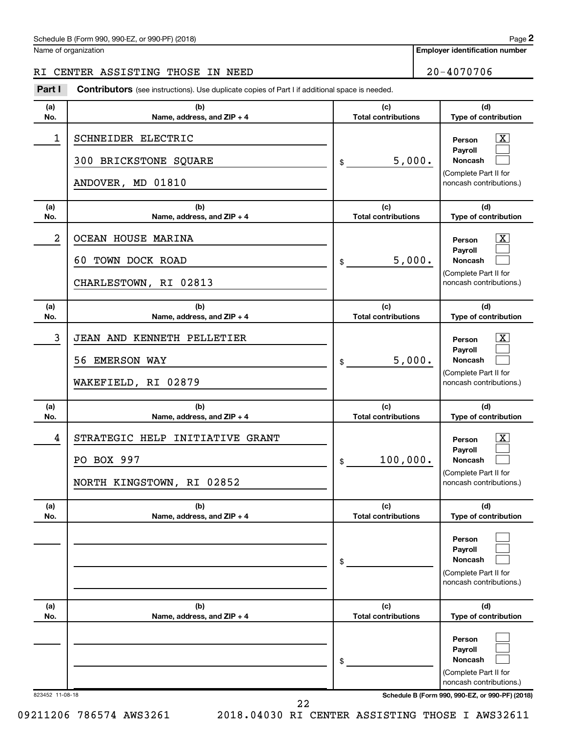Schedule B (Form 990, 990-EZ, or 990-PF) (2018) Page **2**

Name of organization: RI CENTER ASSISTING THOSE IN NEED

**Employer identification number:** 20-4070706

**Part I** **Contributors** (see instructions). Use duplicate copies of Part I if additional space is needed.

| (a) No. | (b) Name, address, and ZIP + 4 | (c) Total contributions | (d) Type of contribution |
|---|---|---|---|
| 1 | SCHNEIDER ELECTRIC<br>300 BRICKSTONE SQUARE<br>ANDOVER, MD 01810 | $ 5,000. | Person [X]<br>Payroll [ ]<br>Noncash [ ]<br>(Complete Part II for noncash contributions.) |
| 2 | OCEAN HOUSE MARINA<br>60 TOWN DOCK ROAD<br>CHARLESTOWN, RI 02813 | $ 5,000. | Person [X]<br>Payroll [ ]<br>Noncash [ ]<br>(Complete Part II for noncash contributions.) |
| 3 | JEAN AND KENNETH PELLETIER<br>56 EMERSON WAY<br>WAKEFIELD, RI 02879 | $ 5,000. | Person [X]<br>Payroll [ ]<br>Noncash [ ]<br>(Complete Part II for noncash contributions.) |
| 4 | STRATEGIC HELP INITIATIVE GRANT<br>PO BOX 997<br>NORTH KINGSTOWN, RI 02852 | $ 100,000. | Person [X]<br>Payroll [ ]<br>Noncash [ ]<br>(Complete Part II for noncash contributions.) |
| | | $ | Person [ ]<br>Payroll [ ]<br>Noncash [ ]<br>(Complete Part II for noncash contributions.) |
| | | $ | Person [ ]<br>Payroll [ ]<br>Noncash [ ]<br>(Complete Part II for noncash contributions.) |

823452 11-08-18 **Schedule B (Form 990, 990-EZ, or 990-PF) (2018)**

09211206 786574 AWS3261 2018.04030 RI CENTER ASSISTING THOSE I AWS32611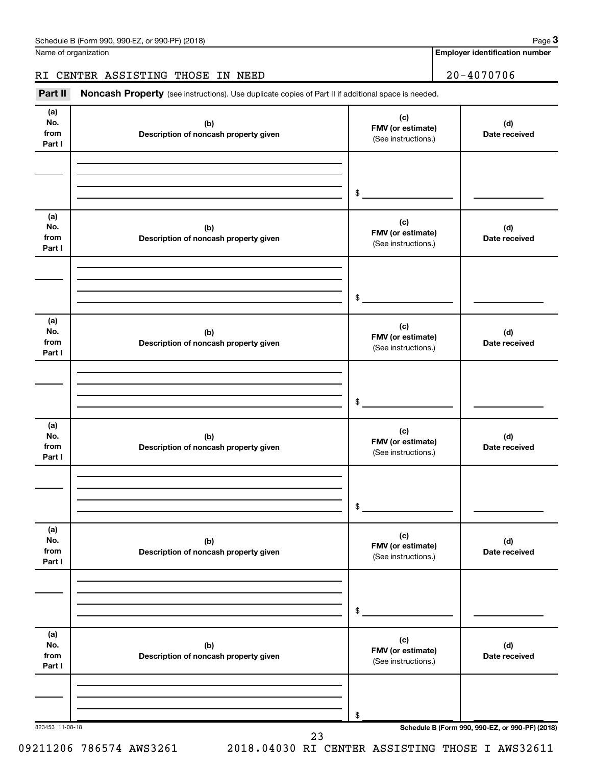Name of organization

RI CENTER ASSISTING THOSE IN NEED

**Employer identification number**

20-4070706

**Part II** **Noncash Property** (see instructions). Use duplicate copies of Part II if additional space is needed.

| (a) No. from Part I | (b) Description of noncash property given | (c) FMV (or estimate) (See instructions.) | (d) Date received |
|---|---|---|---|
| | | $ | |

| (a) No. from Part I | (b) Description of noncash property given | (c) FMV (or estimate) (See instructions.) | (d) Date received |
|---|---|---|---|
| | | $ | |

| (a) No. from Part I | (b) Description of noncash property given | (c) FMV (or estimate) (See instructions.) | (d) Date received |
|---|---|---|---|
| | | $ | |

| (a) No. from Part I | (b) Description of noncash property given | (c) FMV (or estimate) (See instructions.) | (d) Date received |
|---|---|---|---|
| | | $ | |

| (a) No. from Part I | (b) Description of noncash property given | (c) FMV (or estimate) (See instructions.) | (d) Date received |
|---|---|---|---|
| | | $ | |

| (a) No. from Part I | (b) Description of noncash property given | (c) FMV (or estimate) (See instructions.) | (d) Date received |
|---|---|---|---|
| | | $ | |

823453 11-08-18

09211206 786574 AWS3261 2018.04030 RI CENTER ASSISTING THOSE I AWS32611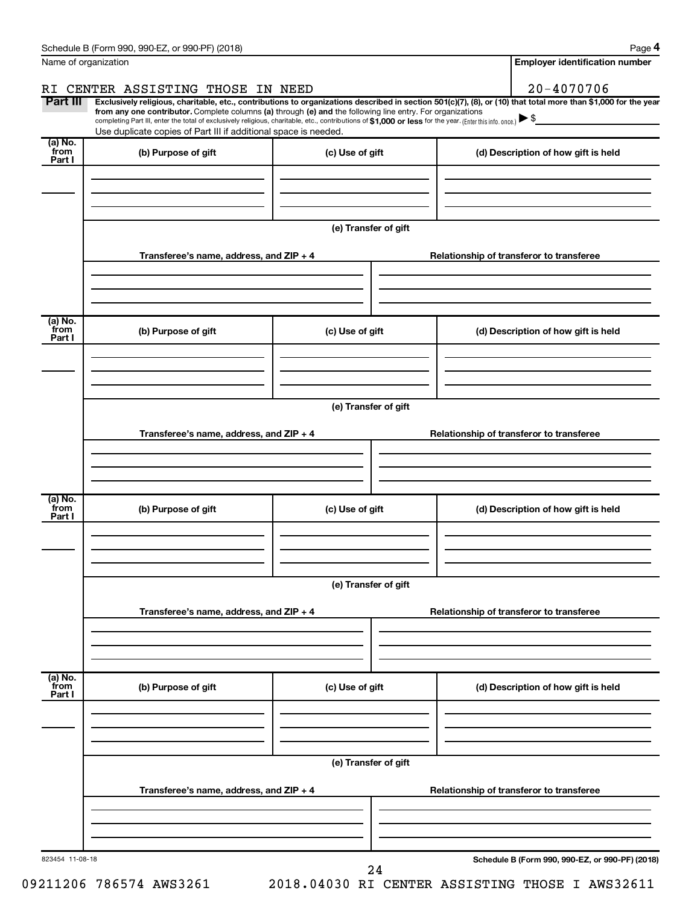Name of organization

RI CENTER ASSISTING THOSE IN NEED

**Employer identification number**

20-4070706

**Part III** **Exclusively religious, charitable, etc., contributions to organizations described in section 501(c)(7), (8), or (10) that total more than $1,000 for the year from any one contributor.** Complete columns **(a)** through **(e)** and the following line entry. For organizations completing Part III, enter the total of exclusively religious, charitable, etc., contributions of **$1,000 or less** for the year. (Enter this info. once.) ▶ $

Use duplicate copies of Part III if additional space is needed.

| (a) No. from Part I | (b) Purpose of gift | (c) Use of gift | (d) Description of how gift is held |
|---|---|---|---|
| | | | |

**(e) Transfer of gift**

| Transferee's name, address, and ZIP + 4 | Relationship of transferor to transferee |
|---|---|
| | |

| (a) No. from Part I | (b) Purpose of gift | (c) Use of gift | (d) Description of how gift is held |
|---|---|---|---|
| | | | |

**(e) Transfer of gift**

| Transferee's name, address, and ZIP + 4 | Relationship of transferor to transferee |
|---|---|
| | |

| (a) No. from Part I | (b) Purpose of gift | (c) Use of gift | (d) Description of how gift is held |
|---|---|---|---|
| | | | |

**(e) Transfer of gift**

| Transferee's name, address, and ZIP + 4 | Relationship of transferor to transferee |
|---|---|
| | |

| (a) No. from Part I | (b) Purpose of gift | (c) Use of gift | (d) Description of how gift is held |
|---|---|---|---|
| | | | |

**(e) Transfer of gift**

| Transferee's name, address, and ZIP + 4 | Relationship of transferor to transferee |
|---|---|
| | |

823454 11-08-18

**Schedule B (Form 990, 990-EZ, or 990-PF) (2018)**

09211206 786574 AWS3261 2018.04030 RI CENTER ASSISTING THOSE I AWS32611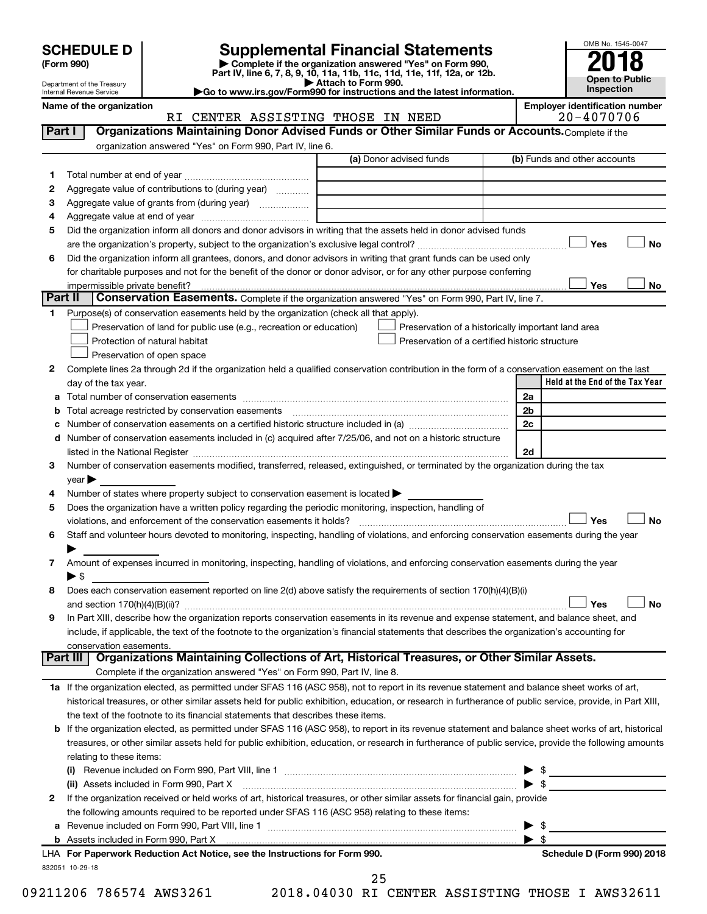# SCHEDULE D (Form 990)

Department of the Treasury
Internal Revenue Service

## Supplemental Financial Statements

▶ Complete if the organization answered "Yes" on Form 990, Part IV, line 6, 7, 8, 9, 10, 11a, 11b, 11c, 11d, 11e, 11f, 12a, or 12b.
▶ Attach to Form 990.
▶Go to www.irs.gov/Form990 for instructions and the latest information.

OMB No. 1545-0047
**2018**
**Open to Public Inspection**

**Name of the organization:** RI CENTER ASSISTING THOSE IN NEED
**Employer identification number:** 20-4070706

### Part I — Organizations Maintaining Donor Advised Funds or Other Similar Funds or Accounts. Complete if the organization answered "Yes" on Form 990, Part IV, line 6.

| | | (a) Donor advised funds | (b) Funds and other accounts |
|---|---|---|---|
| 1 | Total number at end of year | | |
| 2 | Aggregate value of contributions to (during year) | | |
| 3 | Aggregate value of grants from (during year) | | |
| 4 | Aggregate value at end of year | | |

5 Did the organization inform all donors and donor advisors in writing that the assets held in donor advised funds are the organization's property, subject to the organization's exclusive legal control? ☐ Yes ☐ No

6 Did the organization inform all grantees, donors, and donor advisors in writing that grant funds can be used only for charitable purposes and not for the benefit of the donor or donor advisor, or for any other purpose conferring impermissible private benefit? ☐ Yes ☐ No

### Part II — Conservation Easements. Complete if the organization answered "Yes" on Form 990, Part IV, line 7.

1 Purpose(s) of conservation easements held by the organization (check all that apply).
- ☐ Preservation of land for public use (e.g., recreation or education)
- ☐ Protection of natural habitat
- ☐ Preservation of open space
- ☐ Preservation of a historically important land area
- ☐ Preservation of a certified historic structure

2 Complete lines 2a through 2d if the organization held a qualified conservation contribution in the form of a conservation easement on the last day of the tax year.

| | | | Held at the End of the Tax Year |
|---|---|---|---|
| a | Total number of conservation easements | 2a | |
| b | Total acreage restricted by conservation easements | 2b | |
| c | Number of conservation easements on a certified historic structure included in (a) | 2c | |
| d | Number of conservation easements included in (c) acquired after 7/25/06, and not on a historic structure listed in the National Register | 2d | |

3 Number of conservation easements modified, transferred, released, extinguished, or terminated by the organization during the tax year ▶

4 Number of states where property subject to conservation easement is located ▶

5 Does the organization have a written policy regarding the periodic monitoring, inspection, handling of violations, and enforcement of the conservation easements it holds? ☐ Yes ☐ No

6 Staff and volunteer hours devoted to monitoring, inspecting, handling of violations, and enforcing conservation easements during the year ▶

7 Amount of expenses incurred in monitoring, inspecting, handling of violations, and enforcing conservation easements during the year ▶ $

8 Does each conservation easement reported on line 2(d) above satisfy the requirements of section 170(h)(4)(B)(i) and section 170(h)(4)(B)(ii)? ☐ Yes ☐ No

9 In Part XIII, describe how the organization reports conservation easements in its revenue and expense statement, and balance sheet, and include, if applicable, the text of the footnote to the organization's financial statements that describes the organization's accounting for conservation easements.

### Part III — Organizations Maintaining Collections of Art, Historical Treasures, or Other Similar Assets. Complete if the organization answered "Yes" on Form 990, Part IV, line 8.

1a If the organization elected, as permitted under SFAS 116 (ASC 958), not to report in its revenue statement and balance sheet works of art, historical treasures, or other similar assets held for public exhibition, education, or research in furtherance of public service, provide, in Part XIII, the text of the footnote to its financial statements that describes these items.

b If the organization elected, as permitted under SFAS 116 (ASC 958), to report in its revenue statement and balance sheet works of art, historical treasures, or other similar assets held for public exhibition, education, or research in furtherance of public service, provide the following amounts relating to these items:

(i) Revenue included on Form 990, Part VIII, line 1 ▶ $

(ii) Assets included in Form 990, Part X ▶ $

2 If the organization received or held works of art, historical treasures, or other similar assets for financial gain, provide the following amounts required to be reported under SFAS 116 (ASC 958) relating to these items:

a Revenue included on Form 990, Part VIII, line 1 ▶ $

b Assets included in Form 990, Part X ▶ $

LHA For Paperwork Reduction Act Notice, see the Instructions for Form 990. — Schedule D (Form 990) 2018

832051 10-29-18

09211206 786574 AWS3261 2018.04030 RI CENTER ASSISTING THOSE I AWS32611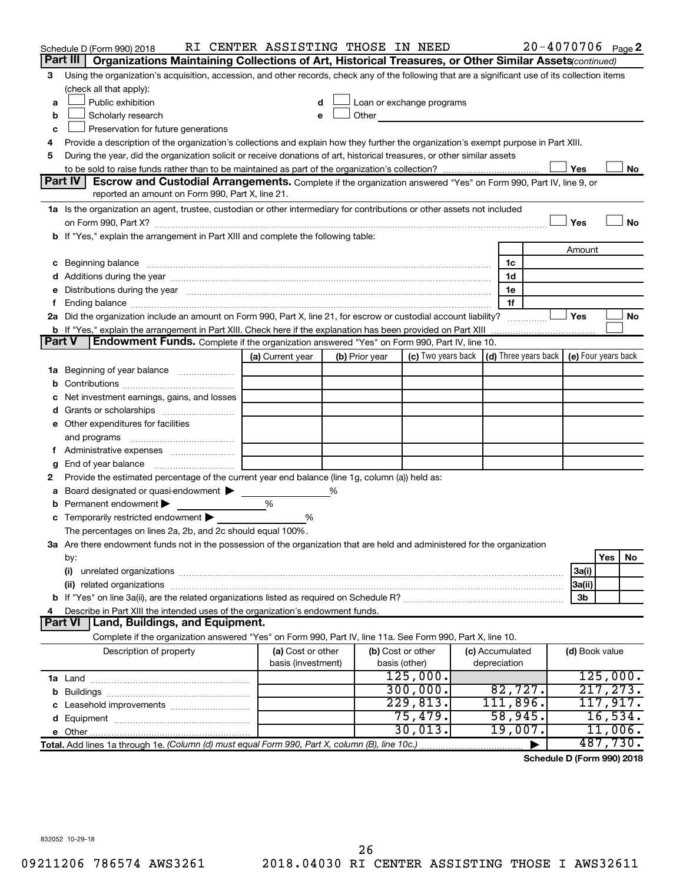Schedule D (Form 990) 2018 RI CENTER ASSISTING THOSE IN NEED 20-4070706 Page 2

## Part III Organizations Maintaining Collections of Art, Historical Treasures, or Other Similar Assets *(continued)*

3 Using the organization's acquisition, accession, and other records, check any of the following that are a significant use of its collection items (check all that apply):

- a ☐ Public exhibition
- b ☐ Scholarly research
- c ☐ Preservation for future generations
- d ☐ Loan or exchange programs
- e ☐ Other

4 Provide a description of the organization's collections and explain how they further the organization's exempt purpose in Part XIII.

5 During the year, did the organization solicit or receive donations of art, historical treasures, or other similar assets to be sold to raise funds rather than to be maintained as part of the organization's collection? ☐ Yes ☐ No

## Part IV Escrow and Custodial Arrangements.

Complete if the organization answered "Yes" on Form 990, Part IV, line 9, or reported an amount on Form 990, Part X, line 21.

1a Is the organization an agent, trustee, custodian or other intermediary for contributions or other assets not included on Form 990, Part X? ☐ Yes ☐ No

b If "Yes," explain the arrangement in Part XIII and complete the following table:

| | | Amount |
|---|---|---|
| c Beginning balance | 1c | |
| d Additions during the year | 1d | |
| e Distributions during the year | 1e | |
| f Ending balance | 1f | |

2a Did the organization include an amount on Form 990, Part X, line 21, for escrow or custodial account liability? ☐ Yes ☐ No

b If "Yes," explain the arrangement in Part XIII. Check here if the explanation has been provided on Part XIII ☐

## Part V Endowment Funds.

Complete if the organization answered "Yes" on Form 990, Part IV, line 10.

| | (a) Current year | (b) Prior year | (c) Two years back | (d) Three years back | (e) Four years back |
|---|---|---|---|---|---|
| 1a Beginning of year balance | | | | | |
| b Contributions | | | | | |
| c Net investment earnings, gains, and losses | | | | | |
| d Grants or scholarships | | | | | |
| e Other expenditures for facilities and programs | | | | | |
| f Administrative expenses | | | | | |
| g End of year balance | | | | | |

2 Provide the estimated percentage of the current year end balance (line 1g, column (a)) held as:

- a Board designated or quasi-endowment ▶ %
- b Permanent endowment ▶ %
- c Temporarily restricted endowment ▶ %

The percentages on lines 2a, 2b, and 2c should equal 100%.

3a Are there endowment funds not in the possession of the organization that are held and administered for the organization by:

| | | Yes | No |
|---|---|---|---|
| (i) unrelated organizations | 3a(i) | | |
| (ii) related organizations | 3a(ii) | | |
| b If "Yes" on line 3a(ii), are the related organizations listed as required on Schedule R? | 3b | | |

4 Describe in Part XIII the intended uses of the organization's endowment funds.

## Part VI Land, Buildings, and Equipment.

Complete if the organization answered "Yes" on Form 990, Part IV, line 11a. See Form 990, Part X, line 10.

| Description of property | (a) Cost or other basis (investment) | (b) Cost or other basis (other) | (c) Accumulated depreciation | (d) Book value |
|---|---|---|---|---|
| 1a Land | | 125,000. | | 125,000. |
| b Buildings | | 300,000. | 82,727. | 217,273. |
| c Leasehold improvements | | 229,813. | 111,896. | 117,917. |
| d Equipment | | 75,479. | 58,945. | 16,534. |
| e Other | | 30,013. | 19,007. | 11,006. |
| Total. Add lines 1a through 1e. *(Column (d) must equal Form 990, Part X, column (B), line 10c.)* | | | ▶ | 487,730. |

Schedule D (Form 990) 2018

832052 10-29-18

09211206 786574 AWS3261 2018.04030 RI CENTER ASSISTING THOSE I AWS32611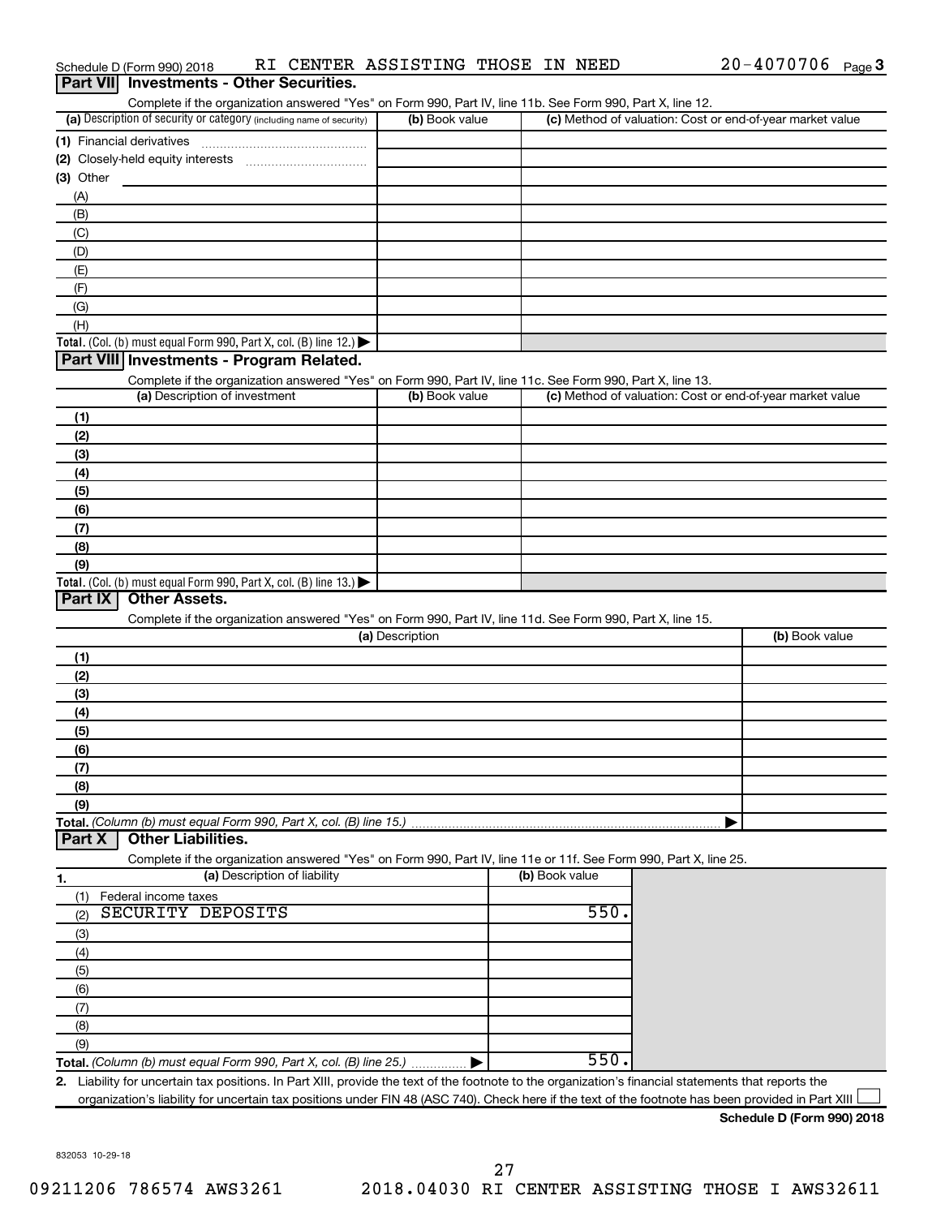Schedule D (Form 990) 2018 RI CENTER ASSISTING THOSE IN NEED 20-4070706 Page 3

## Part VII Investments - Other Securities.

Complete if the organization answered "Yes" on Form 990, Part IV, line 11b. See Form 990, Part X, line 12.

| (a) Description of security or category (including name of security) | (b) Book value | (c) Method of valuation: Cost or end-of-year market value |
|---|---|---|
| (1) Financial derivatives | | |
| (2) Closely-held equity interests | | |
| (3) Other | | |
| (A) | | |
| (B) | | |
| (C) | | |
| (D) | | |
| (E) | | |
| (F) | | |
| (G) | | |
| (H) | | |
| **Total.** (Col. (b) must equal Form 990, Part X, col. (B) line 12.) ▶ | | |

## Part VIII Investments - Program Related.

Complete if the organization answered "Yes" on Form 990, Part IV, line 11c. See Form 990, Part X, line 13.

| (a) Description of investment | (b) Book value | (c) Method of valuation: Cost or end-of-year market value |
|---|---|---|
| (1) | | |
| (2) | | |
| (3) | | |
| (4) | | |
| (5) | | |
| (6) | | |
| (7) | | |
| (8) | | |
| (9) | | |
| **Total.** (Col. (b) must equal Form 990, Part X, col. (B) line 13.) ▶ | | |

## Part IX Other Assets.

Complete if the organization answered "Yes" on Form 990, Part IV, line 11d. See Form 990, Part X, line 15.

| (a) Description | (b) Book value |
|---|---|
| (1) | |
| (2) | |
| (3) | |
| (4) | |
| (5) | |
| (6) | |
| (7) | |
| (8) | |
| (9) | |
| **Total.** *(Column (b) must equal Form 990, Part X, col. (B) line 15.)* ▶ | |

## Part X Other Liabilities.

Complete if the organization answered "Yes" on Form 990, Part IV, line 11e or 11f. See Form 990, Part X, line 25.

| 1. (a) Description of liability | (b) Book value |
|---|---|
| (1) Federal income taxes | |
| (2) SECURITY DEPOSITS | 550. |
| (3) | |
| (4) | |
| (5) | |
| (6) | |
| (7) | |
| (8) | |
| (9) | |
| **Total.** *(Column (b) must equal Form 990, Part X, col. (B) line 25.)* ▶ | 550. |

2. Liability for uncertain tax positions. In Part XIII, provide the text of the footnote to the organization's financial statements that reports the organization's liability for uncertain tax positions under FIN 48 (ASC 740). Check here if the text of the footnote has been provided in Part XIII ☐

**Schedule D (Form 990) 2018**

832053 10-29-18

09211206 786574 AWS3261 2018.04030 RI CENTER ASSISTING THOSE I AWS32611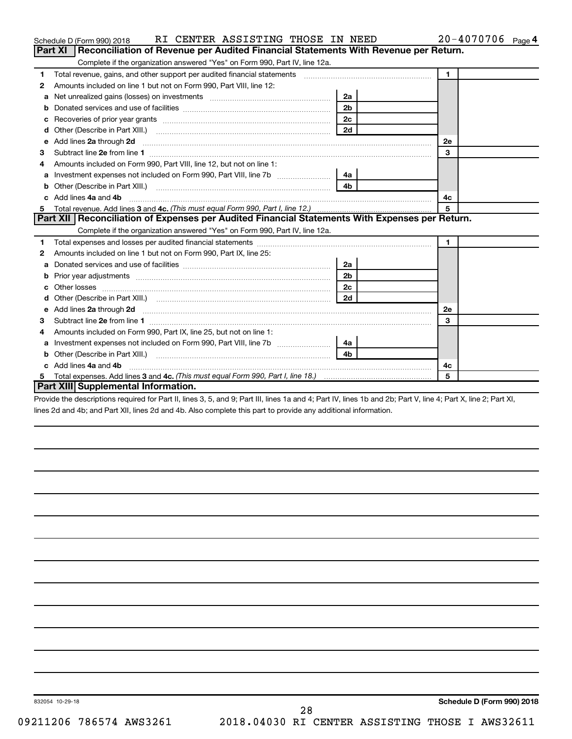Schedule D (Form 990) 2018 RI CENTER ASSISTING THOSE IN NEED 20-4070706 Page 4

## Part XI Reconciliation of Revenue per Audited Financial Statements With Revenue per Return.

Complete if the organization answered "Yes" on Form 990, Part IV, line 12a.

| | | | | | |
|---|---|---|---|---|---|
| 1 | Total revenue, gains, and other support per audited financial statements | | | 1 | |
| 2 | Amounts included on line 1 but not on Form 990, Part VIII, line 12: | | | | |
| a | Net unrealized gains (losses) on investments | 2a | | | |
| b | Donated services and use of facilities | 2b | | | |
| c | Recoveries of prior year grants | 2c | | | |
| d | Other (Describe in Part XIII.) | 2d | | | |
| e | Add lines **2a** through **2d** | | | 2e | |
| 3 | Subtract line **2e** from line **1** | | | 3 | |
| 4 | Amounts included on Form 990, Part VIII, line 12, but not on line 1: | | | | |
| a | Investment expenses not included on Form 990, Part VIII, line 7b | 4a | | | |
| b | Other (Describe in Part XIII.) | 4b | | | |
| c | Add lines **4a** and **4b** | | | 4c | |
| 5 | Total revenue. Add lines **3** and **4c.** *(This must equal Form 990, Part I, line 12.)* | | | 5 | |

## Part XII Reconciliation of Expenses per Audited Financial Statements With Expenses per Return.

Complete if the organization answered "Yes" on Form 990, Part IV, line 12a.

| | | | | | |
|---|---|---|---|---|---|
| 1 | Total expenses and losses per audited financial statements | | | 1 | |
| 2 | Amounts included on line 1 but not on Form 990, Part IX, line 25: | | | | |
| a | Donated services and use of facilities | 2a | | | |
| b | Prior year adjustments | 2b | | | |
| c | Other losses | 2c | | | |
| d | Other (Describe in Part XIII.) | 2d | | | |
| e | Add lines **2a** through **2d** | | | 2e | |
| 3 | Subtract line **2e** from line **1** | | | 3 | |
| 4 | Amounts included on Form 990, Part IX, line 25, but not on line 1: | | | | |
| a | Investment expenses not included on Form 990, Part VIII, line 7b | 4a | | | |
| b | Other (Describe in Part XIII.) | 4b | | | |
| c | Add lines **4a** and **4b** | | | 4c | |
| 5 | Total expenses. Add lines **3** and **4c.** *(This must equal Form 990, Part I, line 18.)* | | | 5 | |

## Part XIII Supplemental Information.

Provide the descriptions required for Part II, lines 3, 5, and 9; Part III, lines 1a and 4; Part IV, lines 1b and 2b; Part V, line 4; Part X, line 2; Part XI, lines 2d and 4b; and Part XII, lines 2d and 4b. Also complete this part to provide any additional information.

832054 10-29-18 **Schedule D (Form 990) 2018**

09211206 786574 AWS3261 2018.04030 RI CENTER ASSISTING THOSE I AWS32611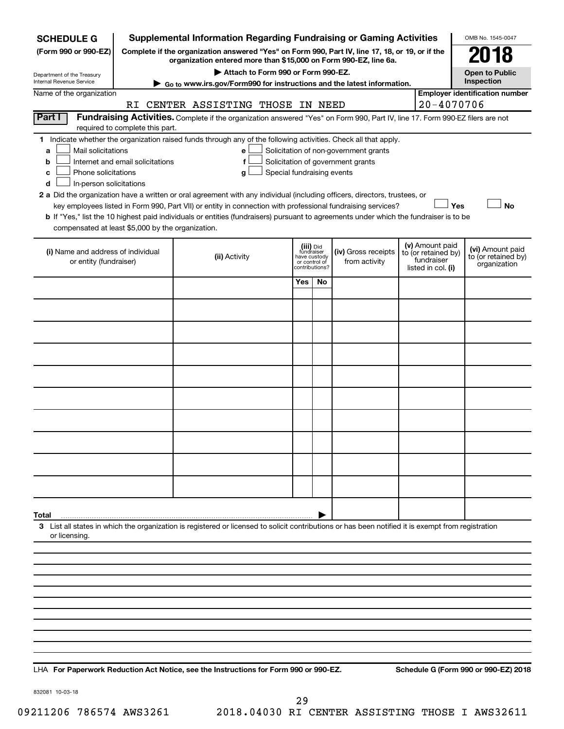**SCHEDULE G (Form 990 or 990-EZ)**

Department of the Treasury
Internal Revenue Service

# Supplemental Information Regarding Fundraising or Gaming Activities

**Complete if the organization answered "Yes" on Form 990, Part IV, line 17, 18, or 19, or if the organization entered more than $15,000 on Form 990-EZ, line 6a.**

**▶ Attach to Form 990 or Form 990-EZ.**

**▶ Go to www.irs.gov/Form990 for instructions and the latest information.**

OMB No. 1545-0047

**2018**

**Open to Public Inspection**

Name of the organization: RI CENTER ASSISTING THOSE IN NEED

**Employer identification number:** 20-4070706

**Part I** **Fundraising Activities.** Complete if the organization answered "Yes" on Form 990, Part IV, line 17. Form 990-EZ filers are not required to complete this part.

**1** Indicate whether the organization raised funds through any of the following activities. Check all that apply.

- **a** ☐ Mail solicitations
- **b** ☐ Internet and email solicitations
- **c** ☐ Phone solicitations
- **d** ☐ In-person solicitations
- **e** ☐ Solicitation of non-government grants
- **f** ☐ Solicitation of government grants
- **g** ☐ Special fundraising events

**2 a** Did the organization have a written or oral agreement with any individual (including officers, directors, trustees, or key employees listed in Form 990, Part VII) or entity in connection with professional fundraising services? ☐ **Yes** ☐ **No**

**b** If "Yes," list the 10 highest paid individuals or entities (fundraisers) pursuant to agreements under which the fundraiser is to be compensated at least $5,000 by the organization.

| (i) Name and address of individual or entity (fundraiser) | (ii) Activity | (iii) Did fundraiser have custody or control of contributions? | | (iv) Gross receipts from activity | (v) Amount paid to (or retained by) fundraiser listed in col. (i) | (vi) Amount paid to (or retained by) organization |
|---|---|---|---|---|---|---|
| | | Yes | No | | | |
| | | | | | | |
| | | | | | | |
| | | | | | | |
| | | | | | | |
| | | | | | | |
| | | | | | | |
| | | | | | | |
| | | | | | | |
| | | | | | | |
| | | | | | | |
| **Total** | | | ▶ | | | |

**3** List all states in which the organization is registered or licensed to solicit contributions or has been notified it is exempt from registration or licensing.

LHA **For Paperwork Reduction Act Notice, see the Instructions for Form 990 or 990-EZ.** **Schedule G (Form 990 or 990-EZ) 2018**

832081 10-03-18

09211206 786574 AWS3261 2018.04030 RI CENTER ASSISTING THOSE I AWS32611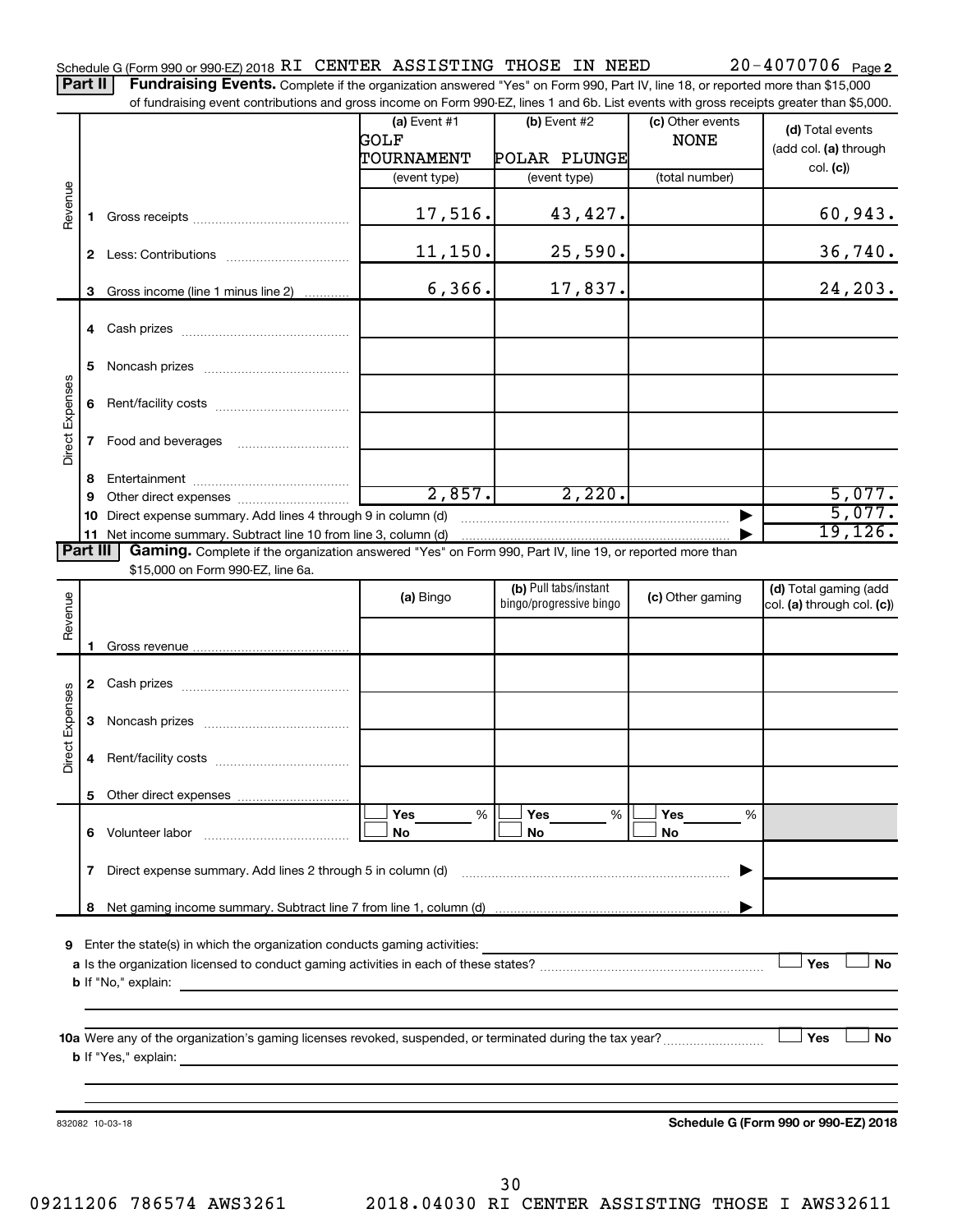Schedule G (Form 990 or 990-EZ) 2018 RI CENTER ASSISTING THOSE IN NEED 20-4070706 Page 2

**Part II** **Fundraising Events.** Complete if the organization answered "Yes" on Form 990, Part IV, line 18, or reported more than $15,000 of fundraising event contributions and gross income on Form 990-EZ, lines 1 and 6b. List events with gross receipts greater than $5,000.

| | | (a) Event #1 GOLF TOURNAMENT (event type) | (b) Event #2 POLAR PLUNGE (event type) | (c) Other events NONE (total number) | (d) Total events (add col. (a) through col. (c)) |
|---|---|---|---|---|---|
| Revenue | 1 Gross receipts | 17,516. | 43,427. | | 60,943. |
| | 2 Less: Contributions | 11,150. | 25,590. | | 36,740. |
| | 3 Gross income (line 1 minus line 2) | 6,366. | 17,837. | | 24,203. |
| Direct Expenses | 4 Cash prizes | | | | |
| | 5 Noncash prizes | | | | |
| | 6 Rent/facility costs | | | | |
| | 7 Food and beverages | | | | |
| | 8 Entertainment | | | | |
| | 9 Other direct expenses | 2,857. | 2,220. | | 5,077. |
| | 10 Direct expense summary. Add lines 4 through 9 in column (d) | | | | 5,077. |
| | 11 Net income summary. Subtract line 10 from line 3, column (d) | | | | 19,126. |

**Part III** **Gaming.** Complete if the organization answered "Yes" on Form 990, Part IV, line 19, or reported more than $15,000 on Form 990-EZ, line 6a.

| | | (a) Bingo | (b) Pull tabs/instant bingo/progressive bingo | (c) Other gaming | (d) Total gaming (add col. (a) through col. (c)) |
|---|---|---|---|---|---|
| Revenue | 1 Gross revenue | | | | |
| Direct Expenses | 2 Cash prizes | | | | |
| | 3 Noncash prizes | | | | |
| | 4 Rent/facility costs | | | | |
| | 5 Other direct expenses | | | | |
| | 6 Volunteer labor | Yes ___ % / No | Yes ___ % / No | Yes ___ % / No | |
| | 7 Direct expense summary. Add lines 2 through 5 in column (d) | | | | |
| | 8 Net gaming income summary. Subtract line 7 from line 1, column (d) | | | | |

9 Enter the state(s) in which the organization conducts gaming activities: ______

a Is the organization licensed to conduct gaming activities in each of these states? ☐ Yes ☐ No

b If "No," explain: ______

10a Were any of the organization's gaming licenses revoked, suspended, or terminated during the tax year? ☐ Yes ☐ No

b If "Yes," explain: ______

832082 10-03-18 **Schedule G (Form 990 or 990-EZ) 2018**

09211206 786574 AWS3261 2018.04030 RI CENTER ASSISTING THOSE I AWS32611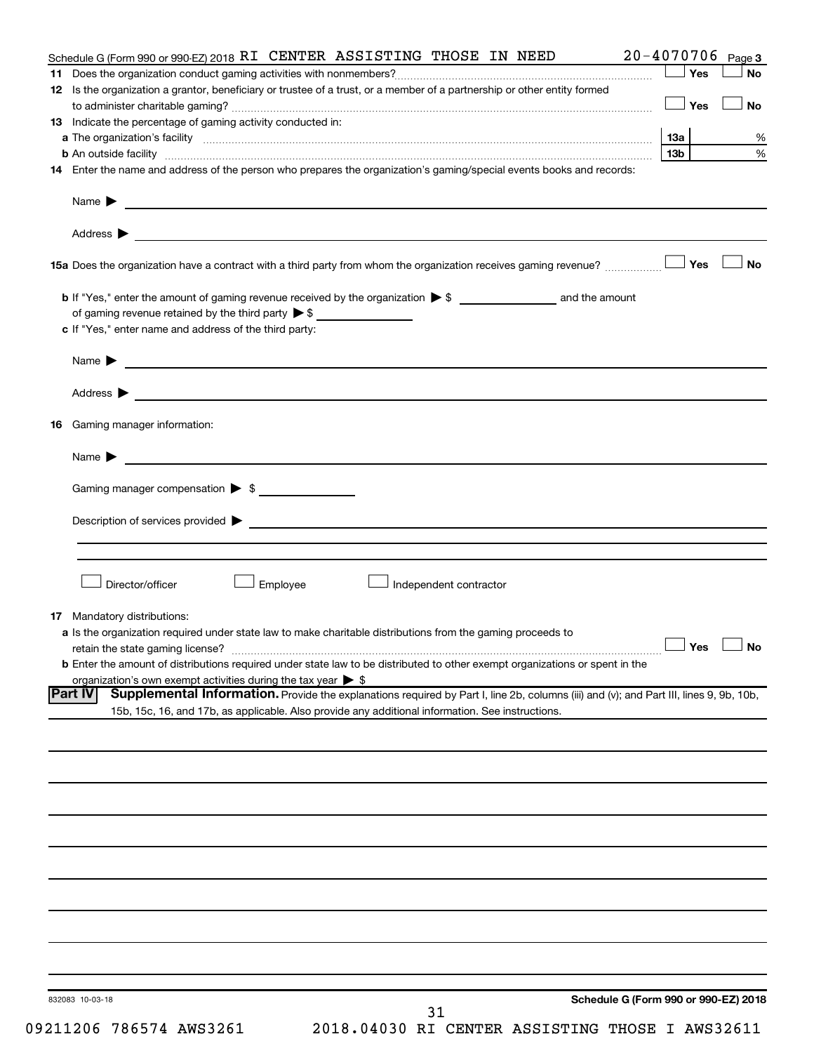Schedule G (Form 990 or 990-EZ) 2018 RI CENTER ASSISTING THOSE IN NEED 20-4070706 Page **3**

**11** Does the organization conduct gaming activities with nonmembers? ☐ Yes ☐ No

**12** Is the organization a grantor, beneficiary or trustee of a trust, or a member of a partnership or other entity formed to administer charitable gaming? ☐ Yes ☐ No

**13** Indicate the percentage of gaming activity conducted in:

**a** The organization's facility **13a** %

**b** An outside facility **13b** %

**14** Enter the name and address of the person who prepares the organization's gaming/special events books and records:

Name ▶

Address ▶

**15a** Does the organization have a contract with a third party from whom the organization receives gaming revenue? ☐ Yes ☐ No

**b** If "Yes," enter the amount of gaming revenue received by the organization ▶ $ ______ and the amount of gaming revenue retained by the third party ▶ $ ______

**c** If "Yes," enter name and address of the third party:

Name ▶

Address ▶

**16** Gaming manager information:

Name ▶

Gaming manager compensation ▶ $

Description of services provided ▶

☐ Director/officer ☐ Employee ☐ Independent contractor

**17** Mandatory distributions:

**a** Is the organization required under state law to make charitable distributions from the gaming proceeds to retain the state gaming license? ☐ Yes ☐ No

**b** Enter the amount of distributions required under state law to be distributed to other exempt organizations or spent in the organization's own exempt activities during the tax year ▶ $

**Part IV** **Supplemental Information.** Provide the explanations required by Part I, line 2b, columns (iii) and (v); and Part III, lines 9, 9b, 10b, 15b, 15c, 16, and 17b, as applicable. Also provide any additional information. See instructions.

832083 10-03-18 **Schedule G (Form 990 or 990-EZ) 2018**

09211206 786574 AWS3261 2018.04030 RI CENTER ASSISTING THOSE I AWS32611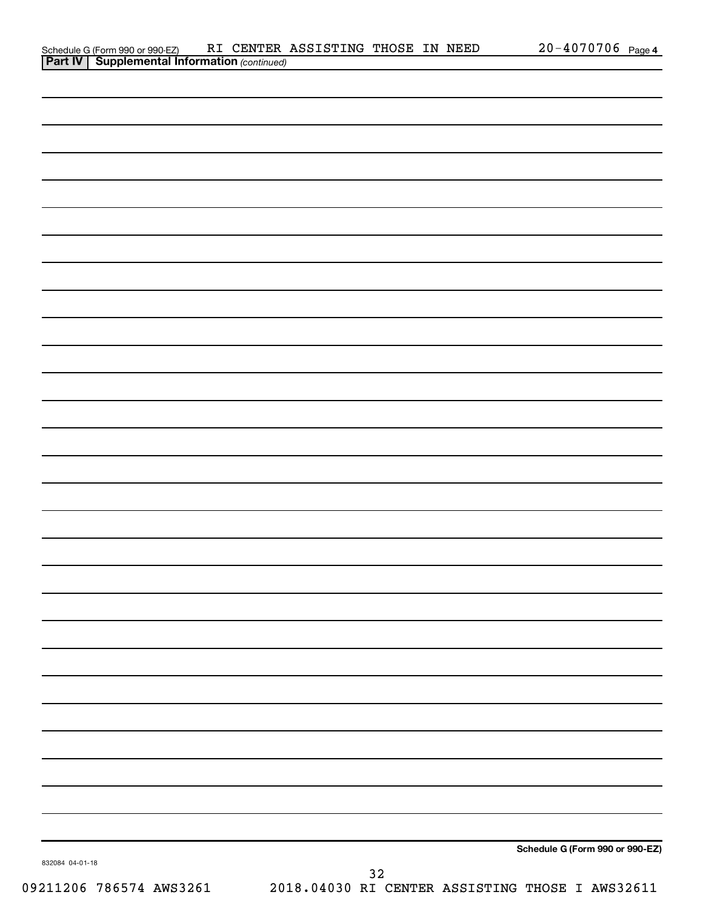Schedule G (Form 990 or 990-EZ) RI CENTER ASSISTING THOSE IN NEED 20-4070706 Page 4

**Part IV | Supplemental Information** *(continued)*

**Schedule G (Form 990 or 990-EZ)**

832084 04-01-18

09211206 786574 AWS3261 2018.04030 RI CENTER ASSISTING THOSE I AWS32611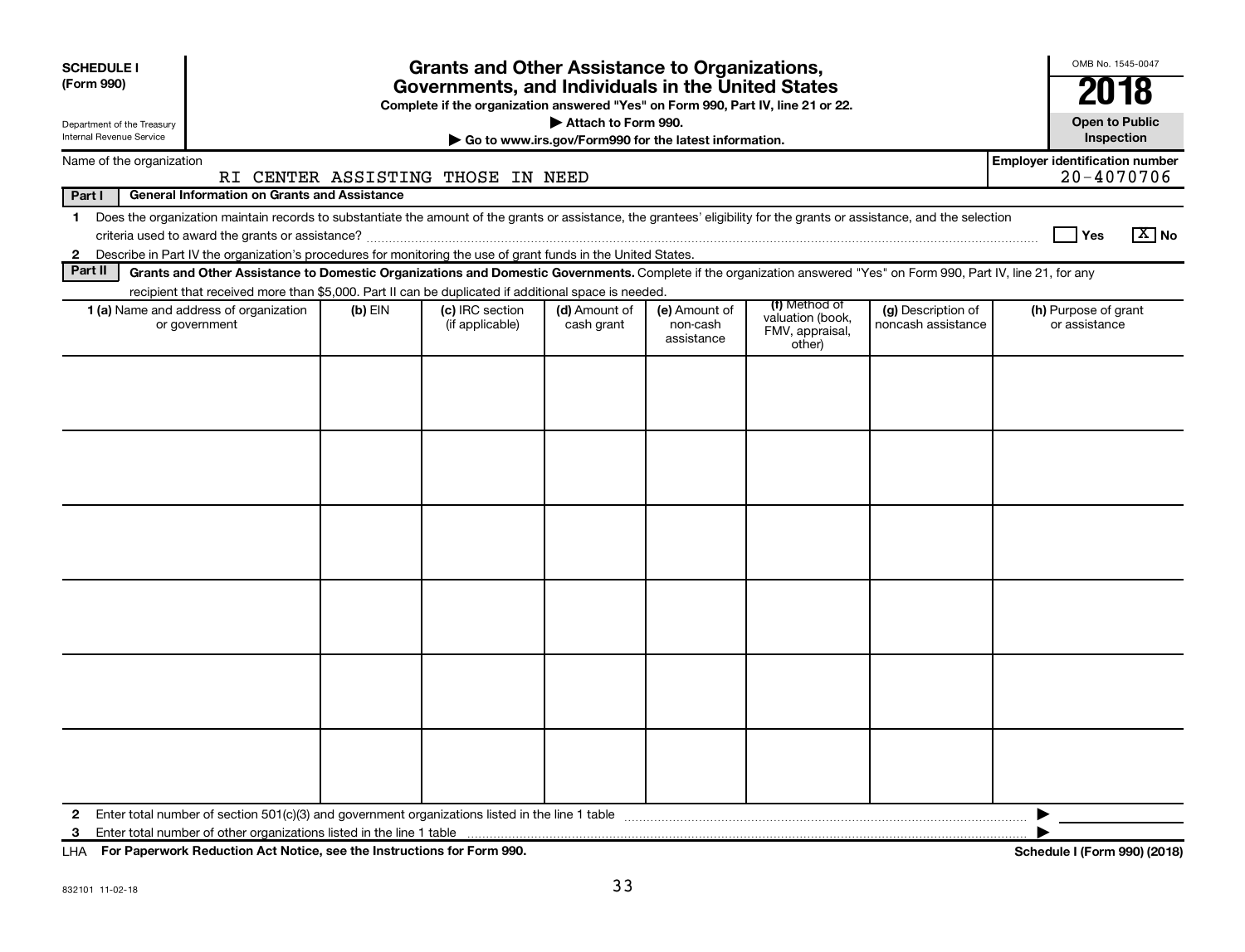**SCHEDULE I (Form 990)**

Department of the Treasury
Internal Revenue Service

# Grants and Other Assistance to Organizations, Governments, and Individuals in the United States

**Complete if the organization answered "Yes" on Form 990, Part IV, line 21 or 22.**

**▶ Attach to Form 990.**

**▶ Go to www.irs.gov/Form990 for the latest information.**

OMB No. 1545-0047

**2018**

**Open to Public Inspection**

Name of the organization: RI CENTER ASSISTING THOSE IN NEED

**Employer identification number:** 20-4070706

## Part I General Information on Grants and Assistance

1 Does the organization maintain records to substantiate the amount of the grants or assistance, the grantees' eligibility for the grants or assistance, and the selection criteria used to award the grants or assistance? ☐ Yes ☒ No

2 Describe in Part IV the organization's procedures for monitoring the use of grant funds in the United States.

## Part II Grants and Other Assistance to Domestic Organizations and Domestic Governments.

Complete if the organization answered "Yes" on Form 990, Part IV, line 21, for any recipient that received more than $5,000. Part II can be duplicated if additional space is needed.

| 1 (a) Name and address of organization or government | (b) EIN | (c) IRC section (if applicable) | (d) Amount of cash grant | (e) Amount of non-cash assistance | (f) Method of valuation (book, FMV, appraisal, other) | (g) Description of noncash assistance | (h) Purpose of grant or assistance |
|---|---|---|---|---|---|---|---|
| | | | | | | | |
| | | | | | | | |
| | | | | | | | |
| | | | | | | | |
| | | | | | | | |
| | | | | | | | |

2 Enter total number of section 501(c)(3) and government organizations listed in the line 1 table ▶

3 Enter total number of other organizations listed in the line 1 table ▶

LHA **For Paperwork Reduction Act Notice, see the Instructions for Form 990.** **Schedule I (Form 990) (2018)**

832101 11-02-18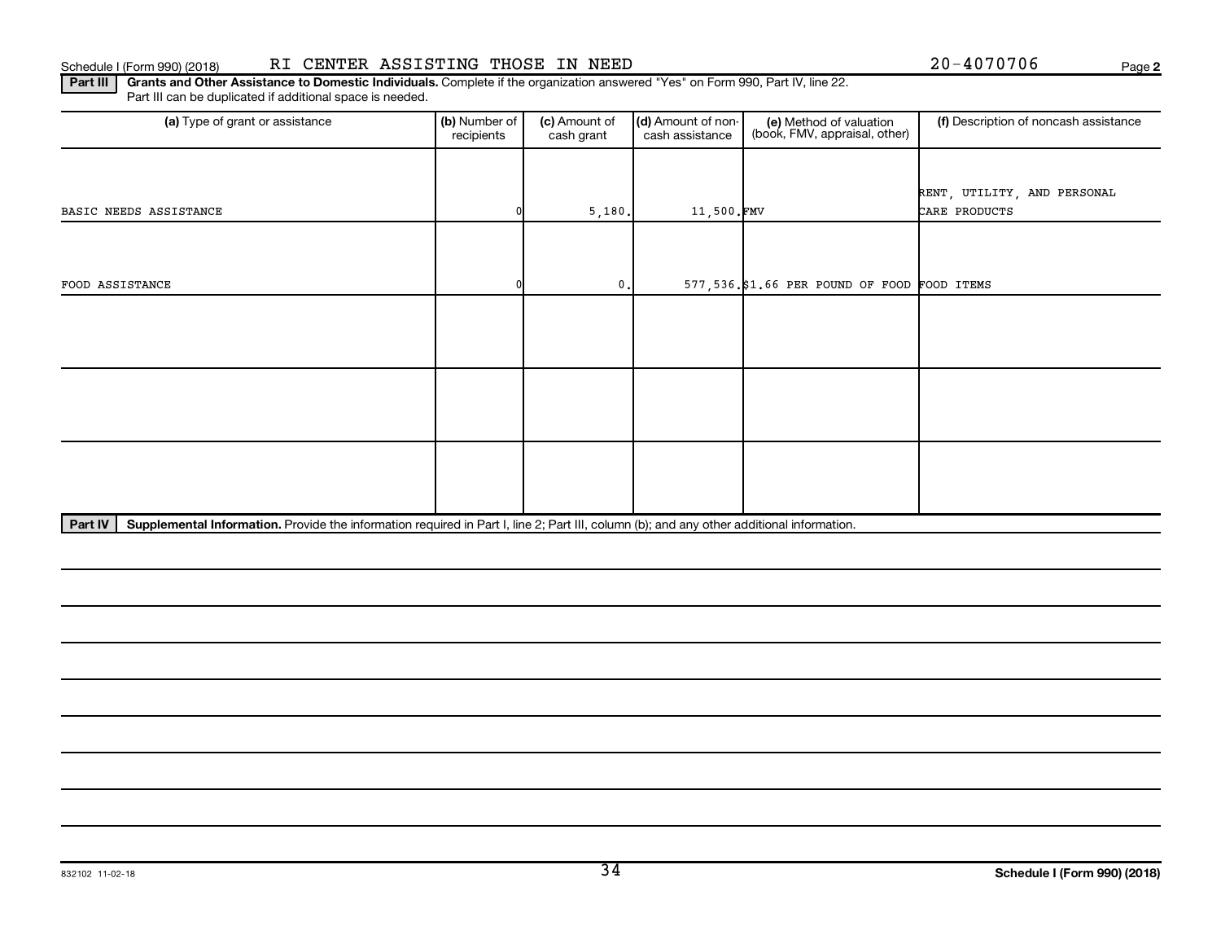Schedule I (Form 990) (2018) RI CENTER ASSISTING THOSE IN NEED 20-4070706 Page **2**

**Part III** **Grants and Other Assistance to Domestic Individuals.** Complete if the organization answered "Yes" on Form 990, Part IV, line 22. Part III can be duplicated if additional space is needed.

| (a) Type of grant or assistance | (b) Number of recipients | (c) Amount of cash grant | (d) Amount of non-cash assistance | (e) Method of valuation (book, FMV, appraisal, other) | (f) Description of noncash assistance |
|---|---|---|---|---|---|
| BASIC NEEDS ASSISTANCE | 0 | 5,180. | 11,500. | FMV | RENT, UTILITY, AND PERSONAL CARE PRODUCTS |
| FOOD ASSISTANCE | 0 | 0. | 577,536. | $1.66 PER POUND OF FOOD | FOOD ITEMS |
| | | | | | |
| | | | | | |
| | | | | | |

**Part IV** **Supplemental Information.** Provide the information required in Part I, line 2; Part III, column (b); and any other additional information.

832102 11-02-18 **Schedule I (Form 990) (2018)**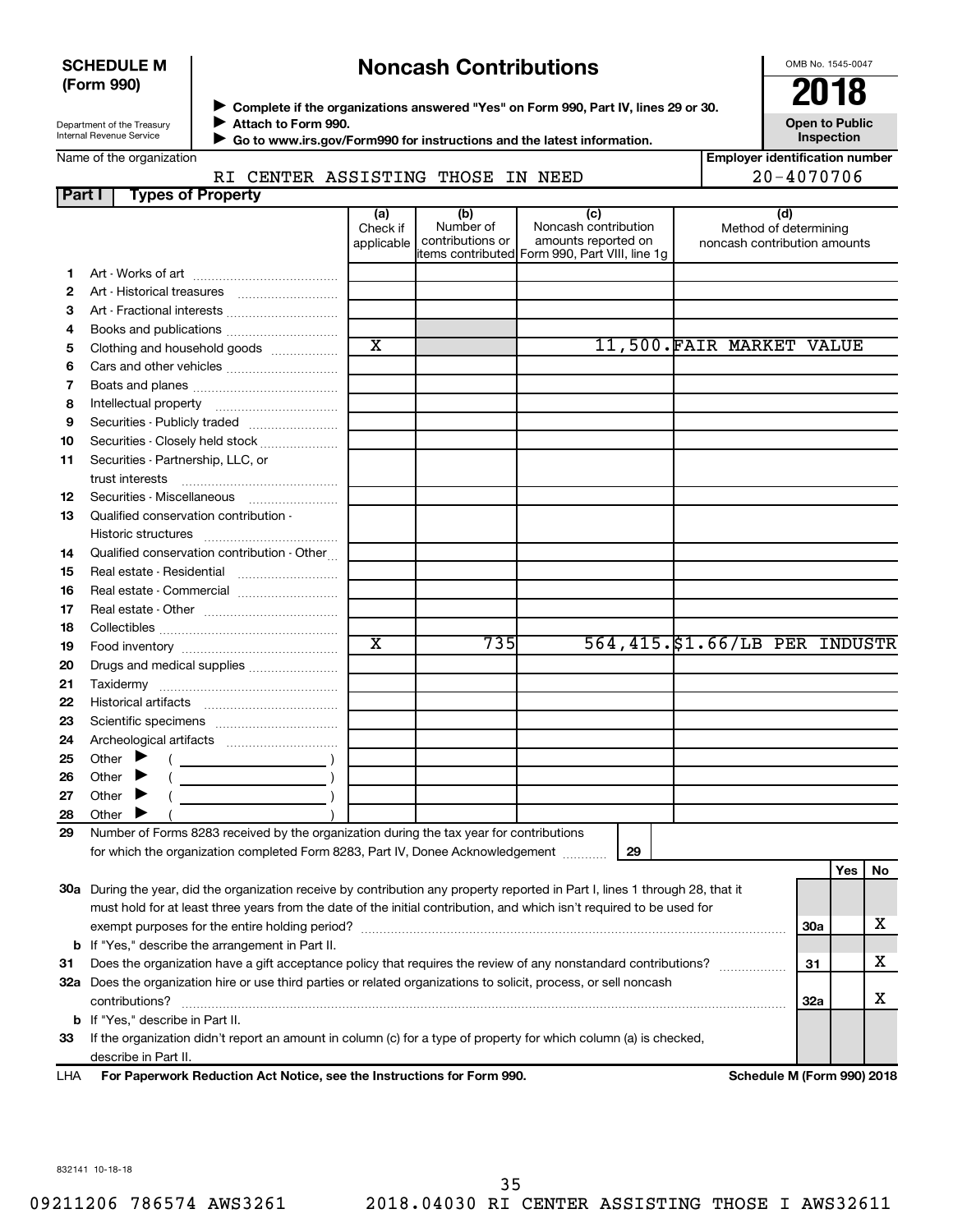**SCHEDULE M (Form 990)**

Department of the Treasury
Internal Revenue Service

# Noncash Contributions

▶ Complete if the organizations answered "Yes" on Form 990, Part IV, lines 29 or 30.
▶ Attach to Form 990.
▶ Go to www.irs.gov/Form990 for instructions and the latest information.

OMB No. 1545-0047

**2018**

**Open to Public Inspection**

Name of the organization: RI CENTER ASSISTING THOSE IN NEED

Employer identification number: 20-4070706

## Part I Types of Property

| | | (a) Check if applicable | (b) Number of contributions or items contributed | (c) Noncash contribution amounts reported on Form 990, Part VIII, line 1g | (d) Method of determining noncash contribution amounts |
|---|---|---|---|---|---|
| 1 | Art - Works of art | | | | |
| 2 | Art - Historical treasures | | | | |
| 3 | Art - Fractional interests | | | | |
| 4 | Books and publications | | | | |
| 5 | Clothing and household goods | X | | 11,500. | FAIR MARKET VALUE |
| 6 | Cars and other vehicles | | | | |
| 7 | Boats and planes | | | | |
| 8 | Intellectual property | | | | |
| 9 | Securities - Publicly traded | | | | |
| 10 | Securities - Closely held stock | | | | |
| 11 | Securities - Partnership, LLC, or trust interests | | | | |
| 12 | Securities - Miscellaneous | | | | |
| 13 | Qualified conservation contribution - Historic structures | | | | |
| 14 | Qualified conservation contribution - Other | | | | |
| 15 | Real estate - Residential | | | | |
| 16 | Real estate - Commercial | | | | |
| 17 | Real estate - Other | | | | |
| 18 | Collectibles | | | | |
| 19 | Food inventory | X | 735 | 564,415. | $1.66/LB PER INDUSTR |
| 20 | Drugs and medical supplies | | | | |
| 21 | Taxidermy | | | | |
| 22 | Historical artifacts | | | | |
| 23 | Scientific specimens | | | | |
| 24 | Archeological artifacts | | | | |
| 25 | Other ▶ ( ) | | | | |
| 26 | Other ▶ ( ) | | | | |
| 27 | Other ▶ ( ) | | | | |
| 28 | Other ▶ ( ) | | | | |

29 Number of Forms 8283 received by the organization during the tax year for contributions for which the organization completed Form 8283, Part IV, Donee Acknowledgement ........ **29**

| | | | Yes | No |
|---|---|---|---|---|
| 30a | During the year, did the organization receive by contribution any property reported in Part I, lines 1 through 28, that it must hold for at least three years from the date of the initial contribution, and which isn't required to be used for exempt purposes for the entire holding period? | 30a | | X |
| b | If "Yes," describe the arrangement in Part II. | | | |
| 31 | Does the organization have a gift acceptance policy that requires the review of any nonstandard contributions? | 31 | | X |
| 32a | Does the organization hire or use third parties or related organizations to solicit, process, or sell noncash contributions? | 32a | | X |
| b | If "Yes," describe in Part II. | | | |
| 33 | If the organization didn't report an amount in column (c) for a type of property for which column (a) is checked, describe in Part II. | | | |

LHA **For Paperwork Reduction Act Notice, see the Instructions for Form 990.** **Schedule M (Form 990) 2018**

832141 10-18-18

09211206 786574 AWS3261 2018.04030 RI CENTER ASSISTING THOSE I AWS32611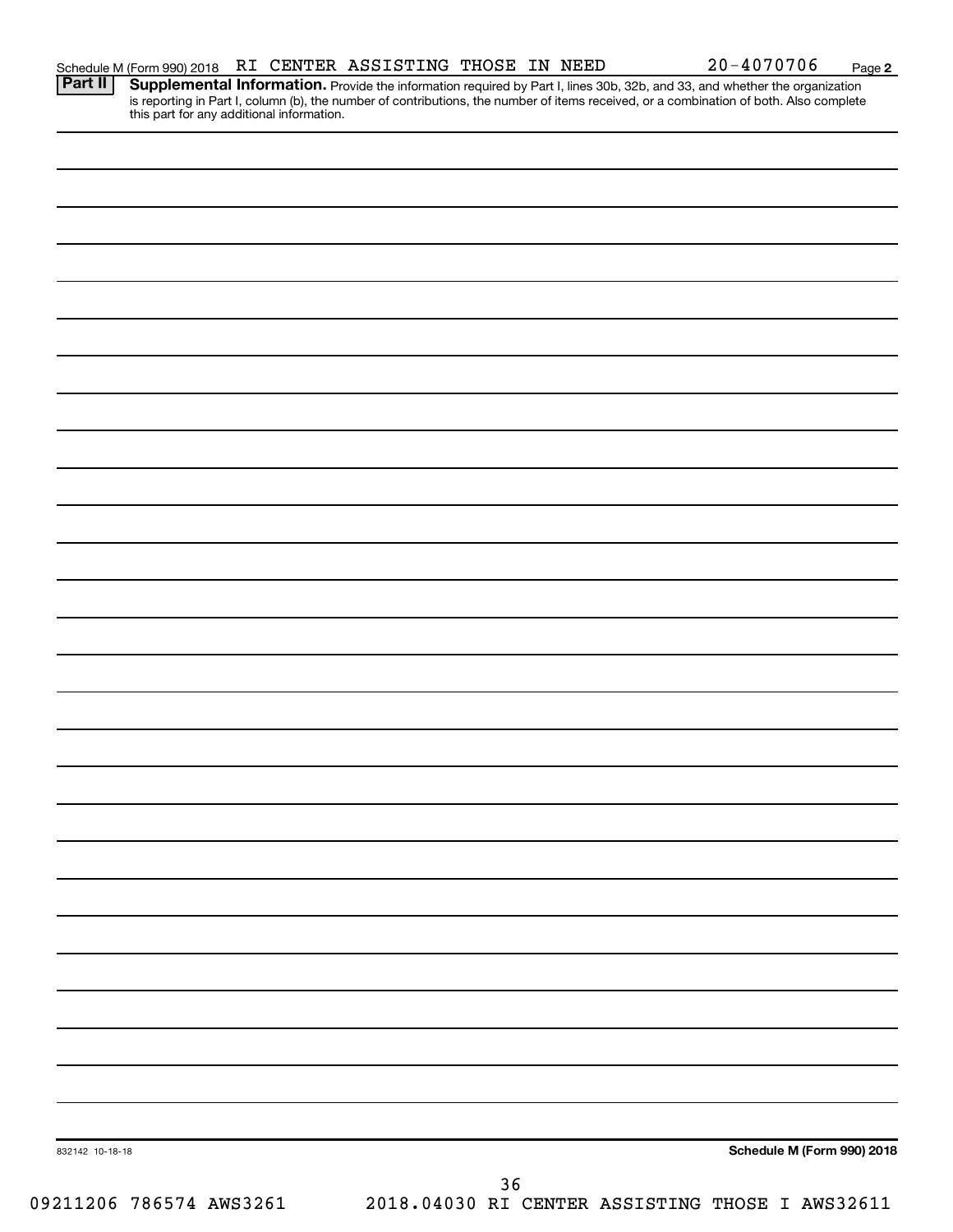Schedule M (Form 990) 2018 RI CENTER ASSISTING THOSE IN NEED 20-4070706 Page **2**

**Part II** **Supplemental Information.** Provide the information required by Part I, lines 30b, 32b, and 33, and whether the organization is reporting in Part I, column (b), the number of contributions, the number of items received, or a combination of both. Also complete this part for any additional information.

832142 10-18-18 **Schedule M (Form 990) 2018**

09211206 786574 AWS3261 2018.04030 RI CENTER ASSISTING THOSE I AWS32611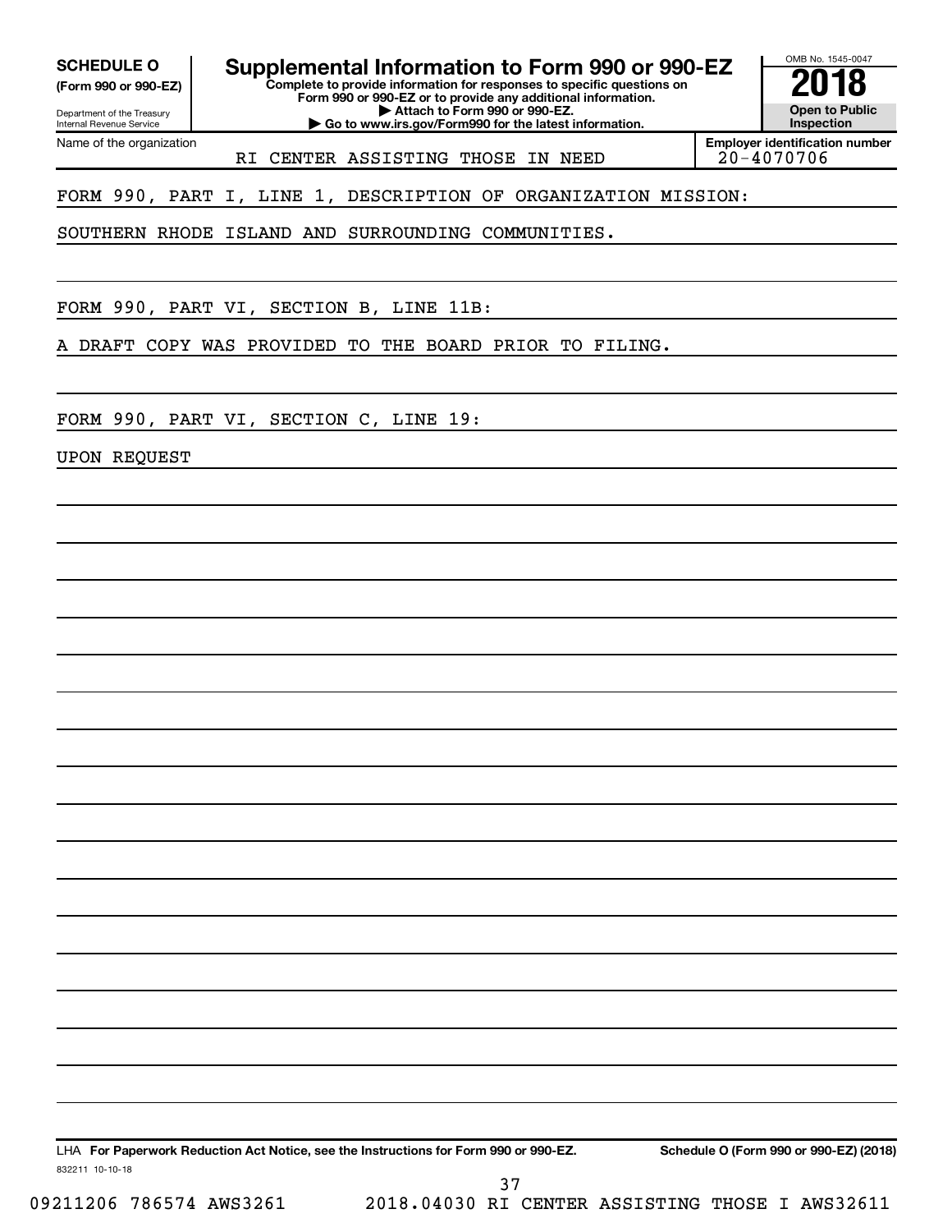**SCHEDULE O**
**(Form 990 or 990-EZ)**

Department of the Treasury
Internal Revenue Service

# Supplemental Information to Form 990 or 990-EZ

**Complete to provide information for responses to specific questions on Form 990 or 990-EZ or to provide any additional information.**
**▶ Attach to Form 990 or 990-EZ.**
**▶ Go to www.irs.gov/Form990 for the latest information.**

OMB No. 1545-0047

**2018**

**Open to Public Inspection**

Name of the organization: RI CENTER ASSISTING THOSE IN NEED

**Employer identification number:** 20-4070706

FORM 990, PART I, LINE 1, DESCRIPTION OF ORGANIZATION MISSION:

SOUTHERN RHODE ISLAND AND SURROUNDING COMMUNITIES.

FORM 990, PART VI, SECTION B, LINE 11B:

A DRAFT COPY WAS PROVIDED TO THE BOARD PRIOR TO FILING.

FORM 990, PART VI, SECTION C, LINE 19:

UPON REQUEST

LHA **For Paperwork Reduction Act Notice, see the Instructions for Form 990 or 990-EZ.** **Schedule O (Form 990 or 990-EZ) (2018)**

832211 10-10-18

09211206 786574 AWS3261 2018.04030 RI CENTER ASSISTING THOSE I AWS32611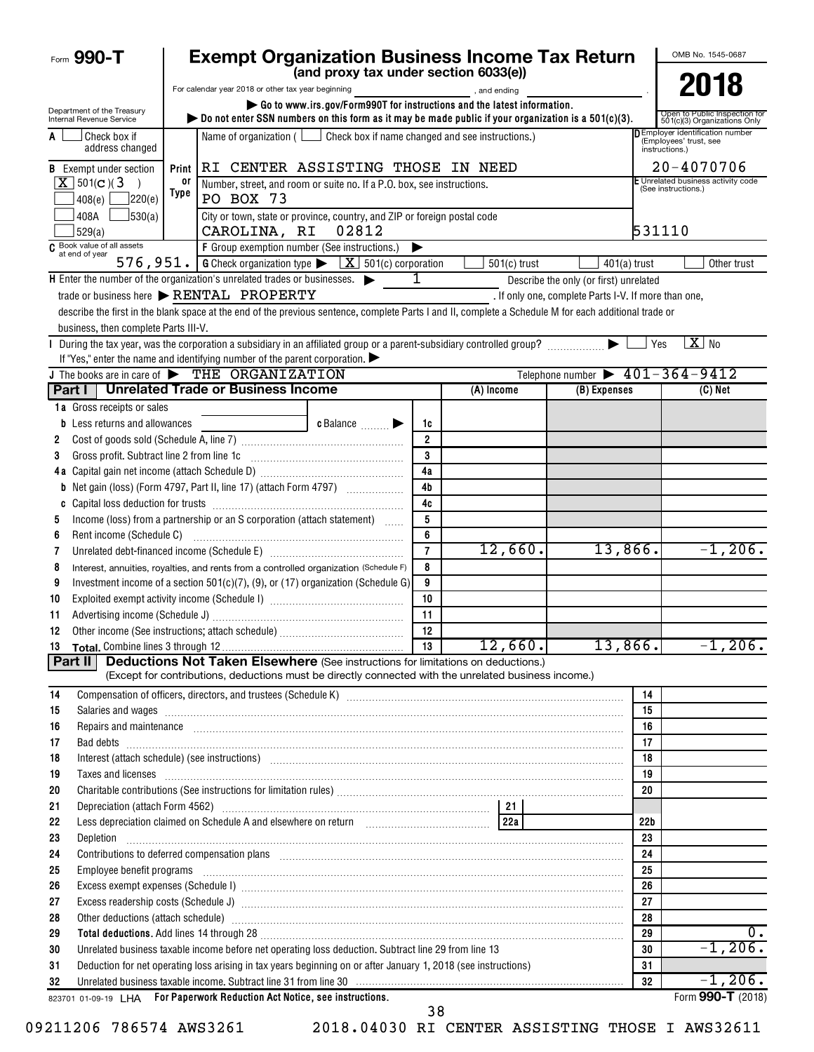Form **990-T**

# Exempt Organization Business Income Tax Return

**(and proxy tax under section 6033(e))**

For calendar year 2018 or other tax year beginning , and ending .

▶ Go to www.irs.gov/Form990T for instructions and the latest information.

▶ Do not enter SSN numbers on this form as it may be made public if your organization is a 501(c)(3).

Department of the Treasury Internal Revenue Service

OMB No. 1545-0687

**2018**

Open to Public Inspection for 501(c)(3) Organizations Only

A ☐ Check box if address changed

B Exempt under section
☒ 501(c)(3)
☐ 408(e) ☐ 220(e)
☐ 408A ☐ 530(a)
☐ 529(a)

Name of organization ( ☐ Check box if name changed and see instructions.)
RI CENTER ASSISTING THOSE IN NEED

Number, street, and room or suite no. If a P.O. box, see instructions.
PO BOX 73

City or town, state or province, country, and ZIP or foreign postal code
CAROLINA, RI 02812

D Employer identification number (Employees' trust, see instructions.)
20-4070706

E Unrelated business activity code (See instructions.)
531110

C Book value of all assets at end of year: 576,951.

F Group exemption number (See instructions.) ▶

G Check organization type ▶ ☒ 501(c) corporation ☐ 501(c) trust ☐ 401(a) trust ☐ Other trust

H Enter the number of the organization's unrelated trades or businesses. ▶ 1 Describe the only (or first) unrelated trade or business here ▶ RENTAL PROPERTY . If only one, complete Parts I-V. If more than one, describe the first in the blank space at the end of the previous sentence, complete Parts I and II, complete a Schedule M for each additional trade or business, then complete Parts III-V.

I During the tax year, was the corporation a subsidiary in an affiliated group or a parent-subsidiary controlled group? ▶ ☐ Yes ☒ No

If "Yes," enter the name and identifying number of the parent corporation. ▶

J The books are in care of ▶ THE ORGANIZATION Telephone number ▶ 401-364-9412

## Part I Unrelated Trade or Business Income

| | | Line | (A) Income | (B) Expenses | (C) Net |
|---|---|---|---|---|---|
| 1a | Gross receipts or sales | | | | |
| b | Less returns and allowances c Balance ▶ | 1c | | | |
| 2 | Cost of goods sold (Schedule A, line 7) | 2 | | | |
| 3 | Gross profit. Subtract line 2 from line 1c | 3 | | | |
| 4a | Capital gain net income (attach Schedule D) | 4a | | | |
| b | Net gain (loss) (Form 4797, Part II, line 17) (attach Form 4797) | 4b | | | |
| c | Capital loss deduction for trusts | 4c | | | |
| 5 | Income (loss) from a partnership or an S corporation (attach statement) | 5 | | | |
| 6 | Rent income (Schedule C) | 6 | | | |
| 7 | Unrelated debt-financed income (Schedule E) | 7 | 12,660. | 13,866. | -1,206. |
| 8 | Interest, annuities, royalties, and rents from a controlled organization (Schedule F) | 8 | | | |
| 9 | Investment income of a section 501(c)(7), (9), or (17) organization (Schedule G) | 9 | | | |
| 10 | Exploited exempt activity income (Schedule I) | 10 | | | |
| 11 | Advertising income (Schedule J) | 11 | | | |
| 12 | Other income (See instructions; attach schedule) | 12 | | | |
| 13 | **Total.** Combine lines 3 through 12 | 13 | 12,660. | 13,866. | -1,206. |

## Part II Deductions Not Taken Elsewhere (See instructions for limitations on deductions.)

(Except for contributions, deductions must be directly connected with the unrelated business income.)

| | | Line | Amount |
|---|---|---|---|
| 14 | Compensation of officers, directors, and trustees (Schedule K) | 14 | |
| 15 | Salaries and wages | 15 | |
| 16 | Repairs and maintenance | 16 | |
| 17 | Bad debts | 17 | |
| 18 | Interest (attach schedule) (see instructions) | 18 | |
| 19 | Taxes and licenses | 19 | |
| 20 | Charitable contributions (See instructions for limitation rules) | 20 | |
| 21 | Depreciation (attach Form 4562) 21 | | |
| 22 | Less depreciation claimed on Schedule A and elsewhere on return 22a | 22b | |
| 23 | Depletion | 23 | |
| 24 | Contributions to deferred compensation plans | 24 | |
| 25 | Employee benefit programs | 25 | |
| 26 | Excess exempt expenses (Schedule I) | 26 | |
| 27 | Excess readership costs (Schedule J) | 27 | |
| 28 | Other deductions (attach schedule) | 28 | |
| 29 | **Total deductions.** Add lines 14 through 28 | 29 | 0. |
| 30 | Unrelated business taxable income before net operating loss deduction. Subtract line 29 from line 13 | 30 | -1,206. |
| 31 | Deduction for net operating loss arising in tax years beginning on or after January 1, 2018 (see instructions) | 31 | |
| 32 | Unrelated business taxable income. Subtract line 31 from line 30 | 32 | -1,206. |

823701 01-09-19 LHA **For Paperwork Reduction Act Notice, see instructions.** Form **990-T** (2018)

09211206 786574 AWS3261 2018.04030 RI CENTER ASSISTING THOSE I AWS32611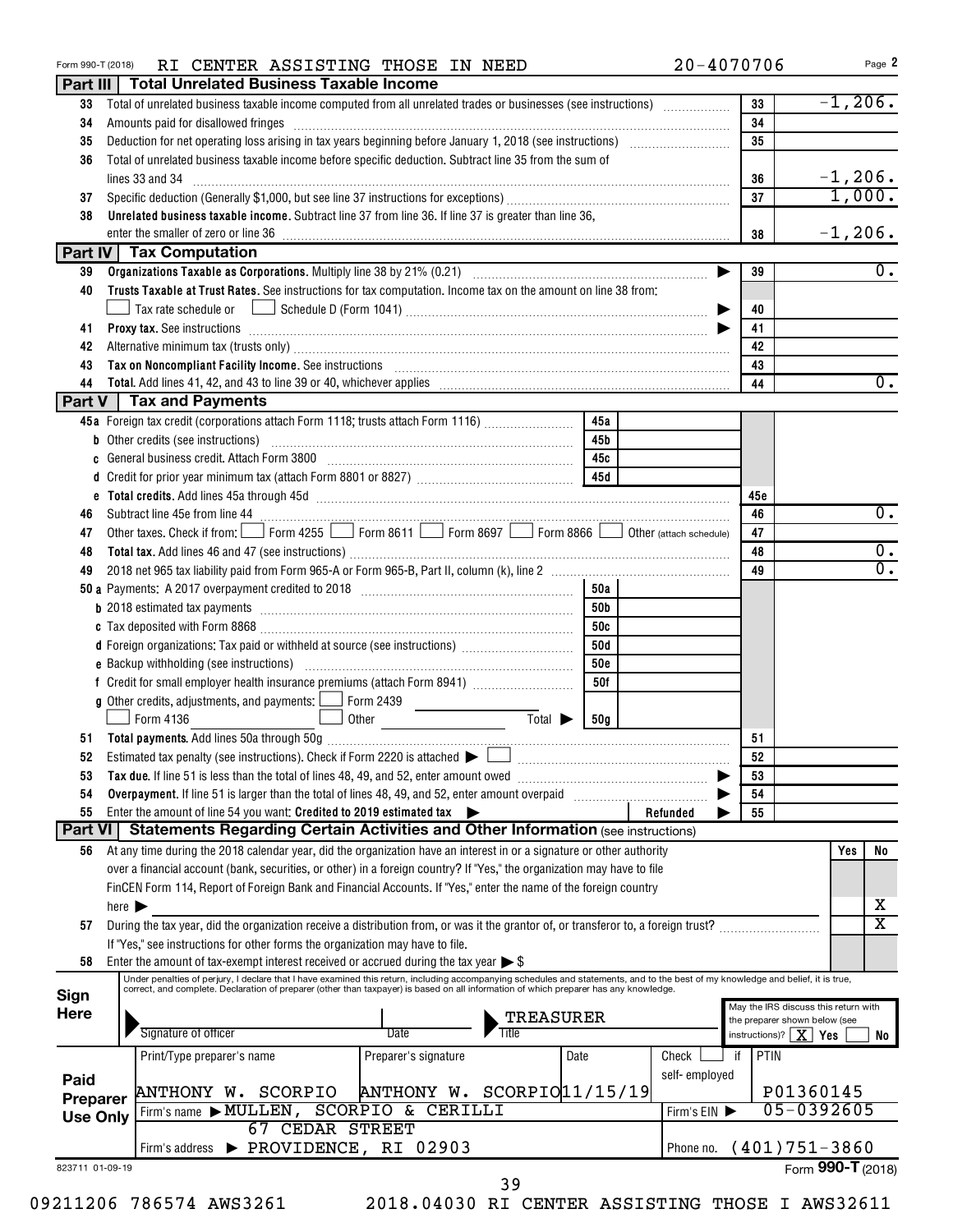Form 990-T (2018) RI CENTER ASSISTING THOSE IN NEED 20-4070706 Page 2

## Part III Total Unrelated Business Taxable Income

| | | | |
|---|---|---|---|
| 33 | Total of unrelated business taxable income computed from all unrelated trades or businesses (see instructions) | 33 | -1,206. |
| 34 | Amounts paid for disallowed fringes | 34 | |
| 35 | Deduction for net operating loss arising in tax years beginning before January 1, 2018 (see instructions) | 35 | |
| 36 | Total of unrelated business taxable income before specific deduction. Subtract line 35 from the sum of lines 33 and 34 | 36 | -1,206. |
| 37 | Specific deduction (Generally $1,000, but see line 37 instructions for exceptions) | 37 | 1,000. |
| 38 | **Unrelated business taxable income.** Subtract line 37 from line 36. If line 37 is greater than line 36, enter the smaller of zero or line 36 | 38 | -1,206. |

## Part IV Tax Computation

| | | | |
|---|---|---|---|
| 39 | **Organizations Taxable as Corporations.** Multiply line 38 by 21% (0.21) | 39 | 0. |
| 40 | **Trusts Taxable at Trust Rates.** See instructions for tax computation. Income tax on the amount on line 38 from: ☐ Tax rate schedule or ☐ Schedule D (Form 1041) | 40 | |
| 41 | **Proxy tax.** See instructions | 41 | |
| 42 | Alternative minimum tax (trusts only) | 42 | |
| 43 | **Tax on Noncompliant Facility Income.** See instructions | 43 | |
| 44 | **Total.** Add lines 41, 42, and 43 to line 39 or 40, whichever applies | 44 | 0. |

## Part V Tax and Payments

| | | | | | |
|---|---|---|---|---|---|
| 45a | Foreign tax credit (corporations attach Form 1118; trusts attach Form 1116) | 45a | | | |
| b | Other credits (see instructions) | 45b | | | |
| c | General business credit. Attach Form 3800 | 45c | | | |
| d | Credit for prior year minimum tax (attach Form 8801 or 8827) | 45d | | | |
| e | **Total credits.** Add lines 45a through 45d | | | 45e | |
| 46 | Subtract line 45e from line 44 | | | 46 | 0. |
| 47 | Other taxes. Check if from: ☐ Form 4255 ☐ Form 8611 ☐ Form 8697 ☐ Form 8866 ☐ Other (attach schedule) | | | 47 | |
| 48 | **Total tax.** Add lines 46 and 47 (see instructions) | | | 48 | 0. |
| 49 | 2018 net 965 tax liability paid from Form 965-A or Form 965-B, Part II, column (k), line 2 | | | 49 | 0. |
| 50a | Payments: A 2017 overpayment credited to 2018 | 50a | | | |
| b | 2018 estimated tax payments | 50b | | | |
| c | Tax deposited with Form 8868 | 50c | | | |
| d | Foreign organizations: Tax paid or withheld at source (see instructions) | 50d | | | |
| e | Backup withholding (see instructions) | 50e | | | |
| f | Credit for small employer health insurance premiums (attach Form 8941) | 50f | | | |
| g | Other credits, adjustments, and payments: ☐ Form 2439 ☐ Form 4136 ☐ Other Total ▶ | 50g | | | |
| 51 | **Total payments.** Add lines 50a through 50g | | | 51 | |
| 52 | Estimated tax penalty (see instructions). Check if Form 2220 is attached ▶ ☐ | | | 52 | |
| 53 | **Tax due.** If line 51 is less than the total of lines 48, 49, and 52, enter amount owed | | | 53 | |
| 54 | **Overpayment.** If line 51 is larger than the total of lines 48, 49, and 52, enter amount overpaid | | | 54 | |
| 55 | Enter the amount of line 54 you want: **Credited to 2019 estimated tax** ▶ | | Refunded ▶ | 55 | |

## Part VI Statements Regarding Certain Activities and Other Information (see instructions)

| | | Yes | No |
|---|---|---|---|
| 56 | At any time during the 2018 calendar year, did the organization have an interest in or a signature or other authority over a financial account (bank, securities, or other) in a foreign country? If "Yes," the organization may have to file FinCEN Form 114, Report of Foreign Bank and Financial Accounts. If "Yes," enter the name of the foreign country here ▶ | | X |
| 57 | During the tax year, did the organization receive a distribution from, or was it the grantor of, or transferor to, a foreign trust? If "Yes," see instructions for other forms the organization may have to file. | | X |
| 58 | Enter the amount of tax-exempt interest received or accrued during the tax year ▶ $ | | |

**Sign Here**

Under penalties of perjury, I declare that I have examined this return, including accompanying schedules and statements, and to the best of my knowledge and belief, it is true, correct, and complete. Declaration of preparer (other than taxpayer) is based on all information of which preparer has any knowledge.

Signature of officer | Date | Title: TREASURER

May the IRS discuss this return with the preparer shown below (see instructions)? ☒ Yes ☐ No

**Paid Preparer Use Only**

| Print/Type preparer's name | Preparer's signature | Date | Check ☐ if self-employed | PTIN |
|---|---|---|---|---|
| ANTHONY W. SCORPIO | ANTHONY W. SCORPIO | 11/15/19 | | P01360145 |

Firm's name ▶ MULLEN, SCORPIO & CERILLI — Firm's EIN ▶ 05-0392605

Firm's address ▶ 67 CEDAR STREET, PROVIDENCE, RI 02903 — Phone no. (401)751-3860

Form **990-T** (2018)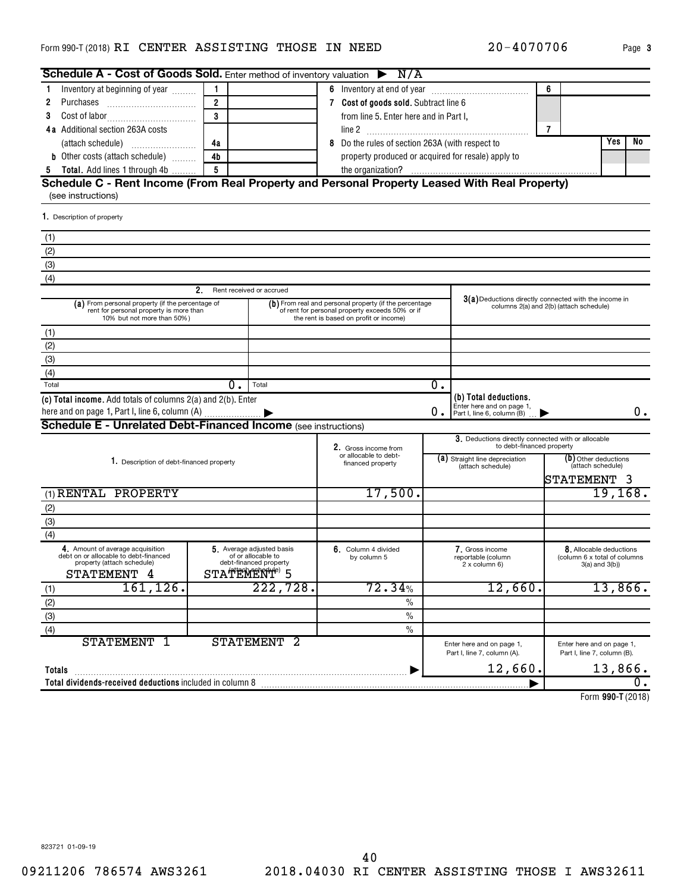Form 990-T (2018) RI CENTER ASSISTING THOSE IN NEED 20-4070706 Page **3**

**Schedule A - Cost of Goods Sold.** Enter method of inventory valuation ▶ N/A

| | | | | | |
|---|---|---|---|---|---|
| 1 Inventory at beginning of year | 1 | | 6 Inventory at end of year | 6 | |
| 2 Purchases | 2 | | 7 **Cost of goods sold.** Subtract line 6 from line 5. Enter here and in Part I, line 2 | 7 | |
| 3 Cost of labor | 3 | | | | |
| 4a Additional section 263A costs (attach schedule) | 4a | | 8 Do the rules of section 263A (with respect to property produced or acquired for resale) apply to the organization? | Yes | No |
| b Other costs (attach schedule) | 4b | | | | |
| 5 **Total.** Add lines 1 through 4b | 5 | | | | |

**Schedule C - Rent Income (From Real Property and Personal Property Leased With Real Property)** (see instructions)

1. Description of property

(1)
(2)
(3)
(4)

| | 2. Rent received or accrued | | |
|---|---|---|---|
| | (a) From personal property (if the percentage of rent for personal property is more than 10% but not more than 50%) | (b) From real and personal property (if the percentage of rent for personal property exceeds 50% or if the rent is based on profit or income) | 3(a) Deductions directly connected with the income in columns 2(a) and 2(b) (attach schedule) |
| (1) | | | |
| (2) | | | |
| (3) | | | |
| (4) | | | |
| Total | 0. | 0. | |

**(c) Total income.** Add totals of columns 2(a) and 2(b). Enter here and on page 1, Part I, line 6, column (A) ▶ 0.

**(b) Total deductions.** Enter here and on page 1, Part I, line 6, column (B) ▶ 0.

**Schedule E - Unrelated Debt-Financed Income** (see instructions)

| 1. Description of debt-financed property | 2. Gross income from or allocable to debt-financed property | 3. Deductions directly connected with or allocable to debt-financed property: (a) Straight line depreciation (attach schedule) | (b) Other deductions (attach schedule) STATEMENT 3 |
|---|---|---|---|
| (1) RENTAL PROPERTY | 17,500. | | 19,168. |
| (2) | | | |
| (3) | | | |
| (4) | | | |

| | 4. Amount of average acquisition debt on or allocable to debt-financed property (attach schedule) STATEMENT 4 | 5. Average adjusted basis of or allocable to debt-financed property (attach schedule) STATEMENT 5 | 6. Column 4 divided by column 5 | 7. Gross income reportable (column 2 x column 6) | 8. Allocable deductions (column 6 x total of columns 3(a) and 3(b)) |
|---|---|---|---|---|---|
| (1) | 161,126. | 222,728. | 72.34% | 12,660. | 13,866. |
| (2) | | | % | | |
| (3) | | | % | | |
| (4) | | | % | | |
| | STATEMENT 1 | STATEMENT 2 | | Enter here and on page 1, Part I, line 7, column (A). | Enter here and on page 1, Part I, line 7, column (B). |
| **Totals** ▶ | | | | 12,660. | 13,866. |

**Total dividends-received deductions** included in column 8 ▶ 0.

Form **990-T** (2018)

823721 01-09-19

09211206 786574 AWS3261 2018.04030 RI CENTER ASSISTING THOSE I AWS32611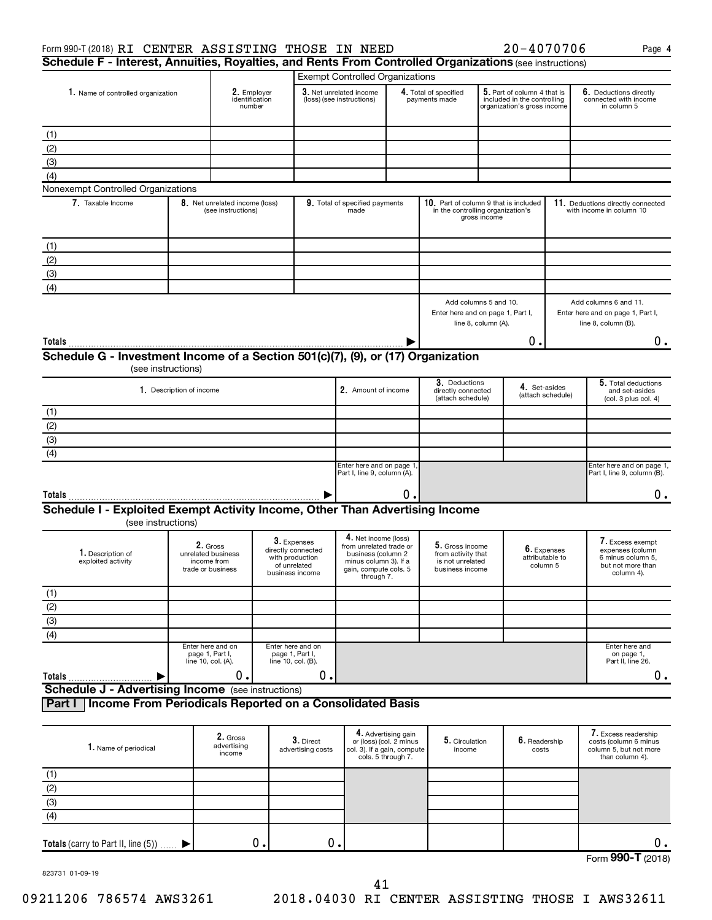Form 990-T (2018) RI CENTER ASSISTING THOSE IN NEED 20-4070706 Page **4**

## Schedule F - Interest, Annuities, Royalties, and Rents From Controlled Organizations (see instructions)

| 1. Name of controlled organization | 2. Employer identification number | Exempt Controlled Organizations | | | |
|---|---|---|---|---|---|
| | | 3. Net unrelated income (loss) (see instructions) | 4. Total of specified payments made | 5. Part of column 4 that is included in the controlling organization's gross income | 6. Deductions directly connected with income in column 5 |
| (1) | | | | | |
| (2) | | | | | |
| (3) | | | | | |
| (4) | | | | | |

**Nonexempt Controlled Organizations**

| 7. Taxable Income | 8. Net unrelated income (loss) (see instructions) | 9. Total of specified payments made | 10. Part of column 9 that is included in the controlling organization's gross income | 11. Deductions directly connected with income in column 10 |
|---|---|---|---|---|
| (1) | | | | |
| (2) | | | | |
| (3) | | | | |
| (4) | | | | |
| | | | Add columns 5 and 10. Enter here and on page 1, Part I, line 8, column (A). | Add columns 6 and 11. Enter here and on page 1, Part I, line 8, column (B). |
| **Totals** | | | 0. | 0. |

## Schedule G - Investment Income of a Section 501(c)(7), (9), or (17) Organization
(see instructions)

| 1. Description of income | 2. Amount of income | 3. Deductions directly connected (attach schedule) | 4. Set-asides (attach schedule) | 5. Total deductions and set-asides (col. 3 plus col. 4) |
|---|---|---|---|---|
| (1) | | | | |
| (2) | | | | |
| (3) | | | | |
| (4) | | | | |
| | Enter here and on page 1, Part I, line 9, column (A). | | | Enter here and on page 1, Part I, line 9, column (B). |
| **Totals** | 0. | | | 0. |

## Schedule I - Exploited Exempt Activity Income, Other Than Advertising Income
(see instructions)

| 1. Description of exploited activity | 2. Gross unrelated business income from trade or business | 3. Expenses directly connected with production of unrelated business income | 4. Net income (loss) from unrelated trade or business (column 2 minus column 3). If a gain, compute cols. 5 through 7. | 5. Gross income from activity that is not unrelated business income | 6. Expenses attributable to column 5 | 7. Excess exempt expenses (column 6 minus column 5, but not more than column 4). |
|---|---|---|---|---|---|---|
| (1) | | | | | | |
| (2) | | | | | | |
| (3) | | | | | | |
| (4) | | | | | | |
| | Enter here and on page 1, Part I, line 10, col. (A). | Enter here and on page 1, Part I, line 10, col. (B). | | | | Enter here and on page 1, Part II, line 26. |
| **Totals** | 0. | 0. | | | | 0. |

## Schedule J - Advertising Income (see instructions)

### Part I Income From Periodicals Reported on a Consolidated Basis

| 1. Name of periodical | 2. Gross advertising income | 3. Direct advertising costs | 4. Advertising gain or (loss) (col. 2 minus col. 3). If a gain, compute cols. 5 through 7. | 5. Circulation income | 6. Readership costs | 7. Excess readership costs (column 6 minus column 5, but not more than column 4). |
|---|---|---|---|---|---|---|
| (1) | | | | | | |
| (2) | | | | | | |
| (3) | | | | | | |
| (4) | | | | | | |
| **Totals** (carry to Part II, line (5)) | 0. | 0. | | | | 0. |

Form **990-T** (2018)

823731 01-09-19

09211206 786574 AWS3261 2018.04030 RI CENTER ASSISTING THOSE I AWS32611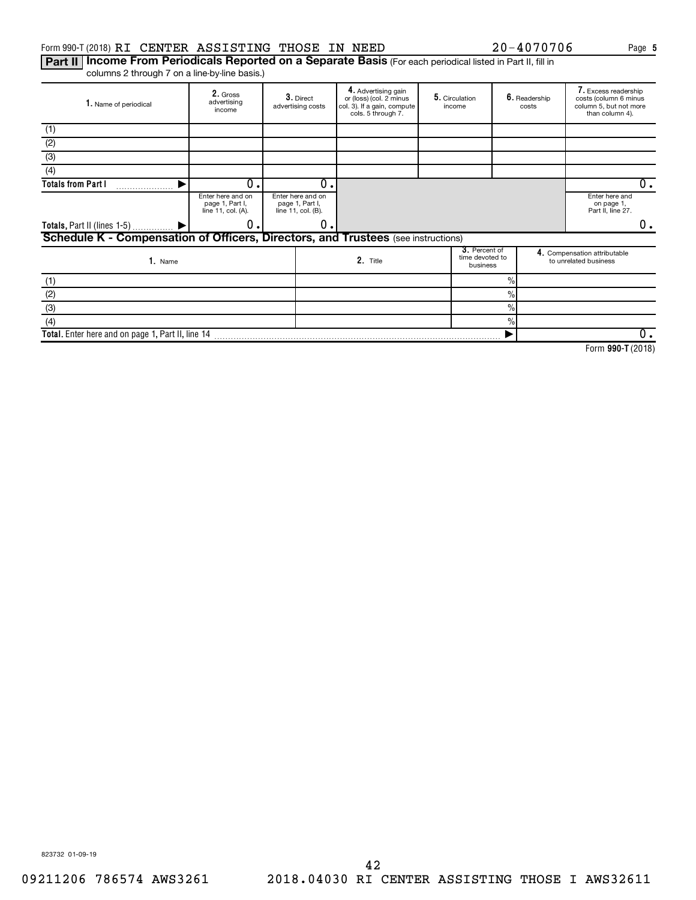Form 990-T (2018) RI CENTER ASSISTING THOSE IN NEED 20-4070706 Page 5

**Part II Income From Periodicals Reported on a Separate Basis** (For each periodical listed in Part II, fill in columns 2 through 7 on a line-by-line basis.)

| 1. Name of periodical | 2. Gross advertising income | 3. Direct advertising costs | 4. Advertising gain or (loss) (col. 2 minus col. 3). If a gain, compute cols. 5 through 7. | 5. Circulation income | 6. Readership costs | 7. Excess readership costs (column 6 minus column 5, but not more than column 4). |
|---|---|---|---|---|---|---|
| (1) | | | | | | |
| (2) | | | | | | |
| (3) | | | | | | |
| (4) | | | | | | |
| Totals from Part I | 0. | 0. | | | | 0. |
| | Enter here and on page 1, Part I, line 11, col. (A). | Enter here and on page 1, Part I, line 11, col. (B). | | | | Enter here and on page 1, Part II, line 27. |
| Totals, Part II (lines 1-5) | 0. | 0. | | | | 0. |

**Schedule K - Compensation of Officers, Directors, and Trustees** (see instructions)

| 1. Name | 2. Title | 3. Percent of time devoted to business | 4. Compensation attributable to unrelated business |
|---|---|---|---|
| (1) | | % | |
| (2) | | % | |
| (3) | | % | |
| (4) | | % | |
| Total. Enter here and on page 1, Part II, line 14 | | | 0. |

Form **990-T** (2018)

823732 01-09-19

09211206 786574 AWS3261 2018.04030 RI CENTER ASSISTING THOSE I AWS32611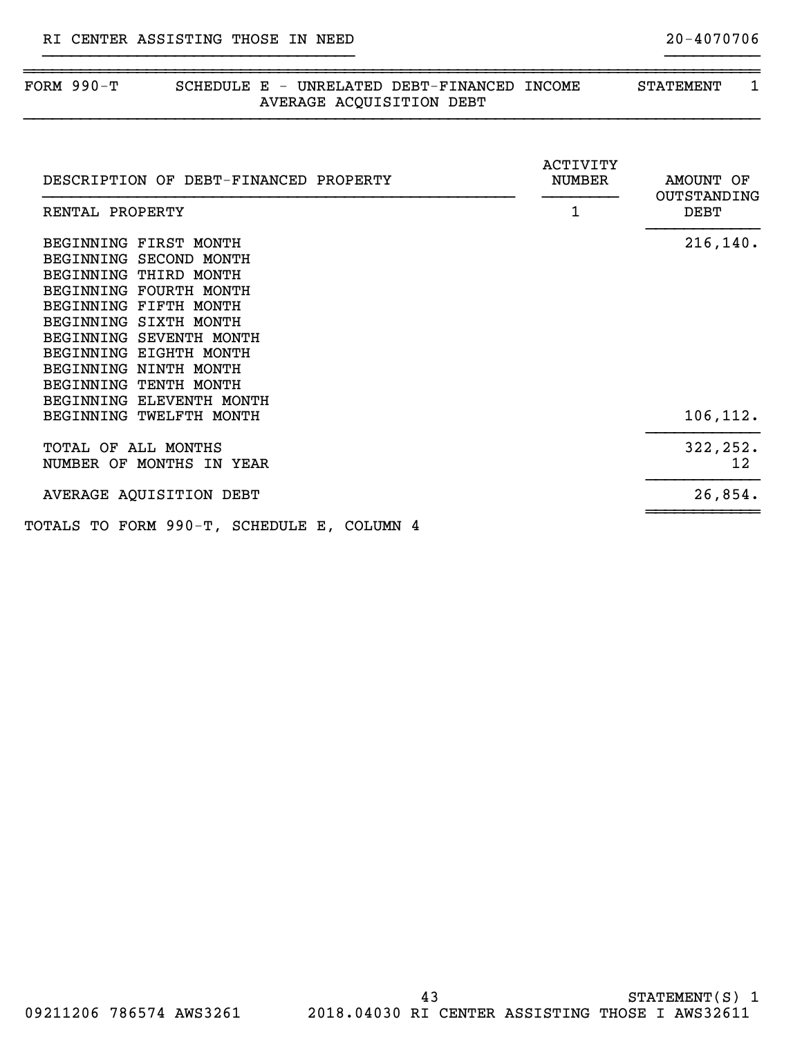RI CENTER ASSISTING THOSE IN NEED　　　　　　　　　　20-4070706

| FORM 990-T | SCHEDULE E - UNRELATED DEBT-FINANCED INCOME<br>AVERAGE ACQUISITION DEBT | STATEMENT 1 |
|---|---|---|

| DESCRIPTION OF DEBT-FINANCED PROPERTY | ACTIVITY NUMBER | AMOUNT OF OUTSTANDING DEBT |
|---|---|---|
| RENTAL PROPERTY | 1 | |
| BEGINNING FIRST MONTH | | 216,140. |
| BEGINNING SECOND MONTH | | |
| BEGINNING THIRD MONTH | | |
| BEGINNING FOURTH MONTH | | |
| BEGINNING FIFTH MONTH | | |
| BEGINNING SIXTH MONTH | | |
| BEGINNING SEVENTH MONTH | | |
| BEGINNING EIGHTH MONTH | | |
| BEGINNING NINTH MONTH | | |
| BEGINNING TENTH MONTH | | |
| BEGINNING ELEVENTH MONTH | | |
| BEGINNING TWELFTH MONTH | | 106,112. |
| TOTAL OF ALL MONTHS | | 322,252. |
| NUMBER OF MONTHS IN YEAR | | 12 |
| AVERAGE AQUISITION DEBT | | 26,854. |

TOTALS TO FORM 990-T, SCHEDULE E, COLUMN 4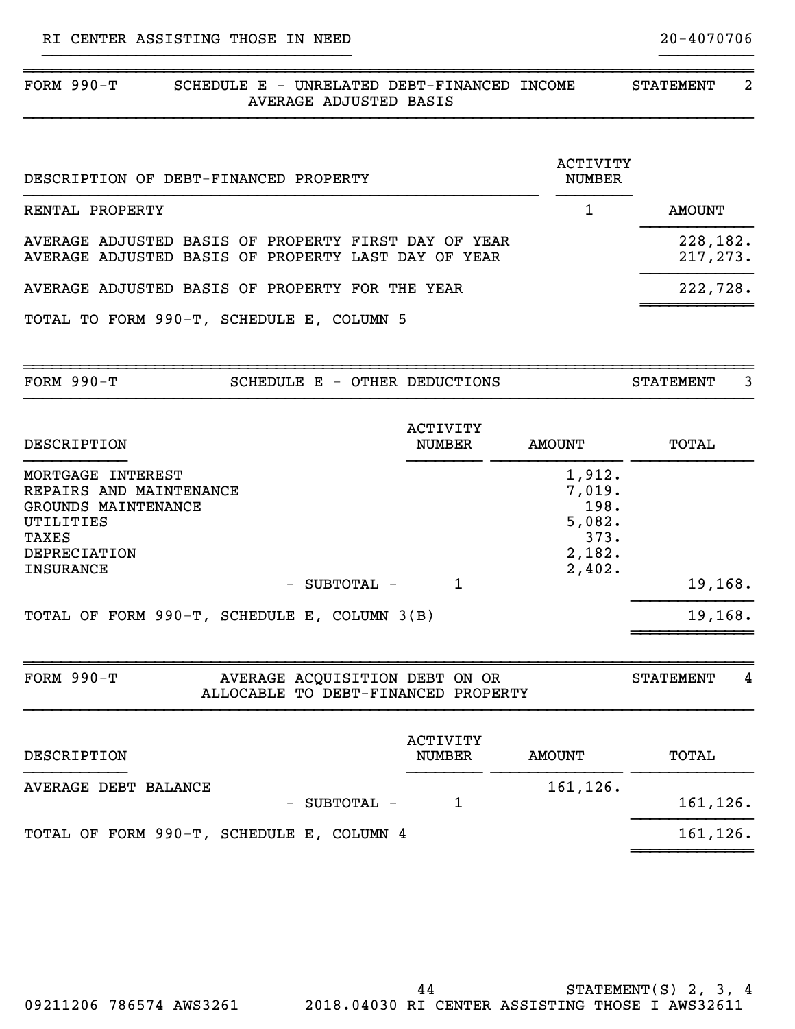RI CENTER ASSISTING THOSE IN NEED 20-4070706

## FORM 990-T SCHEDULE E - UNRELATED DEBT-FINANCED INCOME AVERAGE ADJUSTED BASIS — STATEMENT 2

| DESCRIPTION OF DEBT-FINANCED PROPERTY | ACTIVITY NUMBER | |
|---|---|---|
| RENTAL PROPERTY | 1 | AMOUNT |
| AVERAGE ADJUSTED BASIS OF PROPERTY FIRST DAY OF YEAR | | 228,182. |
| AVERAGE ADJUSTED BASIS OF PROPERTY LAST DAY OF YEAR | | 217,273. |
| AVERAGE ADJUSTED BASIS OF PROPERTY FOR THE YEAR | | 222,728. |
| TOTAL TO FORM 990-T, SCHEDULE E, COLUMN 5 | | |

## FORM 990-T SCHEDULE E - OTHER DEDUCTIONS — STATEMENT 3

| DESCRIPTION | ACTIVITY NUMBER | AMOUNT | TOTAL |
|---|---|---|---|
| MORTGAGE INTEREST | | 1,912. | |
| REPAIRS AND MAINTENANCE | | 7,019. | |
| GROUNDS MAINTENANCE | | 198. | |
| UTILITIES | | 5,082. | |
| TAXES | | 373. | |
| DEPRECIATION | | 2,182. | |
| INSURANCE | | 2,402. | |
| - SUBTOTAL - | 1 | | 19,168. |
| TOTAL OF FORM 990-T, SCHEDULE E, COLUMN 3(B) | | | 19,168. |

## FORM 990-T AVERAGE ACQUISITION DEBT ON OR ALLOCABLE TO DEBT-FINANCED PROPERTY — STATEMENT 4

| DESCRIPTION | ACTIVITY NUMBER | AMOUNT | TOTAL |
|---|---|---|---|
| AVERAGE DEBT BALANCE | | 161,126. | |
| - SUBTOTAL - | 1 | | 161,126. |
| TOTAL OF FORM 990-T, SCHEDULE E, COLUMN 4 | | | 161,126. |

STATEMENT(S) 2, 3, 4

09211206 786574 AWS3261 2018.04030 RI CENTER ASSISTING THOSE I AWS32611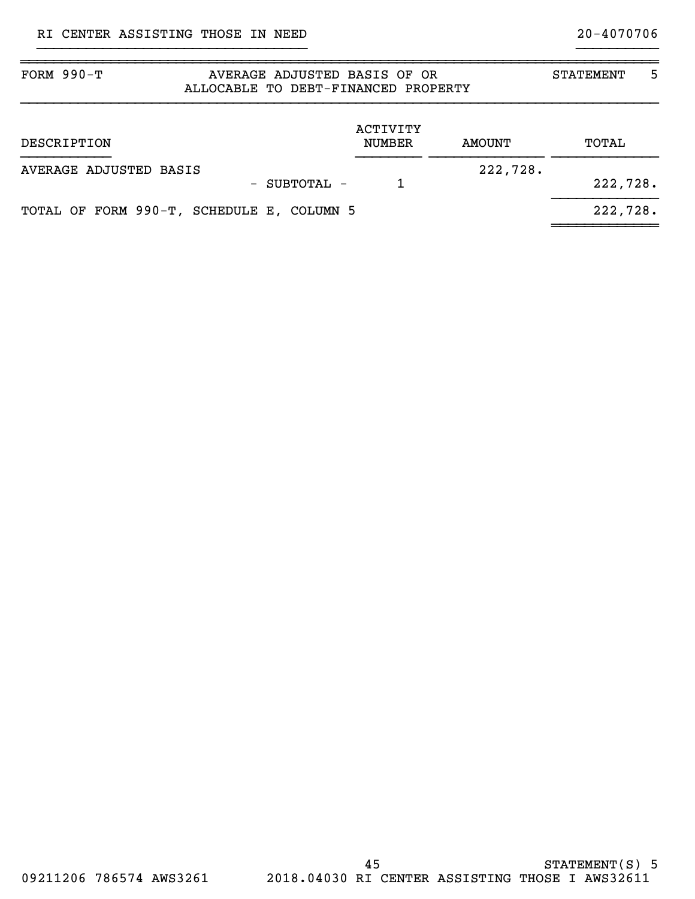RI CENTER ASSISTING THOSE IN NEED 20-4070706

| FORM 990-T | AVERAGE ADJUSTED BASIS OF OR ALLOCABLE TO DEBT-FINANCED PROPERTY | STATEMENT 5 |
|---|---|---|

| DESCRIPTION | ACTIVITY NUMBER | AMOUNT | TOTAL |
|---|---|---|---|
| AVERAGE ADJUSTED BASIS | | 222,728. | |
| - SUBTOTAL - | 1 | | 222,728. |
| TOTAL OF FORM 990-T, SCHEDULE E, COLUMN 5 | | | 222,728. |

09211206 786574 AWS3261 2018.04030 RI CENTER ASSISTING THOSE I AWS32611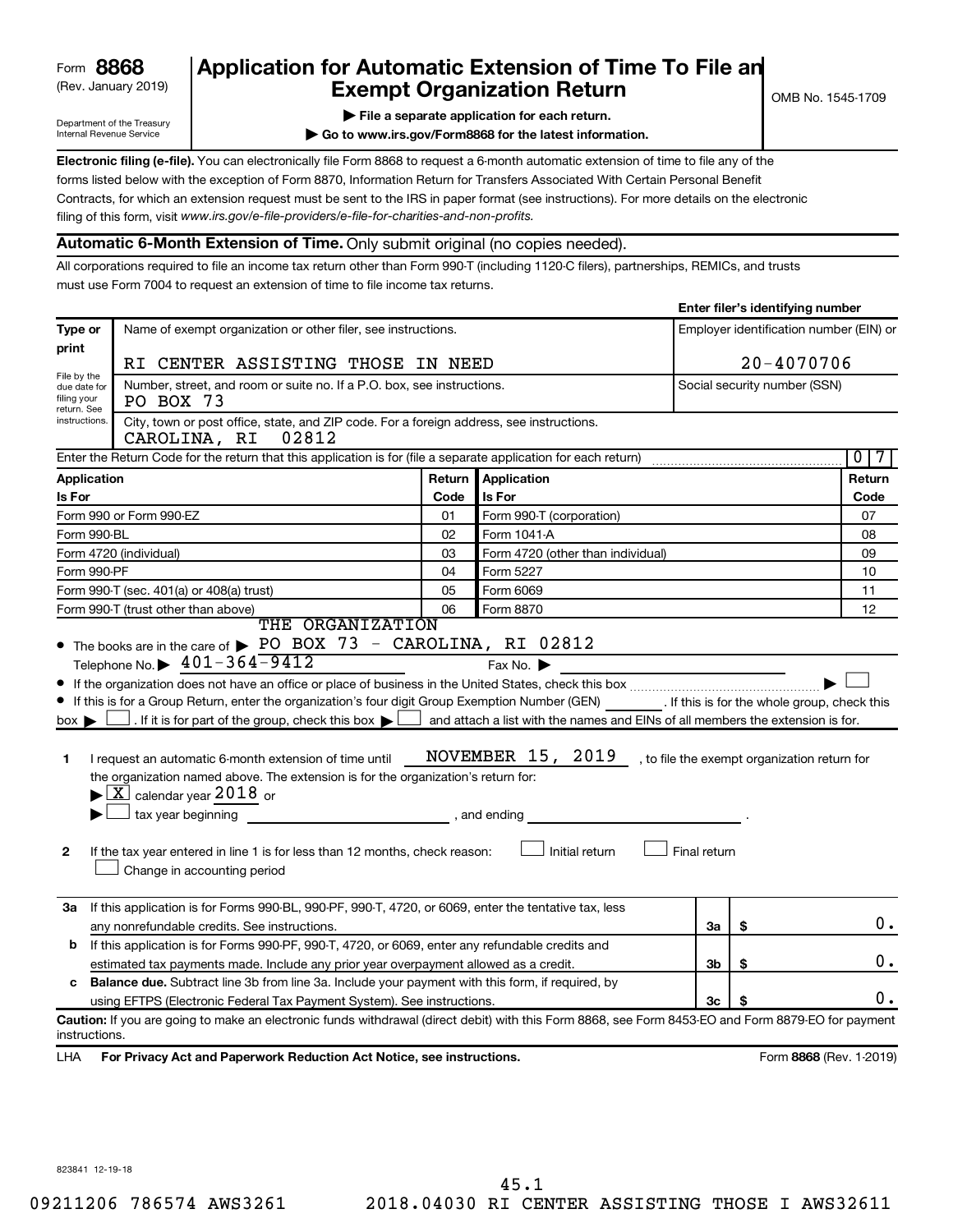Form **8868**
(Rev. January 2019)

Department of the Treasury
Internal Revenue Service

# Application for Automatic Extension of Time To File an Exempt Organization Return

▶ **File a separate application for each return.**

▶ **Go to www.irs.gov/Form8868 for the latest information.**

OMB No. 1545-1709

**Electronic filing (e-file).** You can electronically file Form 8868 to request a 6-month automatic extension of time to file any of the forms listed below with the exception of Form 8870, Information Return for Transfers Associated With Certain Personal Benefit Contracts, for which an extension request must be sent to the IRS in paper format (see instructions). For more details on the electronic filing of this form, visit *www.irs.gov/e-file-providers/e-file-for-charities-and-non-profits.*

## Automatic 6-Month Extension of Time. Only submit original (no copies needed).

All corporations required to file an income tax return other than Form 990-T (including 1120-C filers), partnerships, REMICs, and trusts must use Form 7004 to request an extension of time to file income tax returns.

**Enter filer's identifying number**

| Type or print | | |
|---|---|---|
| | Name of exempt organization or other filer, see instructions. RI CENTER ASSISTING THOSE IN NEED | Employer identification number (EIN) or 20-4070706 |
| File by the due date for filing your return. See instructions. | Number, street, and room or suite no. If a P.O. box, see instructions. PO BOX 73 | Social security number (SSN) |
| | City, town or post office, state, and ZIP code. For a foreign address, see instructions. CAROLINA, RI 02812 | |

Enter the Return Code for the return that this application is for (file a separate application for each return) ........ 0 7

| Application Is For | Return Code | Application Is For | Return Code |
|---|---|---|---|
| Form 990 or Form 990-EZ | 01 | Form 990-T (corporation) | 07 |
| Form 990-BL | 02 | Form 1041-A | 08 |
| Form 4720 (individual) | 03 | Form 4720 (other than individual) | 09 |
| Form 990-PF | 04 | Form 5227 | 10 |
| Form 990-T (sec. 401(a) or 408(a) trust) | 05 | Form 6069 | 11 |
| Form 990-T (trust other than above) | 06 | Form 8870 | 12 |

- The books are in the care of ▶ THE ORGANIZATION PO BOX 73 - CAROLINA, RI 02812
  Telephone No. ▶ 401-364-9412 Fax No. ▶
- If the organization does not have an office or place of business in the United States, check this box ........ ▶ ☐
- If this is for a Group Return, enter the organization's four digit Group Exemption Number (GEN) ______. If this is for the whole group, check this box ▶ ☐. If it is for part of the group, check this box ▶ ☐ and attach a list with the names and EINs of all members the extension is for.

**1** I request an automatic 6-month extension of time until NOVEMBER 15, 2019 , to file the exempt organization return for the organization named above. The extension is for the organization's return for:
▶ ☒ calendar year 2018 or
▶ ☐ tax year beginning ______________, and ending ______________.

**2** If the tax year entered in line 1 is for less than 12 months, check reason: ☐ Initial return ☐ Final return
☐ Change in accounting period

| | | | |
|---|---|---|---|
| **3a** | If this application is for Forms 990-BL, 990-PF, 990-T, 4720, or 6069, enter the tentative tax, less any nonrefundable credits. See instructions. | 3a | $ 0. |
| **b** | If this application is for Forms 990-PF, 990-T, 4720, or 6069, enter any refundable credits and estimated tax payments made. Include any prior year overpayment allowed as a credit. | 3b | $ 0. |
| **c** | **Balance due.** Subtract line 3b from line 3a. Include your payment with this form, if required, by using EFTPS (Electronic Federal Tax Payment System). See instructions. | 3c | $ 0. |

**Caution:** If you are going to make an electronic funds withdrawal (direct debit) with this Form 8868, see Form 8453-EO and Form 8879-EO for payment instructions.

LHA **For Privacy Act and Paperwork Reduction Act Notice, see instructions.** Form **8868** (Rev. 1-2019)

823841 12-19-18

45.1
09211206 786574 AWS3261 2018.04030 RI CENTER ASSISTING THOSE I AWS32611